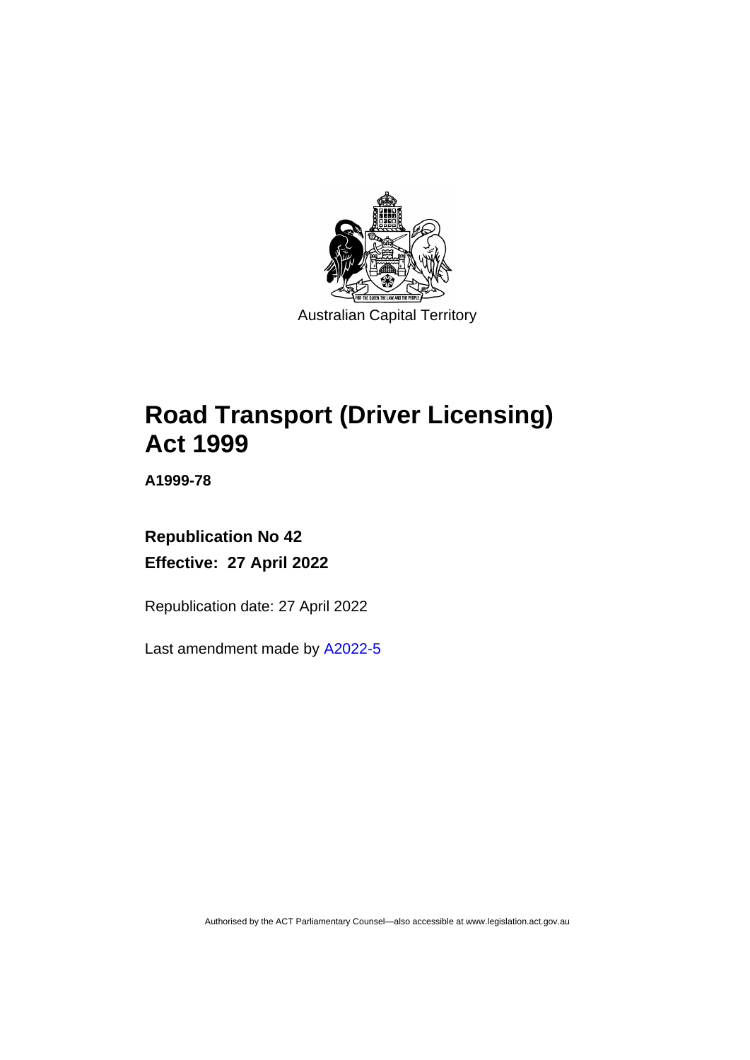Australian Capital Territory

# Road Transport (Driver Licensing) Act 1999

**A1999-78**

**Republication No 42**

**Effective: 27 April 2022**

Republication date: 27 April 2022

Last amendment made by A2022-5

Authorised by the ACT Parliamentary Counsel—also accessible at www.legislation.act.gov.au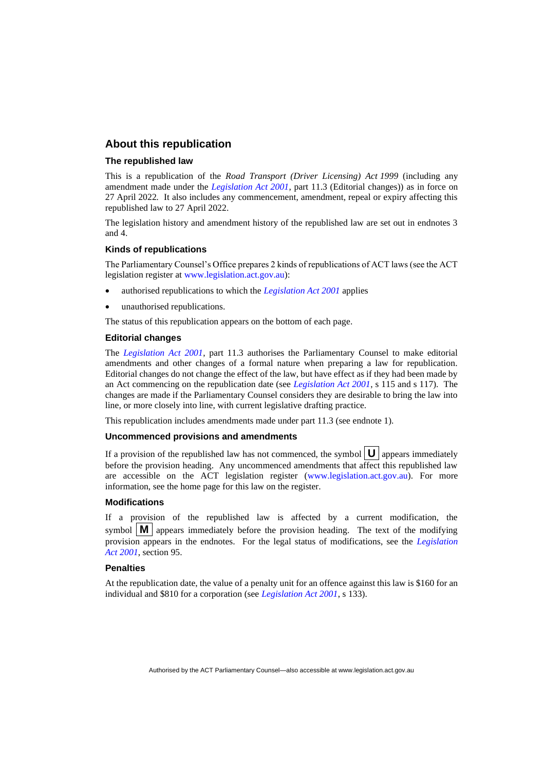## About this republication

### The republished law

This is a republication of the *Road Transport (Driver Licensing) Act 1999* (including any amendment made under the *Legislation Act 2001*, part 11.3 (Editorial changes)) as in force on 27 April 2022*.* It also includes any commencement, amendment, repeal or expiry affecting this republished law to 27 April 2022.

The legislation history and amendment history of the republished law are set out in endnotes 3 and 4.

### Kinds of republications

The Parliamentary Counsel's Office prepares 2 kinds of republications of ACT laws (see the ACT legislation register at www.legislation.act.gov.au):

- authorised republications to which the *Legislation Act 2001* applies
- unauthorised republications.

The status of this republication appears on the bottom of each page.

### Editorial changes

The *Legislation Act 2001*, part 11.3 authorises the Parliamentary Counsel to make editorial amendments and other changes of a formal nature when preparing a law for republication. Editorial changes do not change the effect of the law, but have effect as if they had been made by an Act commencing on the republication date (see *Legislation Act 2001*, s 115 and s 117). The changes are made if the Parliamentary Counsel considers they are desirable to bring the law into line, or more closely into line, with current legislative drafting practice.

This republication includes amendments made under part 11.3 (see endnote 1).

### Uncommenced provisions and amendments

If a provision of the republished law has not commenced, the symbol **U** appears immediately before the provision heading. Any uncommenced amendments that affect this republished law are accessible on the ACT legislation register (www.legislation.act.gov.au). For more information, see the home page for this law on the register.

### Modifications

If a provision of the republished law is affected by a current modification, the symbol **M** appears immediately before the provision heading. The text of the modifying provision appears in the endnotes. For the legal status of modifications, see the *Legislation Act 2001*, section 95.

### Penalties

At the republication date, the value of a penalty unit for an offence against this law is $160 for an individual and $810 for a corporation (see *Legislation Act 2001*, s 133).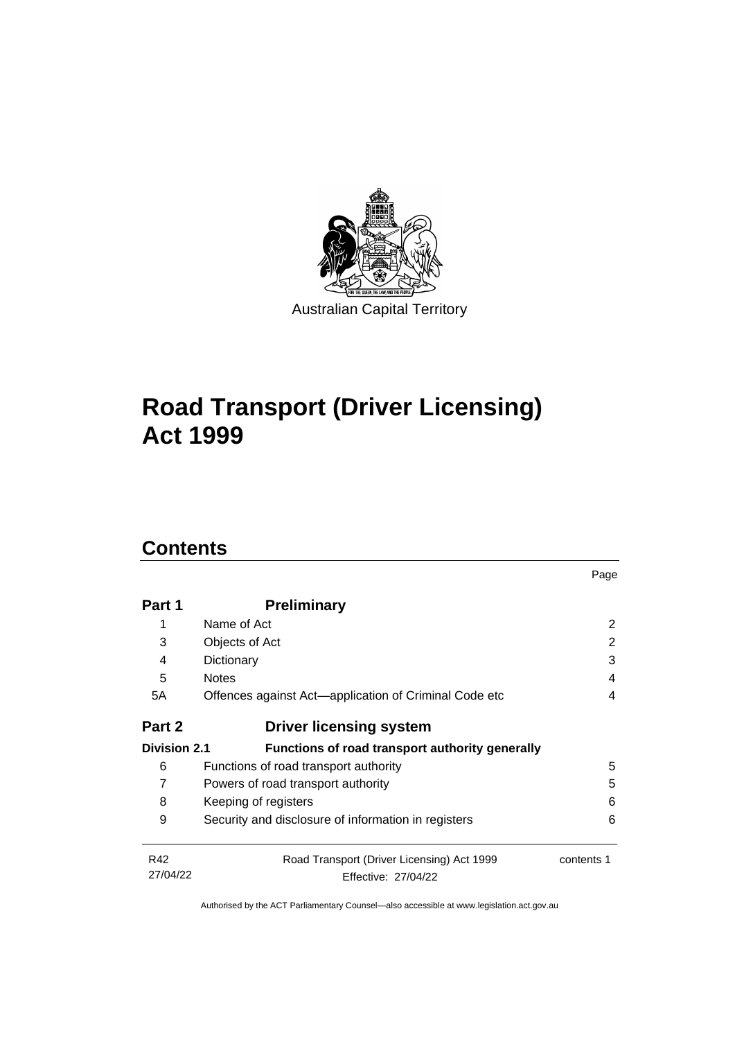Australian Capital Territory

# Road Transport (Driver Licensing) Act 1999

## Contents

| | | Page |
|---|---|---|
| **Part 1** | **Preliminary** | |
| 1 | Name of Act | 2 |
| 3 | Objects of Act | 2 |
| 4 | Dictionary | 3 |
| 5 | Notes | 4 |
| 5A | Offences against Act—application of Criminal Code etc | 4 |
| **Part 2** | **Driver licensing system** | |
| **Division 2.1** | **Functions of road transport authority generally** | |
| 6 | Functions of road transport authority | 5 |
| 7 | Powers of road transport authority | 5 |
| 8 | Keeping of registers | 6 |
| 9 | Security and disclosure of information in registers | 6 |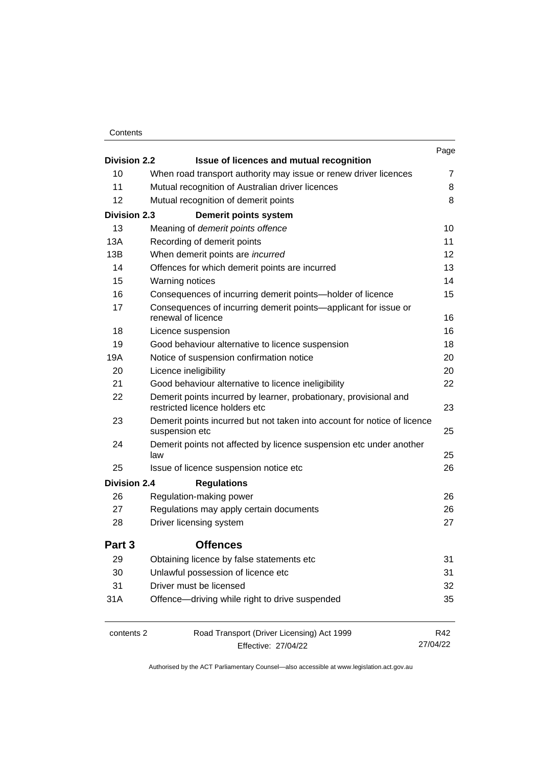| | | Page |
|---|---|---|
| **Division 2.2** | **Issue of licences and mutual recognition** | |
| 10 | When road transport authority may issue or renew driver licences | 7 |
| 11 | Mutual recognition of Australian driver licences | 8 |
| 12 | Mutual recognition of demerit points | 8 |
| **Division 2.3** | **Demerit points system** | |
| 13 | Meaning of *demerit points offence* | 10 |
| 13A | Recording of demerit points | 11 |
| 13B | When demerit points are *incurred* | 12 |
| 14 | Offences for which demerit points are incurred | 13 |
| 15 | Warning notices | 14 |
| 16 | Consequences of incurring demerit points—holder of licence | 15 |
| 17 | Consequences of incurring demerit points—applicant for issue or renewal of licence | 16 |
| 18 | Licence suspension | 16 |
| 19 | Good behaviour alternative to licence suspension | 18 |
| 19A | Notice of suspension confirmation notice | 20 |
| 20 | Licence ineligibility | 20 |
| 21 | Good behaviour alternative to licence ineligibility | 22 |
| 22 | Demerit points incurred by learner, probationary, provisional and restricted licence holders etc | 23 |
| 23 | Demerit points incurred but not taken into account for notice of licence suspension etc | 25 |
| 24 | Demerit points not affected by licence suspension etc under another law | 25 |
| 25 | Issue of licence suspension notice etc | 26 |
| **Division 2.4** | **Regulations** | |
| 26 | Regulation-making power | 26 |
| 27 | Regulations may apply certain documents | 26 |
| 28 | Driver licensing system | 27 |
| **Part 3** | **Offences** | |
| 29 | Obtaining licence by false statements etc | 31 |
| 30 | Unlawful possession of licence etc | 31 |
| 31 | Driver must be licensed | 32 |
| 31A | Offence—driving while right to drive suspended | 35 |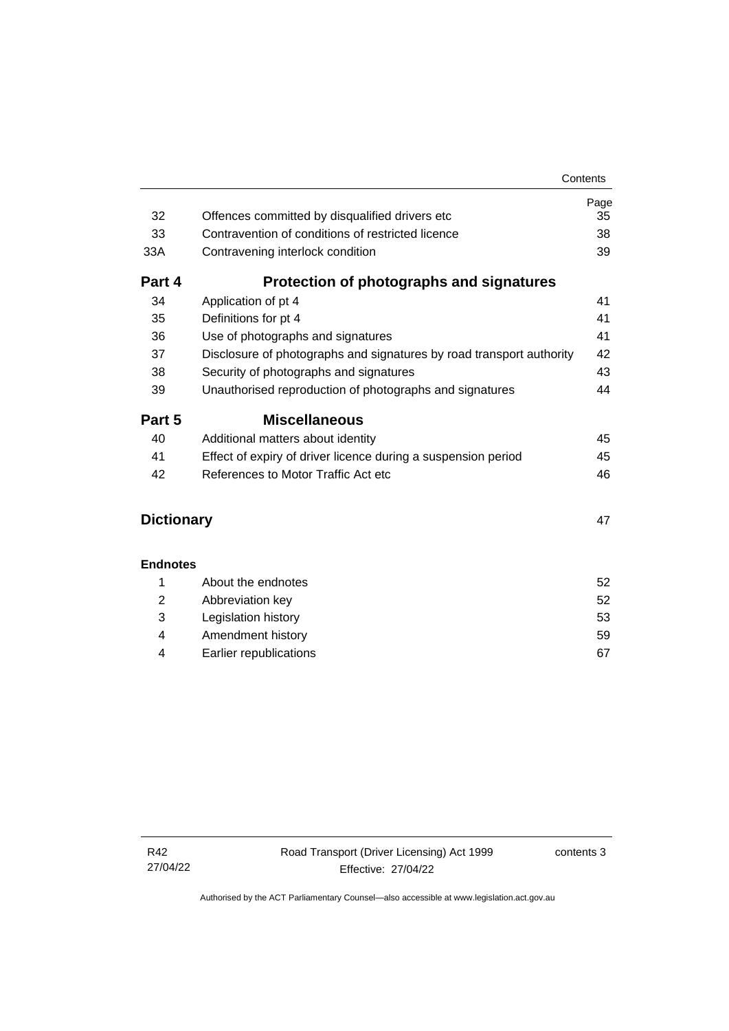| | | Page |
|---|---|---|
| 32 | Offences committed by disqualified drivers etc | 35 |
| 33 | Contravention of conditions of restricted licence | 38 |
| 33A | Contravening interlock condition | 39 |
| **Part 4** | **Protection of photographs and signatures** | |
| 34 | Application of pt 4 | 41 |
| 35 | Definitions for pt 4 | 41 |
| 36 | Use of photographs and signatures | 41 |
| 37 | Disclosure of photographs and signatures by road transport authority | 42 |
| 38 | Security of photographs and signatures | 43 |
| 39 | Unauthorised reproduction of photographs and signatures | 44 |
| **Part 5** | **Miscellaneous** | |
| 40 | Additional matters about identity | 45 |
| 41 | Effect of expiry of driver licence during a suspension period | 45 |
| 42 | References to Motor Traffic Act etc | 46 |

**Dictionary** 47

**Endnotes**

| | | |
|---|---|---|
| 1 | About the endnotes | 52 |
| 2 | Abbreviation key | 52 |
| 3 | Legislation history | 53 |
| 4 | Amendment history | 59 |
| 4 | Earlier republications | 67 |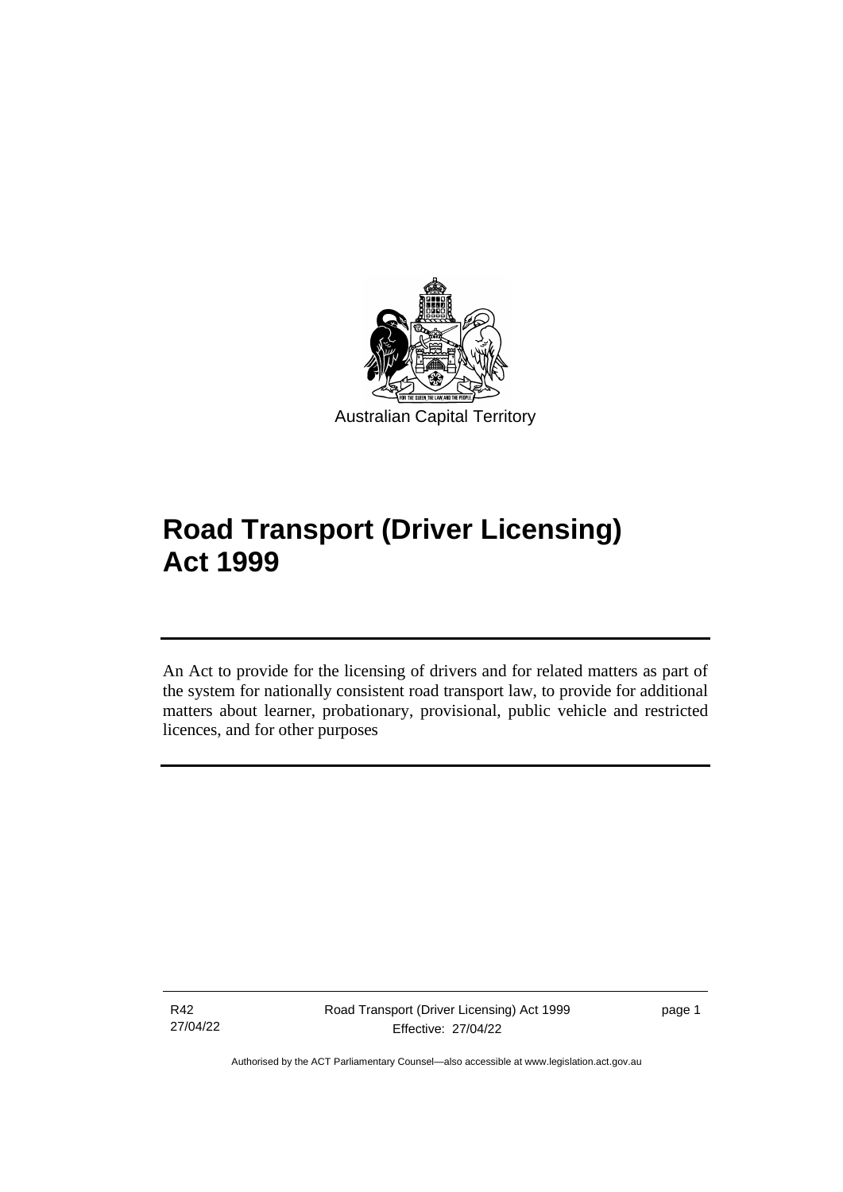Australian Capital Territory

# Road Transport (Driver Licensing) Act 1999

An Act to provide for the licensing of drivers and for related matters as part of the system for nationally consistent road transport law, to provide for additional matters about learner, probationary, provisional, public vehicle and restricted licences, and for other purposes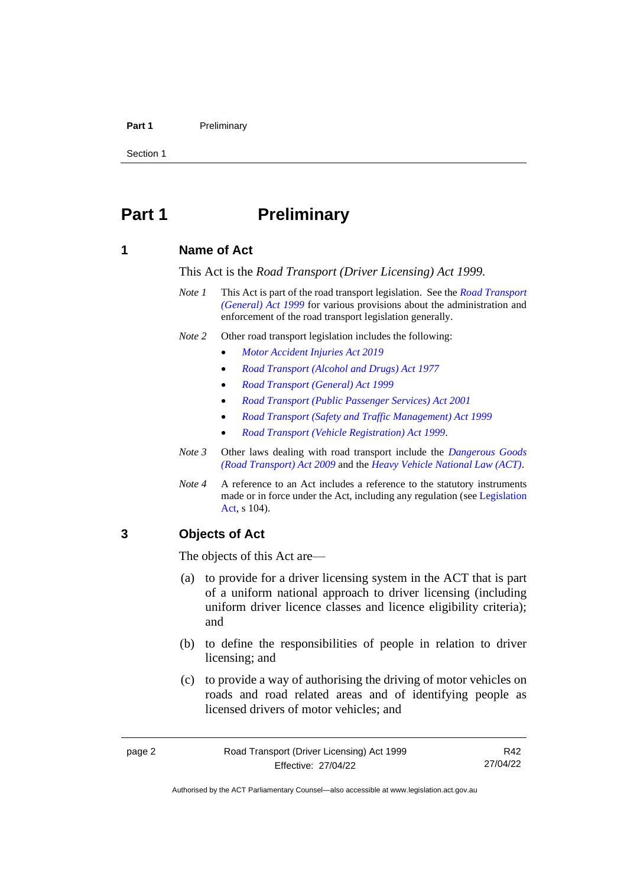# Part 1 Preliminary

## 1 Name of Act

This Act is the *Road Transport (Driver Licensing) Act 1999.*

*Note 1* This Act is part of the road transport legislation. See the *Road Transport (General) Act 1999* for various provisions about the administration and enforcement of the road transport legislation generally.

*Note 2* Other road transport legislation includes the following:

- *Motor Accident Injuries Act 2019*
- *Road Transport (Alcohol and Drugs) Act 1977*
- *Road Transport (General) Act 1999*
- *Road Transport (Public Passenger Services) Act 2001*
- *Road Transport (Safety and Traffic Management) Act 1999*
- *Road Transport (Vehicle Registration) Act 1999*.

*Note 3* Other laws dealing with road transport include the *Dangerous Goods (Road Transport) Act 2009* and the *Heavy Vehicle National Law (ACT)*.

*Note 4* A reference to an Act includes a reference to the statutory instruments made or in force under the Act, including any regulation (see Legislation Act, s 104).

## 3 Objects of Act

The objects of this Act are—

(a) to provide for a driver licensing system in the ACT that is part of a uniform national approach to driver licensing (including uniform driver licence classes and licence eligibility criteria); and

(b) to define the responsibilities of people in relation to driver licensing; and

(c) to provide a way of authorising the driving of motor vehicles on roads and road related areas and of identifying people as licensed drivers of motor vehicles; and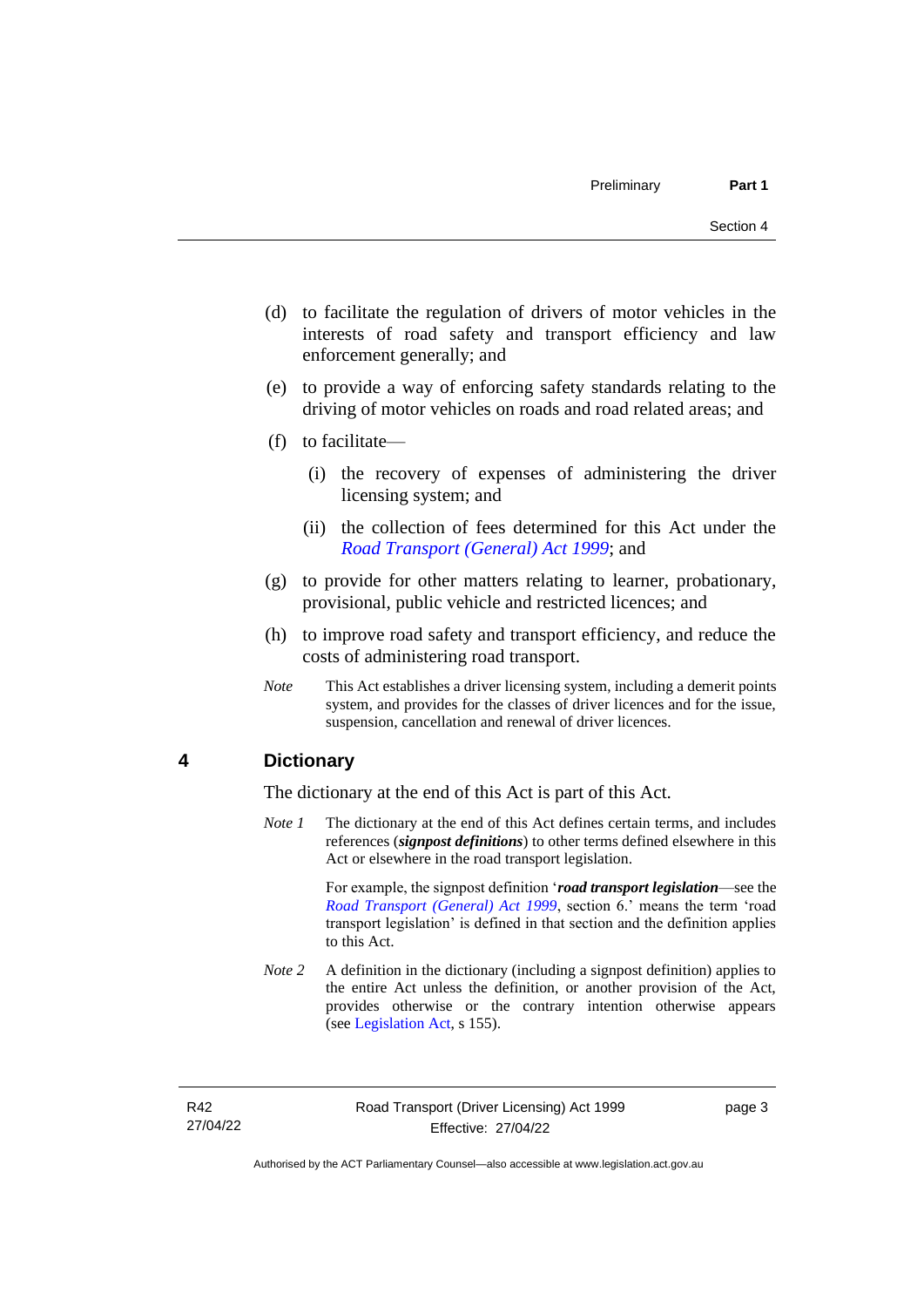(d) to facilitate the regulation of drivers of motor vehicles in the interests of road safety and transport efficiency and law enforcement generally; and

(e) to provide a way of enforcing safety standards relating to the driving of motor vehicles on roads and road related areas; and

(f) to facilitate—

(i) the recovery of expenses of administering the driver licensing system; and

(ii) the collection of fees determined for this Act under the *Road Transport (General) Act 1999*; and

(g) to provide for other matters relating to learner, probationary, provisional, public vehicle and restricted licences; and

(h) to improve road safety and transport efficiency, and reduce the costs of administering road transport.

*Note* This Act establishes a driver licensing system, including a demerit points system, and provides for the classes of driver licences and for the issue, suspension, cancellation and renewal of driver licences.

## 4 Dictionary

The dictionary at the end of this Act is part of this Act.

*Note 1* The dictionary at the end of this Act defines certain terms, and includes references (***signpost definitions***) to other terms defined elsewhere in this Act or elsewhere in the road transport legislation.

For example, the signpost definition '***road transport legislation***—see the *Road Transport (General) Act 1999*, section 6.' means the term 'road transport legislation' is defined in that section and the definition applies to this Act.

*Note 2* A definition in the dictionary (including a signpost definition) applies to the entire Act unless the definition, or another provision of the Act, provides otherwise or the contrary intention otherwise appears (see Legislation Act, s 155).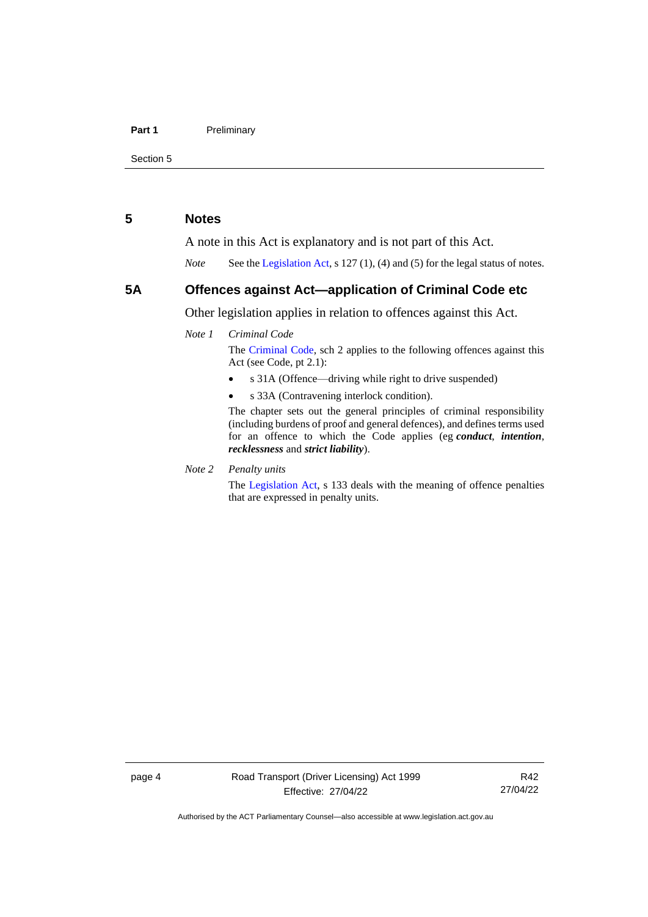## 5 Notes

A note in this Act is explanatory and is not part of this Act.

*Note* See the Legislation Act, s 127 (1), (4) and (5) for the legal status of notes.

## 5A Offences against Act—application of Criminal Code etc

Other legislation applies in relation to offences against this Act.

*Note 1* *Criminal Code*

The Criminal Code, sch 2 applies to the following offences against this Act (see Code, pt 2.1):

- s 31A (Offence—driving while right to drive suspended)
- s 33A (Contravening interlock condition).

The chapter sets out the general principles of criminal responsibility (including burdens of proof and general defences), and defines terms used for an offence to which the Code applies (eg ***conduct***, ***intention***, ***recklessness*** and ***strict liability***).

*Note 2* *Penalty units*

The Legislation Act, s 133 deals with the meaning of offence penalties that are expressed in penalty units.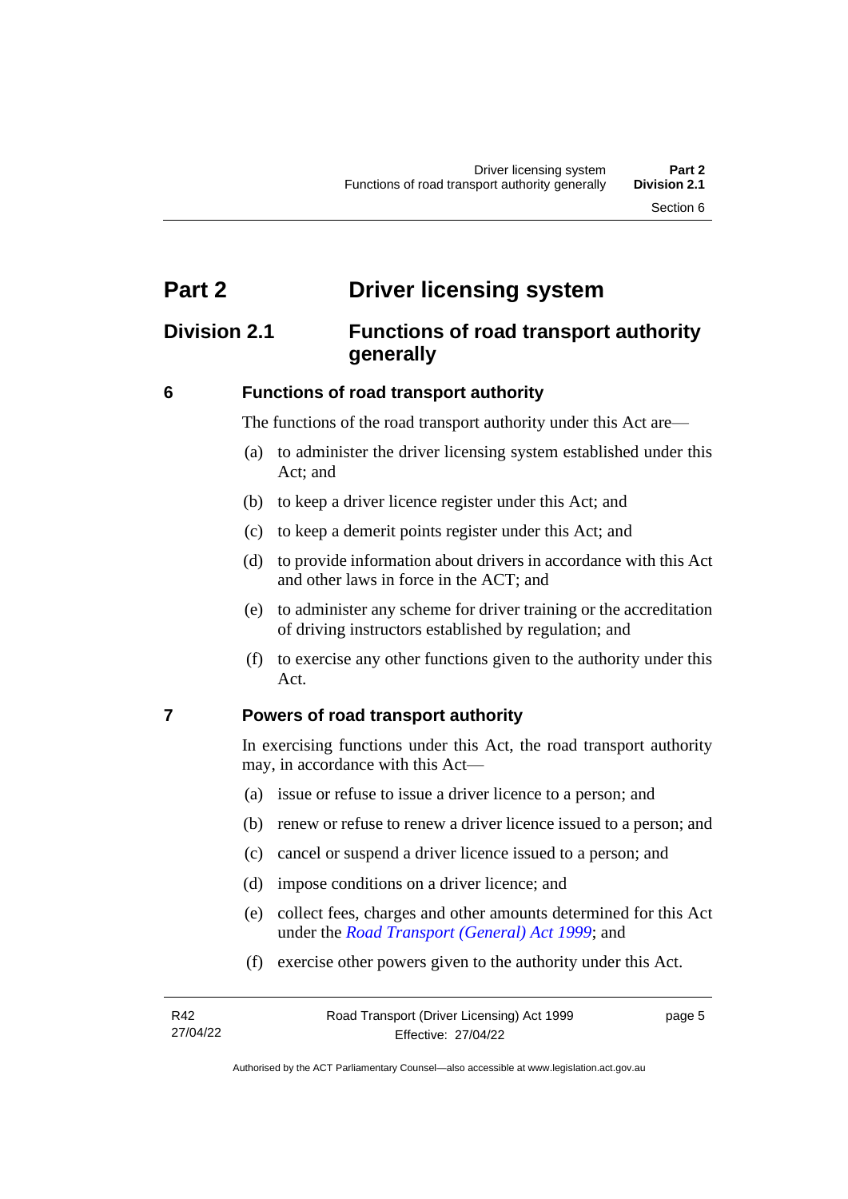# Part 2 Driver licensing system

## Division 2.1 Functions of road transport authority generally

### 6 Functions of road transport authority

The functions of the road transport authority under this Act are—

(a) to administer the driver licensing system established under this Act; and

(b) to keep a driver licence register under this Act; and

(c) to keep a demerit points register under this Act; and

(d) to provide information about drivers in accordance with this Act and other laws in force in the ACT; and

(e) to administer any scheme for driver training or the accreditation of driving instructors established by regulation; and

(f) to exercise any other functions given to the authority under this Act.

### 7 Powers of road transport authority

In exercising functions under this Act, the road transport authority may, in accordance with this Act—

(a) issue or refuse to issue a driver licence to a person; and

(b) renew or refuse to renew a driver licence issued to a person; and

(c) cancel or suspend a driver licence issued to a person; and

(d) impose conditions on a driver licence; and

(e) collect fees, charges and other amounts determined for this Act under the *Road Transport (General) Act 1999*; and

(f) exercise other powers given to the authority under this Act.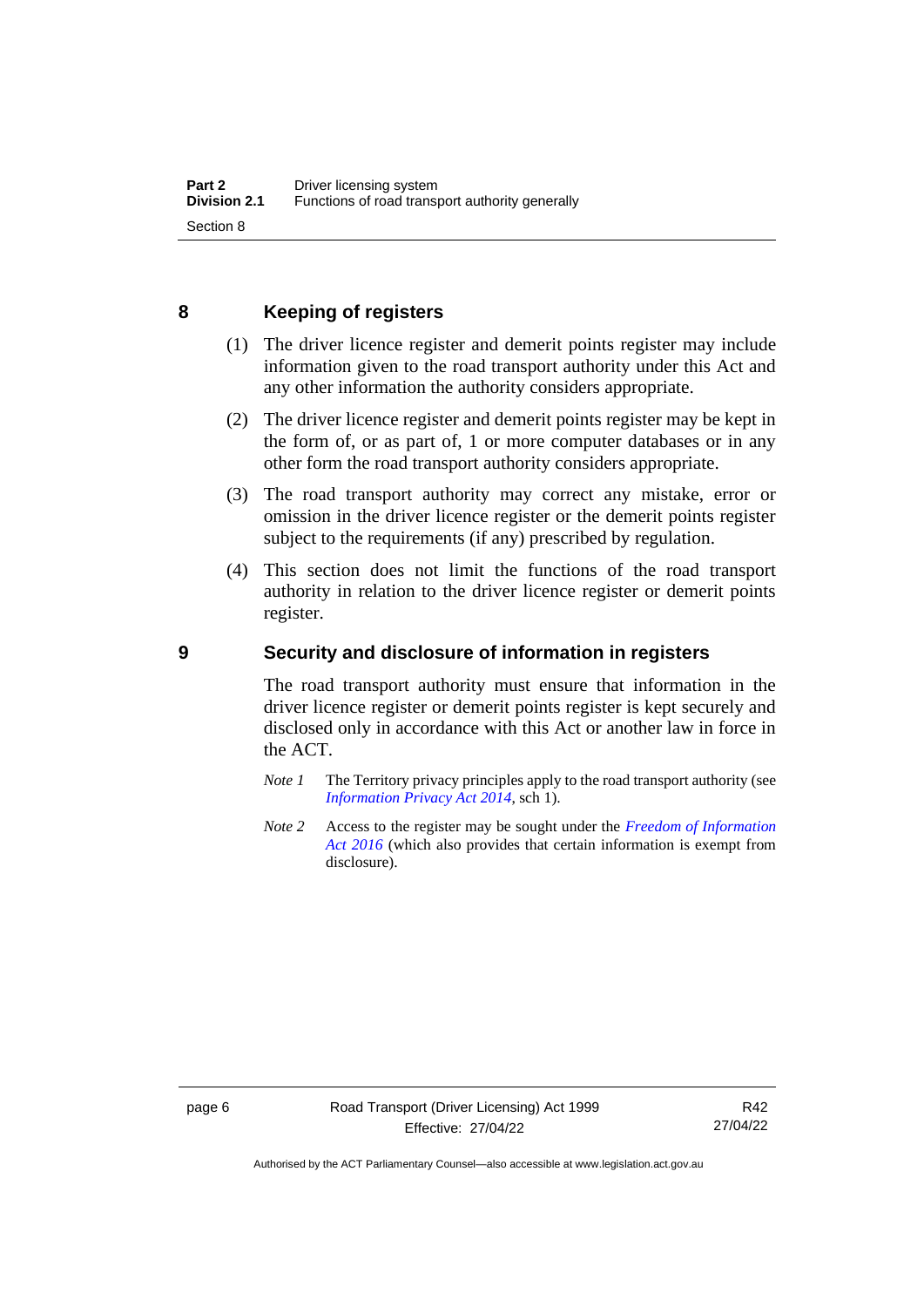## 8 Keeping of registers

(1) The driver licence register and demerit points register may include information given to the road transport authority under this Act and any other information the authority considers appropriate.

(2) The driver licence register and demerit points register may be kept in the form of, or as part of, 1 or more computer databases or in any other form the road transport authority considers appropriate.

(3) The road transport authority may correct any mistake, error or omission in the driver licence register or the demerit points register subject to the requirements (if any) prescribed by regulation.

(4) This section does not limit the functions of the road transport authority in relation to the driver licence register or demerit points register.

## 9 Security and disclosure of information in registers

The road transport authority must ensure that information in the driver licence register or demerit points register is kept securely and disclosed only in accordance with this Act or another law in force in the ACT.

*Note 1* The Territory privacy principles apply to the road transport authority (see *Information Privacy Act 2014*, sch 1).

*Note 2* Access to the register may be sought under the *Freedom of Information Act 2016* (which also provides that certain information is exempt from disclosure).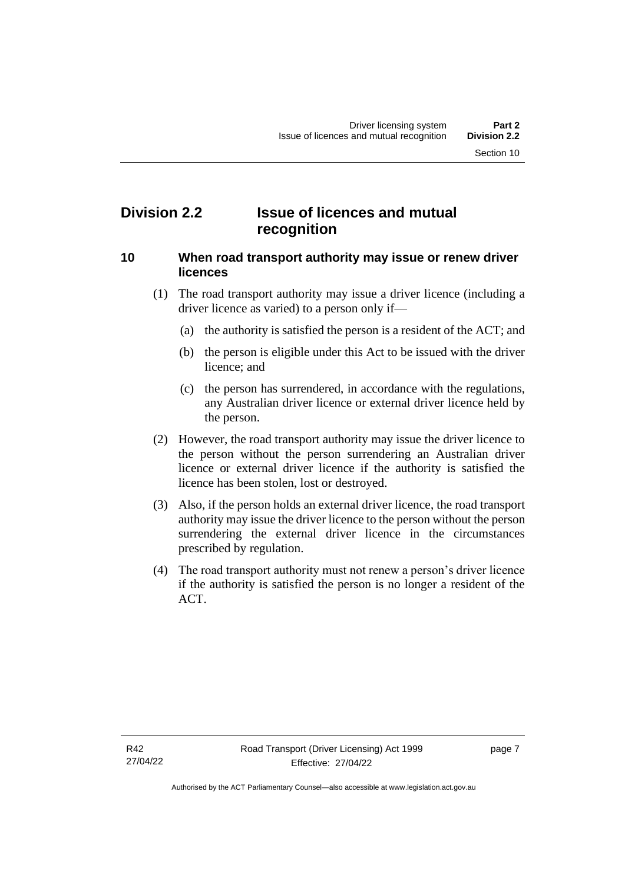## Division 2.2 Issue of licences and mutual recognition

### 10 When road transport authority may issue or renew driver licences

(1) The road transport authority may issue a driver licence (including a driver licence as varied) to a person only if—

(a) the authority is satisfied the person is a resident of the ACT; and

(b) the person is eligible under this Act to be issued with the driver licence; and

(c) the person has surrendered, in accordance with the regulations, any Australian driver licence or external driver licence held by the person.

(2) However, the road transport authority may issue the driver licence to the person without the person surrendering an Australian driver licence or external driver licence if the authority is satisfied the licence has been stolen, lost or destroyed.

(3) Also, if the person holds an external driver licence, the road transport authority may issue the driver licence to the person without the person surrendering the external driver licence in the circumstances prescribed by regulation.

(4) The road transport authority must not renew a person's driver licence if the authority is satisfied the person is no longer a resident of the ACT.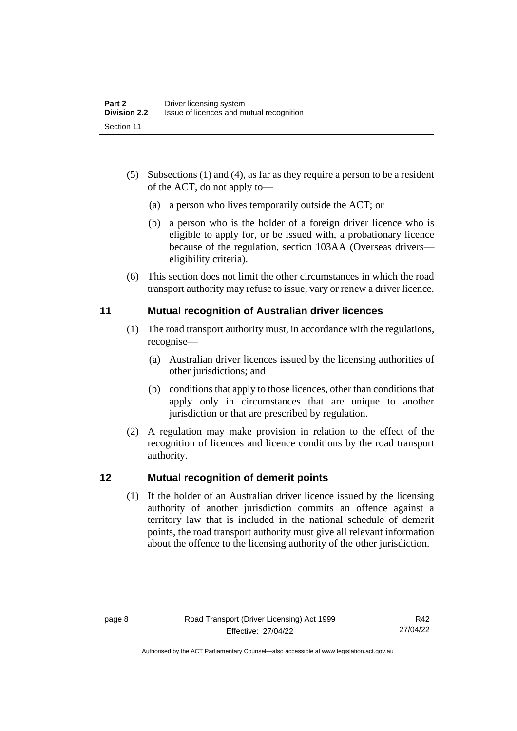(5) Subsections (1) and (4), as far as they require a person to be a resident of the ACT, do not apply to—

(a) a person who lives temporarily outside the ACT; or

(b) a person who is the holder of a foreign driver licence who is eligible to apply for, or be issued with, a probationary licence because of the regulation, section 103AA (Overseas drivers—eligibility criteria).

(6) This section does not limit the other circumstances in which the road transport authority may refuse to issue, vary or renew a driver licence.

## 11 Mutual recognition of Australian driver licences

(1) The road transport authority must, in accordance with the regulations, recognise—

(a) Australian driver licences issued by the licensing authorities of other jurisdictions; and

(b) conditions that apply to those licences, other than conditions that apply only in circumstances that are unique to another jurisdiction or that are prescribed by regulation.

(2) A regulation may make provision in relation to the effect of the recognition of licences and licence conditions by the road transport authority.

## 12 Mutual recognition of demerit points

(1) If the holder of an Australian driver licence issued by the licensing authority of another jurisdiction commits an offence against a territory law that is included in the national schedule of demerit points, the road transport authority must give all relevant information about the offence to the licensing authority of the other jurisdiction.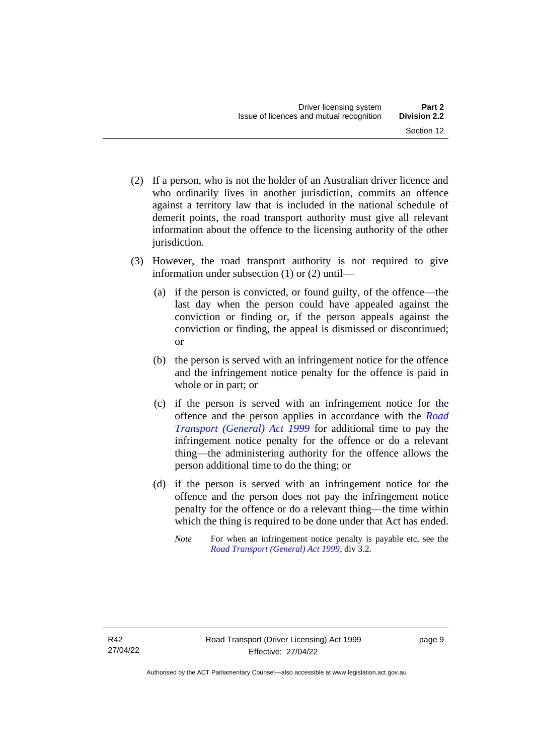(2) If a person, who is not the holder of an Australian driver licence and who ordinarily lives in another jurisdiction, commits an offence against a territory law that is included in the national schedule of demerit points, the road transport authority must give all relevant information about the offence to the licensing authority of the other jurisdiction.

(3) However, the road transport authority is not required to give information under subsection (1) or (2) until—

(a) if the person is convicted, or found guilty, of the offence—the last day when the person could have appealed against the conviction or finding or, if the person appeals against the conviction or finding, the appeal is dismissed or discontinued; or

(b) the person is served with an infringement notice for the offence and the infringement notice penalty for the offence is paid in whole or in part; or

(c) if the person is served with an infringement notice for the offence and the person applies in accordance with the *Road Transport (General) Act 1999* for additional time to pay the infringement notice penalty for the offence or do a relevant thing—the administering authority for the offence allows the person additional time to do the thing; or

(d) if the person is served with an infringement notice for the offence and the person does not pay the infringement notice penalty for the offence or do a relevant thing—the time within which the thing is required to be done under that Act has ended.

*Note* For when an infringement notice penalty is payable etc, see the *Road Transport (General) Act 1999*, div 3.2.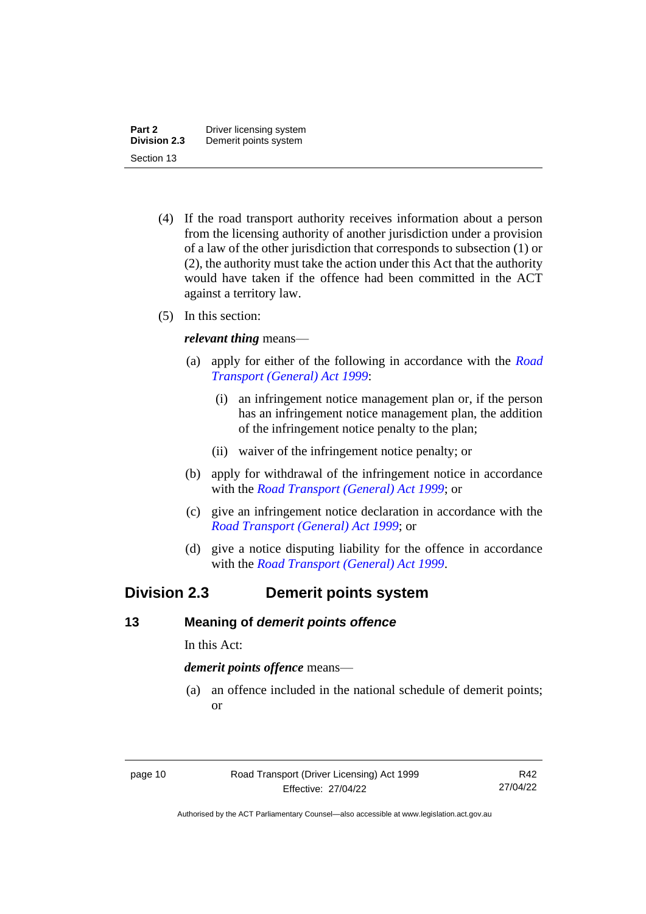(4) If the road transport authority receives information about a person from the licensing authority of another jurisdiction under a provision of a law of the other jurisdiction that corresponds to subsection (1) or (2), the authority must take the action under this Act that the authority would have taken if the offence had been committed in the ACT against a territory law.

(5) In this section:

***relevant thing*** means—

(a) apply for either of the following in accordance with the *Road Transport (General) Act 1999*:

(i) an infringement notice management plan or, if the person has an infringement notice management plan, the addition of the infringement notice penalty to the plan;

(ii) waiver of the infringement notice penalty; or

(b) apply for withdrawal of the infringement notice in accordance with the *Road Transport (General) Act 1999*; or

(c) give an infringement notice declaration in accordance with the *Road Transport (General) Act 1999*; or

(d) give a notice disputing liability for the offence in accordance with the *Road Transport (General) Act 1999*.

## Division 2.3 Demerit points system

### 13 Meaning of *demerit points offence*

In this Act:

***demerit points offence*** means—

(a) an offence included in the national schedule of demerit points; or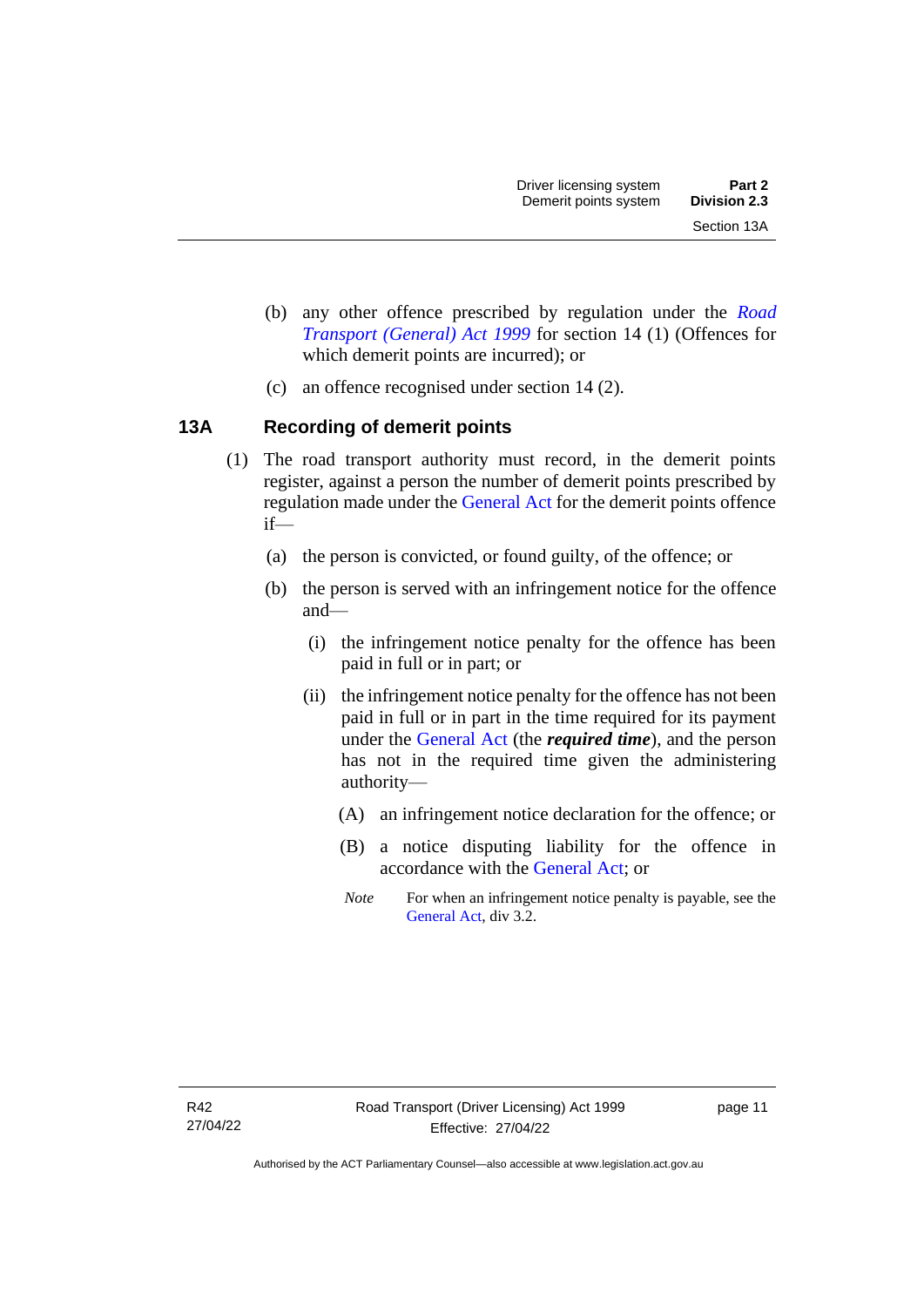(b) any other offence prescribed by regulation under the *Road Transport (General) Act 1999* for section 14 (1) (Offences for which demerit points are incurred); or

(c) an offence recognised under section 14 (2).

## 13A Recording of demerit points

(1) The road transport authority must record, in the demerit points register, against a person the number of demerit points prescribed by regulation made under the General Act for the demerit points offence if—

(a) the person is convicted, or found guilty, of the offence; or

(b) the person is served with an infringement notice for the offence and—

(i) the infringement notice penalty for the offence has been paid in full or in part; or

(ii) the infringement notice penalty for the offence has not been paid in full or in part in the time required for its payment under the General Act (the ***required time***), and the person has not in the required time given the administering authority—

(A) an infringement notice declaration for the offence; or

(B) a notice disputing liability for the offence in accordance with the General Act; or

*Note* For when an infringement notice penalty is payable, see the General Act, div 3.2.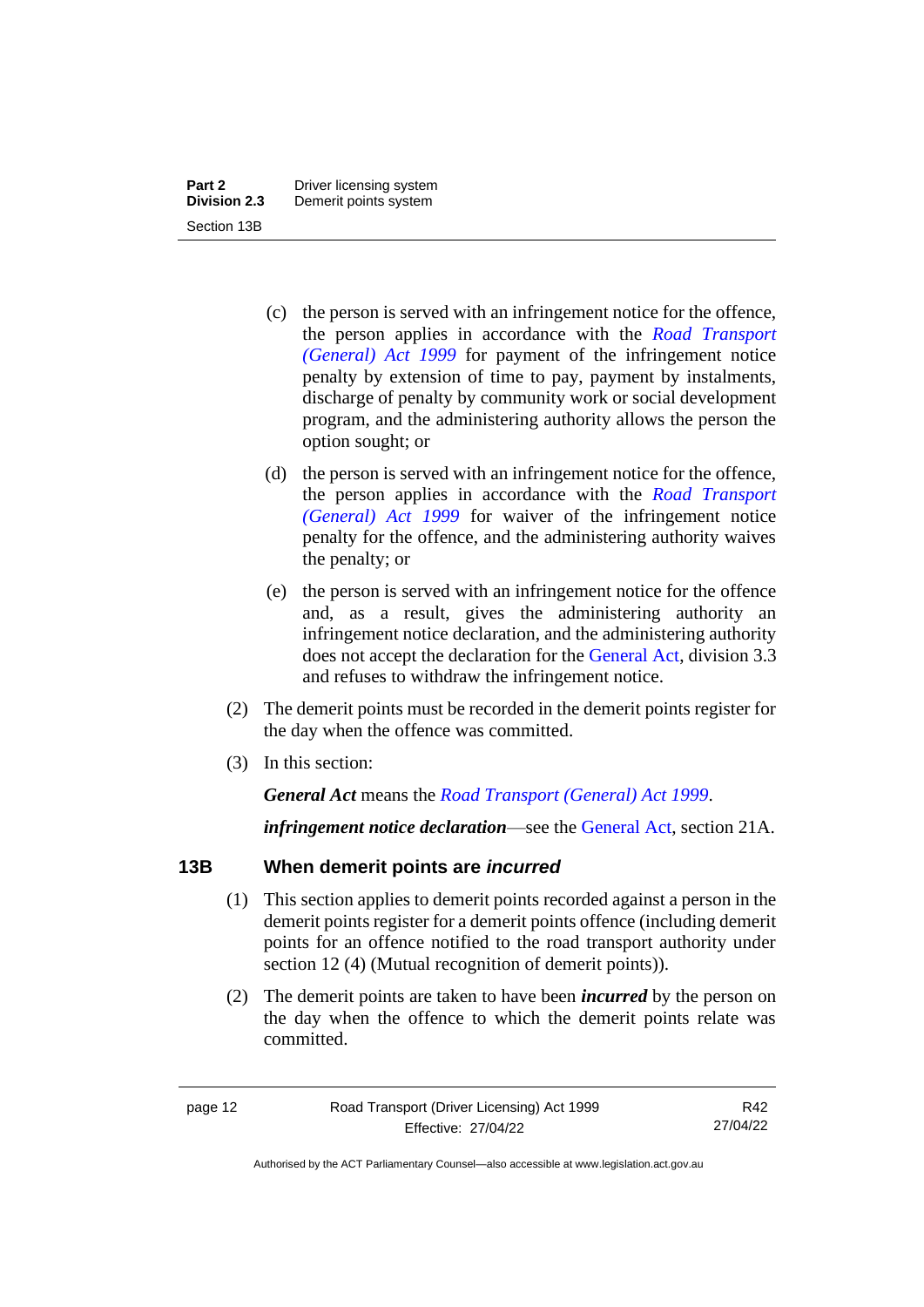(c) the person is served with an infringement notice for the offence, the person applies in accordance with the *Road Transport (General) Act 1999* for payment of the infringement notice penalty by extension of time to pay, payment by instalments, discharge of penalty by community work or social development program, and the administering authority allows the person the option sought; or

(d) the person is served with an infringement notice for the offence, the person applies in accordance with the *Road Transport (General) Act 1999* for waiver of the infringement notice penalty for the offence, and the administering authority waives the penalty; or

(e) the person is served with an infringement notice for the offence and, as a result, gives the administering authority an infringement notice declaration, and the administering authority does not accept the declaration for the General Act, division 3.3 and refuses to withdraw the infringement notice.

(2) The demerit points must be recorded in the demerit points register for the day when the offence was committed.

(3) In this section:

***General Act*** means the *Road Transport (General) Act 1999*.

***infringement notice declaration***—see the General Act, section 21A.

### 13B When demerit points are *incurred*

(1) This section applies to demerit points recorded against a person in the demerit points register for a demerit points offence (including demerit points for an offence notified to the road transport authority under section 12 (4) (Mutual recognition of demerit points)).

(2) The demerit points are taken to have been ***incurred*** by the person on the day when the offence to which the demerit points relate was committed.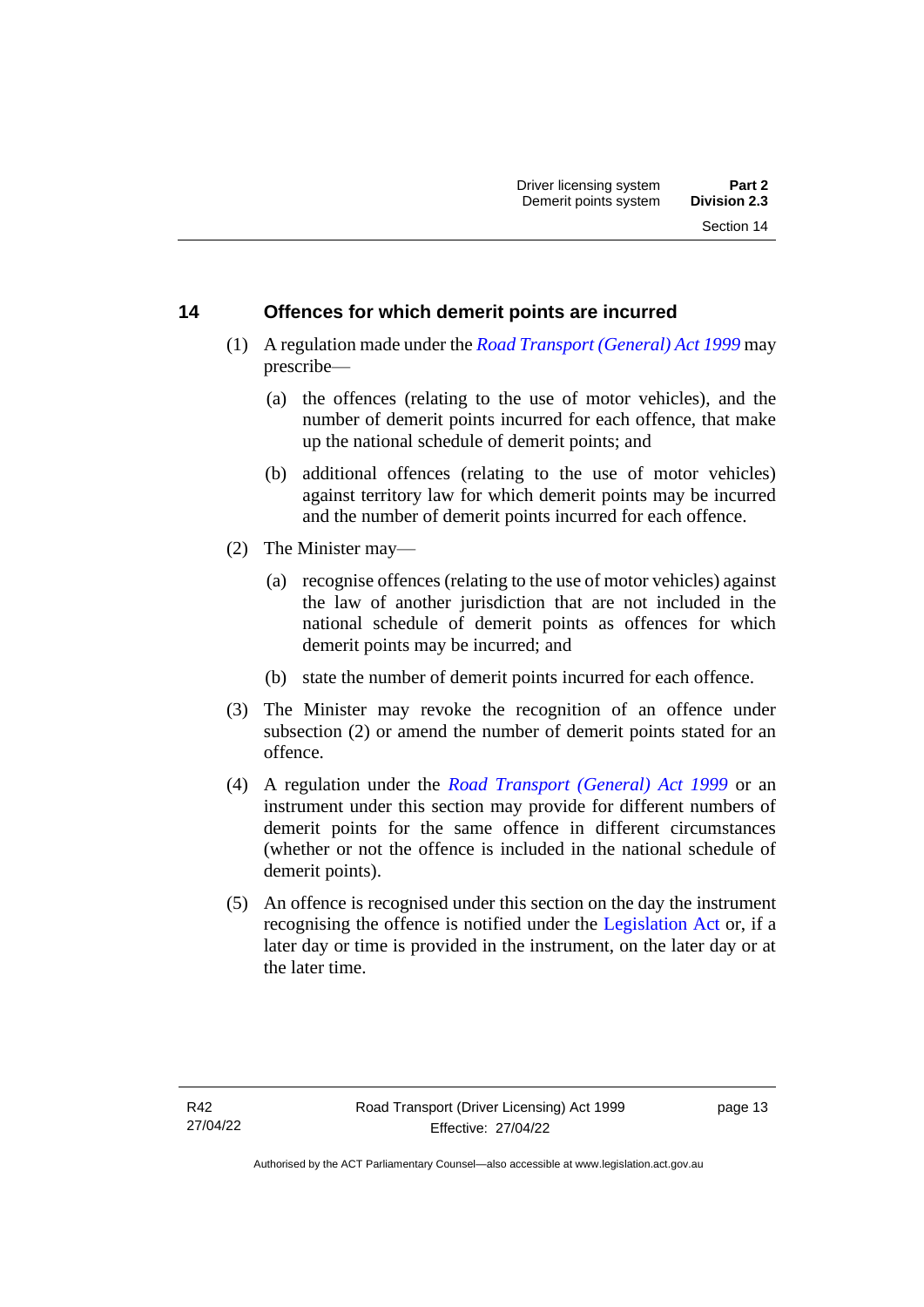## 14 Offences for which demerit points are incurred

(1) A regulation made under the *Road Transport (General) Act 1999* may prescribe—

(a) the offences (relating to the use of motor vehicles), and the number of demerit points incurred for each offence, that make up the national schedule of demerit points; and

(b) additional offences (relating to the use of motor vehicles) against territory law for which demerit points may be incurred and the number of demerit points incurred for each offence.

(2) The Minister may—

(a) recognise offences (relating to the use of motor vehicles) against the law of another jurisdiction that are not included in the national schedule of demerit points as offences for which demerit points may be incurred; and

(b) state the number of demerit points incurred for each offence.

(3) The Minister may revoke the recognition of an offence under subsection (2) or amend the number of demerit points stated for an offence.

(4) A regulation under the *Road Transport (General) Act 1999* or an instrument under this section may provide for different numbers of demerit points for the same offence in different circumstances (whether or not the offence is included in the national schedule of demerit points).

(5) An offence is recognised under this section on the day the instrument recognising the offence is notified under the Legislation Act or, if a later day or time is provided in the instrument, on the later day or at the later time.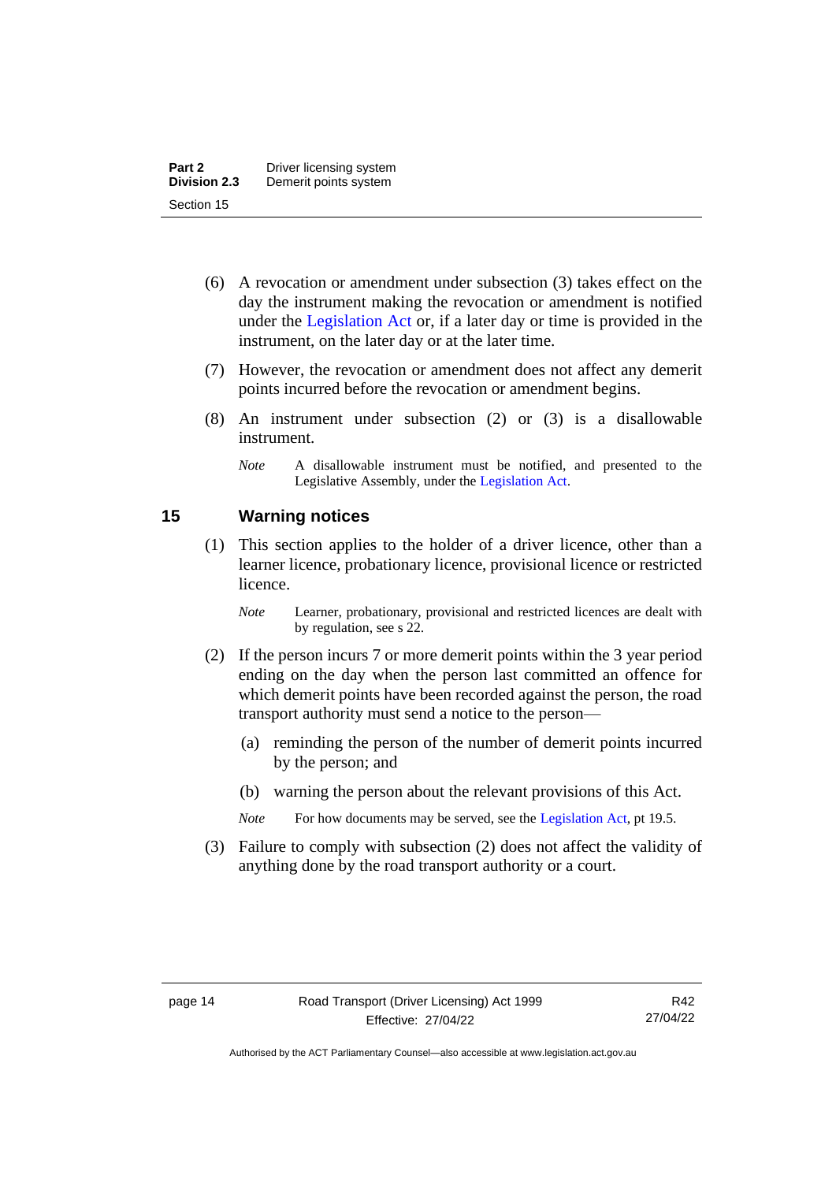(6) A revocation or amendment under subsection (3) takes effect on the day the instrument making the revocation or amendment is notified under the Legislation Act or, if a later day or time is provided in the instrument, on the later day or at the later time.

(7) However, the revocation or amendment does not affect any demerit points incurred before the revocation or amendment begins.

(8) An instrument under subsection (2) or (3) is a disallowable instrument.

*Note* A disallowable instrument must be notified, and presented to the Legislative Assembly, under the Legislation Act.

## 15 Warning notices

(1) This section applies to the holder of a driver licence, other than a learner licence, probationary licence, provisional licence or restricted licence.

*Note* Learner, probationary, provisional and restricted licences are dealt with by regulation, see s 22.

(2) If the person incurs 7 or more demerit points within the 3 year period ending on the day when the person last committed an offence for which demerit points have been recorded against the person, the road transport authority must send a notice to the person—

(a) reminding the person of the number of demerit points incurred by the person; and

(b) warning the person about the relevant provisions of this Act.

*Note* For how documents may be served, see the Legislation Act, pt 19.5.

(3) Failure to comply with subsection (2) does not affect the validity of anything done by the road transport authority or a court.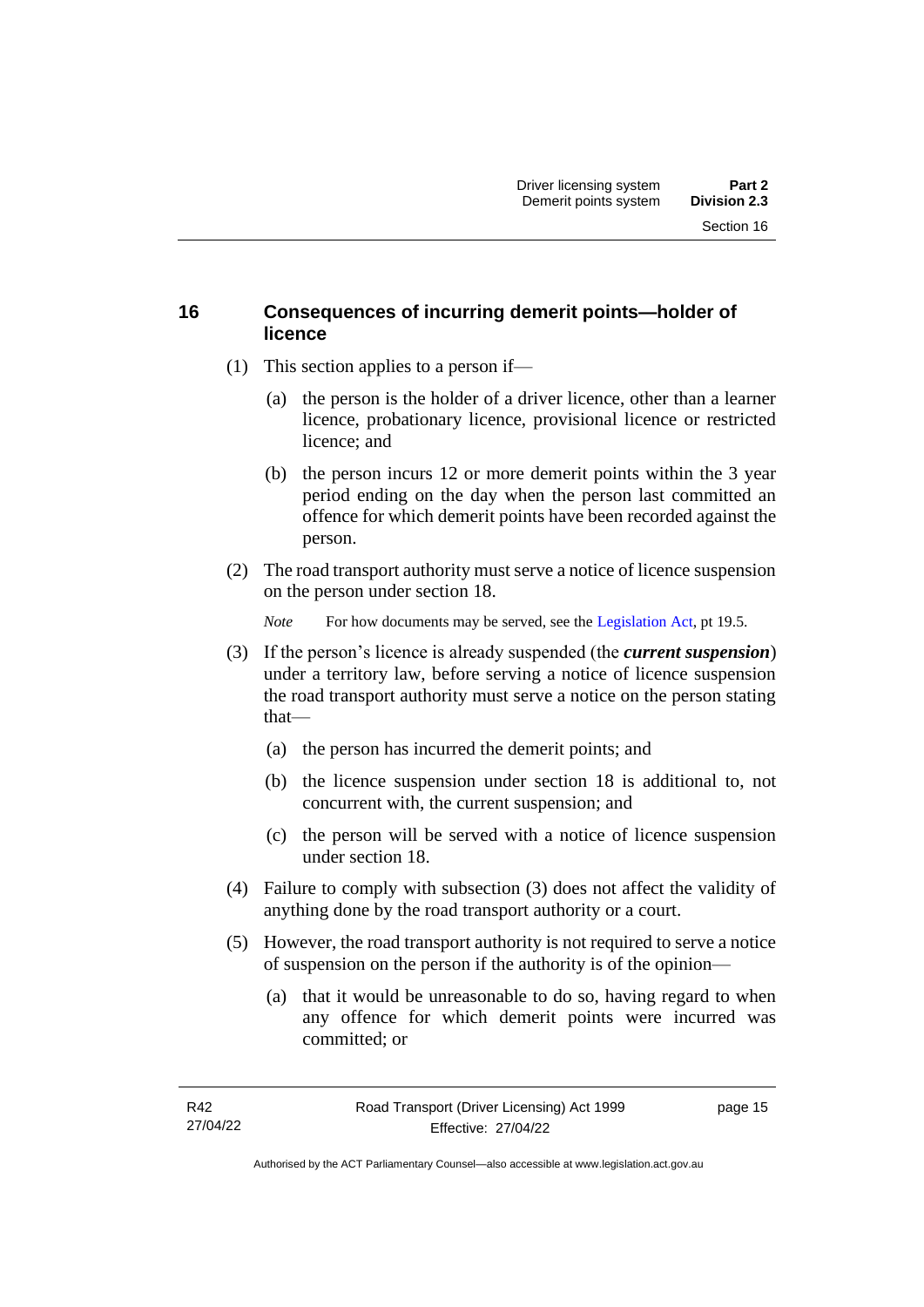## 16 Consequences of incurring demerit points—holder of licence

(1) This section applies to a person if—

  (a) the person is the holder of a driver licence, other than a learner licence, probationary licence, provisional licence or restricted licence; and

  (b) the person incurs 12 or more demerit points within the 3 year period ending on the day when the person last committed an offence for which demerit points have been recorded against the person.

(2) The road transport authority must serve a notice of licence suspension on the person under section 18.

*Note* For how documents may be served, see the Legislation Act, pt 19.5.

(3) If the person's licence is already suspended (the ***current suspension***) under a territory law, before serving a notice of licence suspension the road transport authority must serve a notice on the person stating that—

  (a) the person has incurred the demerit points; and

  (b) the licence suspension under section 18 is additional to, not concurrent with, the current suspension; and

  (c) the person will be served with a notice of licence suspension under section 18.

(4) Failure to comply with subsection (3) does not affect the validity of anything done by the road transport authority or a court.

(5) However, the road transport authority is not required to serve a notice of suspension on the person if the authority is of the opinion—

  (a) that it would be unreasonable to do so, having regard to when any offence for which demerit points were incurred was committed; or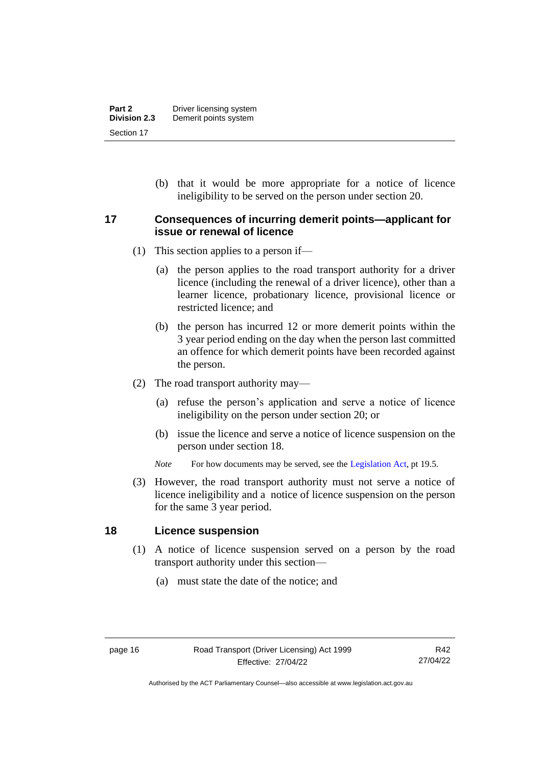(b) that it would be more appropriate for a notice of licence ineligibility to be served on the person under section 20.

## 17 Consequences of incurring demerit points—applicant for issue or renewal of licence

(1) This section applies to a person if—

(a) the person applies to the road transport authority for a driver licence (including the renewal of a driver licence), other than a learner licence, probationary licence, provisional licence or restricted licence; and

(b) the person has incurred 12 or more demerit points within the 3 year period ending on the day when the person last committed an offence for which demerit points have been recorded against the person.

(2) The road transport authority may—

(a) refuse the person's application and serve a notice of licence ineligibility on the person under section 20; or

(b) issue the licence and serve a notice of licence suspension on the person under section 18.

*Note* For how documents may be served, see the Legislation Act, pt 19.5.

(3) However, the road transport authority must not serve a notice of licence ineligibility and a notice of licence suspension on the person for the same 3 year period.

## 18 Licence suspension

(1) A notice of licence suspension served on a person by the road transport authority under this section—

(a) must state the date of the notice; and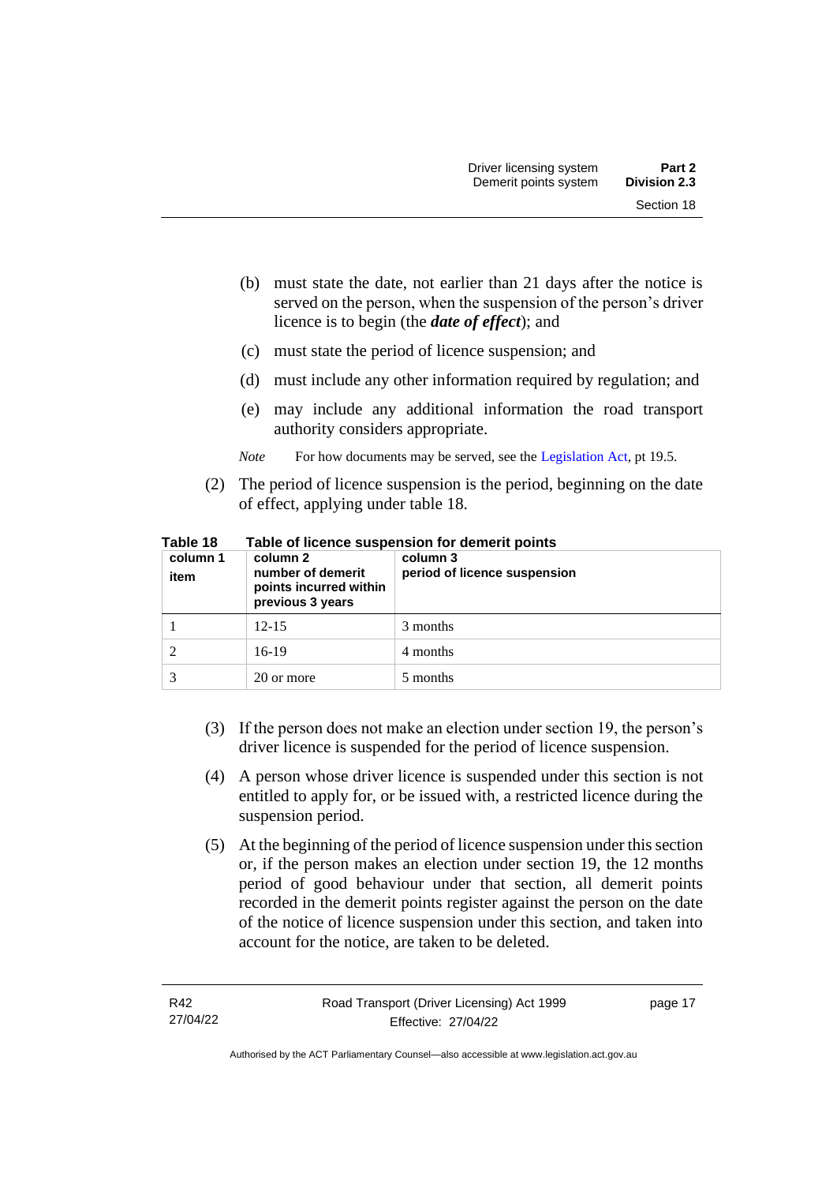(b) must state the date, not earlier than 21 days after the notice is served on the person, when the suspension of the person's driver licence is to begin (the ***date of effect***); and

(c) must state the period of licence suspension; and

(d) must include any other information required by regulation; and

(e) may include any additional information the road transport authority considers appropriate.

*Note* For how documents may be served, see the Legislation Act, pt 19.5.

(2) The period of licence suspension is the period, beginning on the date of effect, applying under table 18.

**Table 18 Table of licence suspension for demerit points**

| column 1<br>item | column 2<br>number of demerit points incurred within previous 3 years | column 3<br>period of licence suspension |
|---|---|---|
| 1 | 12-15 | 3 months |
| 2 | 16-19 | 4 months |
| 3 | 20 or more | 5 months |

(3) If the person does not make an election under section 19, the person's driver licence is suspended for the period of licence suspension.

(4) A person whose driver licence is suspended under this section is not entitled to apply for, or be issued with, a restricted licence during the suspension period.

(5) At the beginning of the period of licence suspension under this section or, if the person makes an election under section 19, the 12 months period of good behaviour under that section, all demerit points recorded in the demerit points register against the person on the date of the notice of licence suspension under this section, and taken into account for the notice, are taken to be deleted.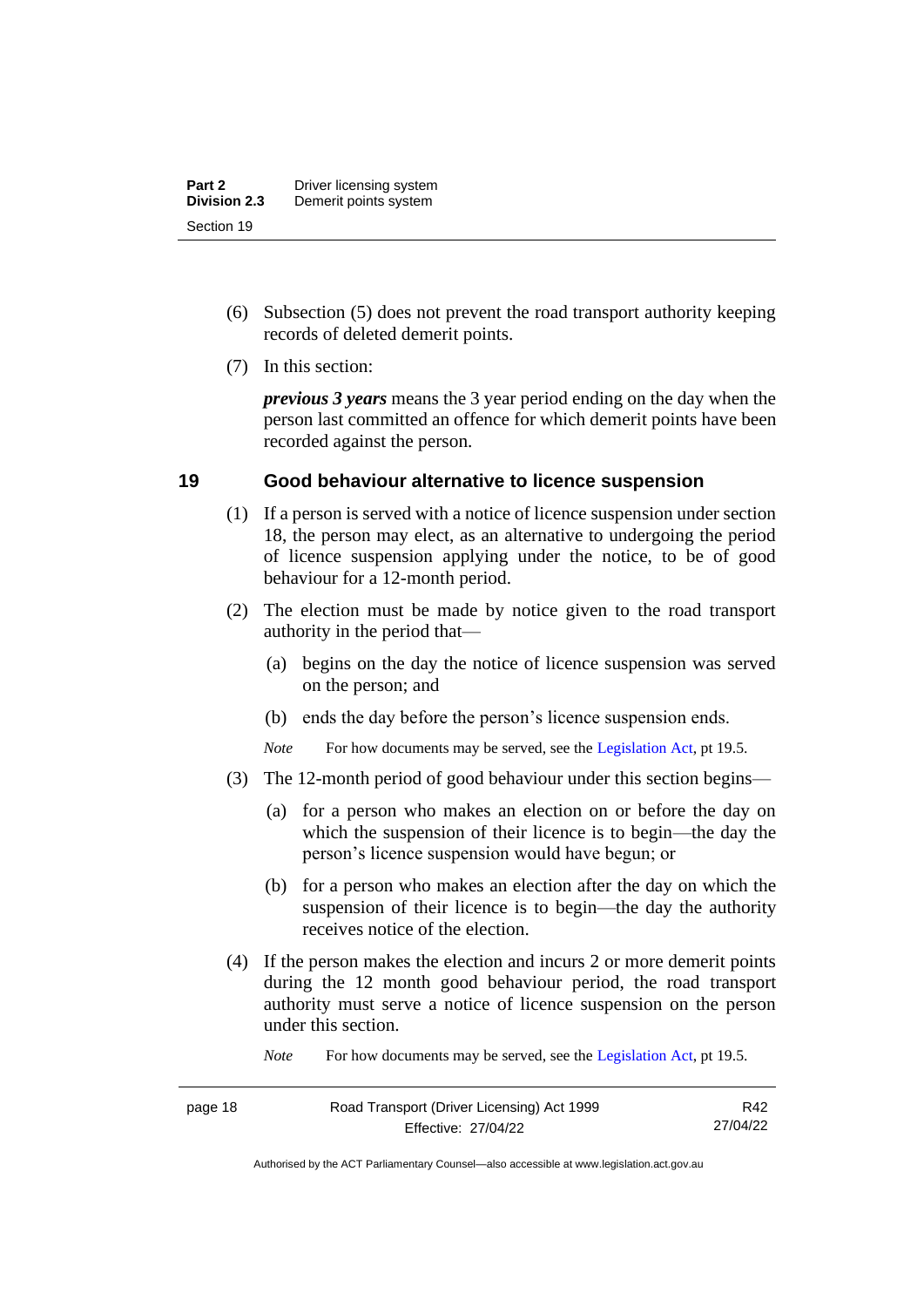(6) Subsection (5) does not prevent the road transport authority keeping records of deleted demerit points.

(7) In this section:

***previous 3 years*** means the 3 year period ending on the day when the person last committed an offence for which demerit points have been recorded against the person.

### 19 Good behaviour alternative to licence suspension

(1) If a person is served with a notice of licence suspension under section 18, the person may elect, as an alternative to undergoing the period of licence suspension applying under the notice, to be of good behaviour for a 12-month period.

(2) The election must be made by notice given to the road transport authority in the period that—

(a) begins on the day the notice of licence suspension was served on the person; and

(b) ends the day before the person's licence suspension ends.

*Note* For how documents may be served, see the Legislation Act, pt 19.5.

(3) The 12-month period of good behaviour under this section begins—

(a) for a person who makes an election on or before the day on which the suspension of their licence is to begin—the day the person's licence suspension would have begun; or

(b) for a person who makes an election after the day on which the suspension of their licence is to begin—the day the authority receives notice of the election.

(4) If the person makes the election and incurs 2 or more demerit points during the 12 month good behaviour period, the road transport authority must serve a notice of licence suspension on the person under this section.

*Note* For how documents may be served, see the Legislation Act, pt 19.5.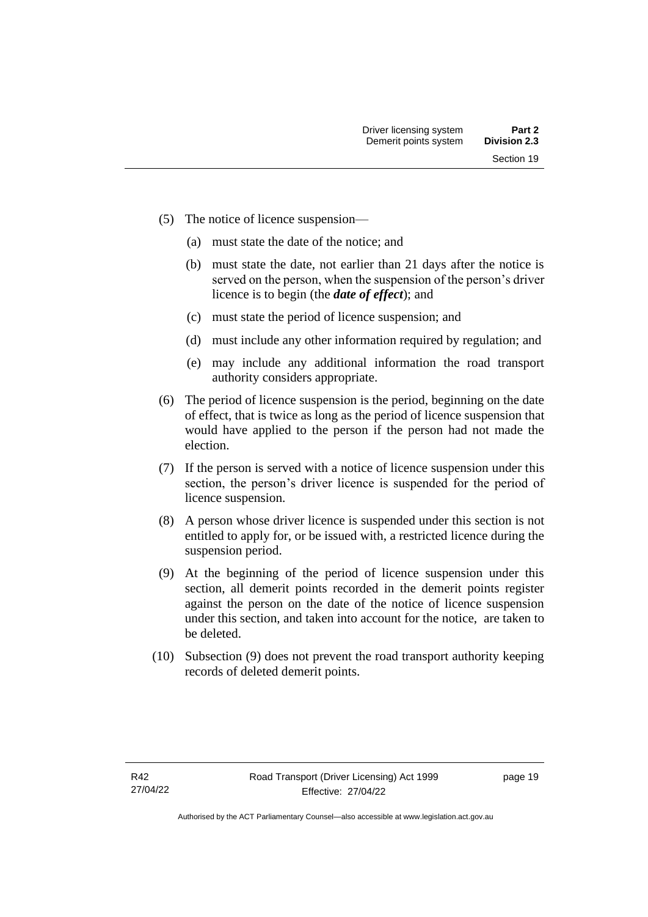(5) The notice of licence suspension—

   (a) must state the date of the notice; and

   (b) must state the date, not earlier than 21 days after the notice is served on the person, when the suspension of the person's driver licence is to begin (the ***date of effect***); and

   (c) must state the period of licence suspension; and

   (d) must include any other information required by regulation; and

   (e) may include any additional information the road transport authority considers appropriate.

(6) The period of licence suspension is the period, beginning on the date of effect, that is twice as long as the period of licence suspension that would have applied to the person if the person had not made the election.

(7) If the person is served with a notice of licence suspension under this section, the person's driver licence is suspended for the period of licence suspension.

(8) A person whose driver licence is suspended under this section is not entitled to apply for, or be issued with, a restricted licence during the suspension period.

(9) At the beginning of the period of licence suspension under this section, all demerit points recorded in the demerit points register against the person on the date of the notice of licence suspension under this section, and taken into account for the notice, are taken to be deleted.

(10) Subsection (9) does not prevent the road transport authority keeping records of deleted demerit points.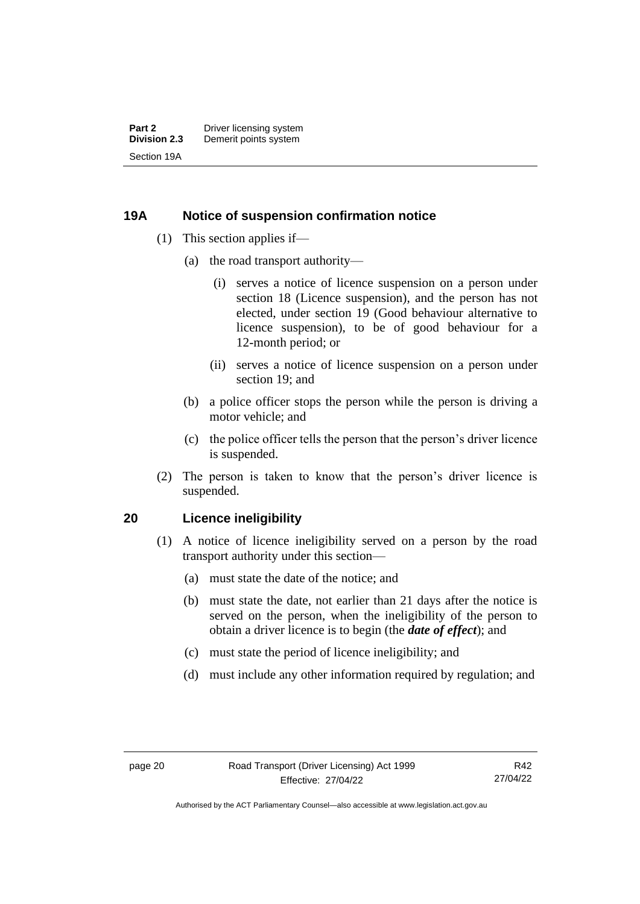## 19A Notice of suspension confirmation notice

(1) This section applies if—

(a) the road transport authority—

(i) serves a notice of licence suspension on a person under section 18 (Licence suspension), and the person has not elected, under section 19 (Good behaviour alternative to licence suspension), to be of good behaviour for a 12-month period; or

(ii) serves a notice of licence suspension on a person under section 19; and

(b) a police officer stops the person while the person is driving a motor vehicle; and

(c) the police officer tells the person that the person's driver licence is suspended.

(2) The person is taken to know that the person's driver licence is suspended.

## 20 Licence ineligibility

(1) A notice of licence ineligibility served on a person by the road transport authority under this section—

(a) must state the date of the notice; and

(b) must state the date, not earlier than 21 days after the notice is served on the person, when the ineligibility of the person to obtain a driver licence is to begin (the ***date of effect***); and

(c) must state the period of licence ineligibility; and

(d) must include any other information required by regulation; and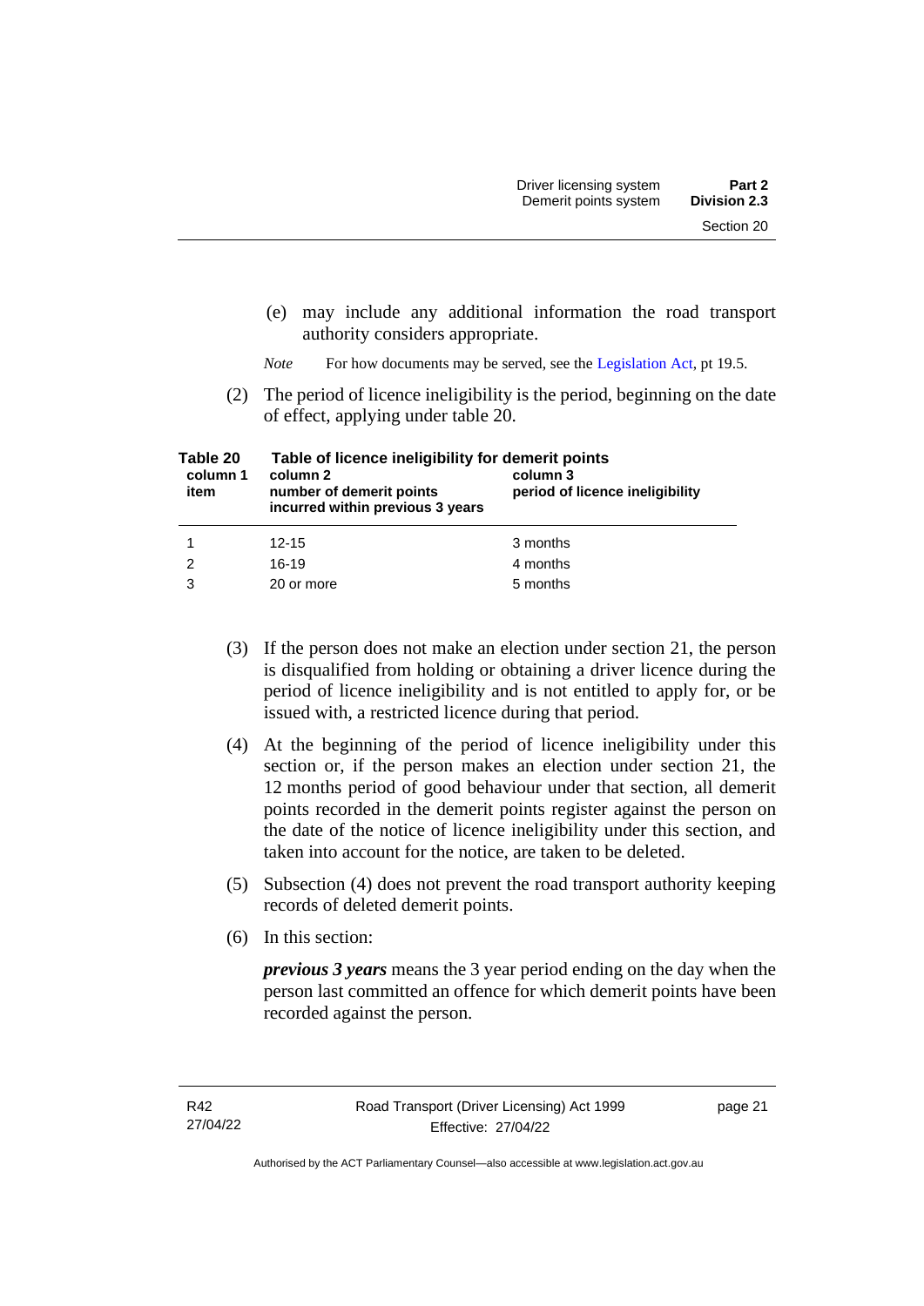(e) may include any additional information the road transport authority considers appropriate.

*Note* For how documents may be served, see the Legislation Act, pt 19.5.

(2) The period of licence ineligibility is the period, beginning on the date of effect, applying under table 20.

**Table 20 Table of licence ineligibility for demerit points**

| column 1 item | column 2 number of demerit points incurred within previous 3 years | column 3 period of licence ineligibility |
|---|---|---|
| 1 | 12-15 | 3 months |
| 2 | 16-19 | 4 months |
| 3 | 20 or more | 5 months |

(3) If the person does not make an election under section 21, the person is disqualified from holding or obtaining a driver licence during the period of licence ineligibility and is not entitled to apply for, or be issued with, a restricted licence during that period.

(4) At the beginning of the period of licence ineligibility under this section or, if the person makes an election under section 21, the 12 months period of good behaviour under that section, all demerit points recorded in the demerit points register against the person on the date of the notice of licence ineligibility under this section, and taken into account for the notice, are taken to be deleted.

(5) Subsection (4) does not prevent the road transport authority keeping records of deleted demerit points.

(6) In this section:

***previous 3 years*** means the 3 year period ending on the day when the person last committed an offence for which demerit points have been recorded against the person.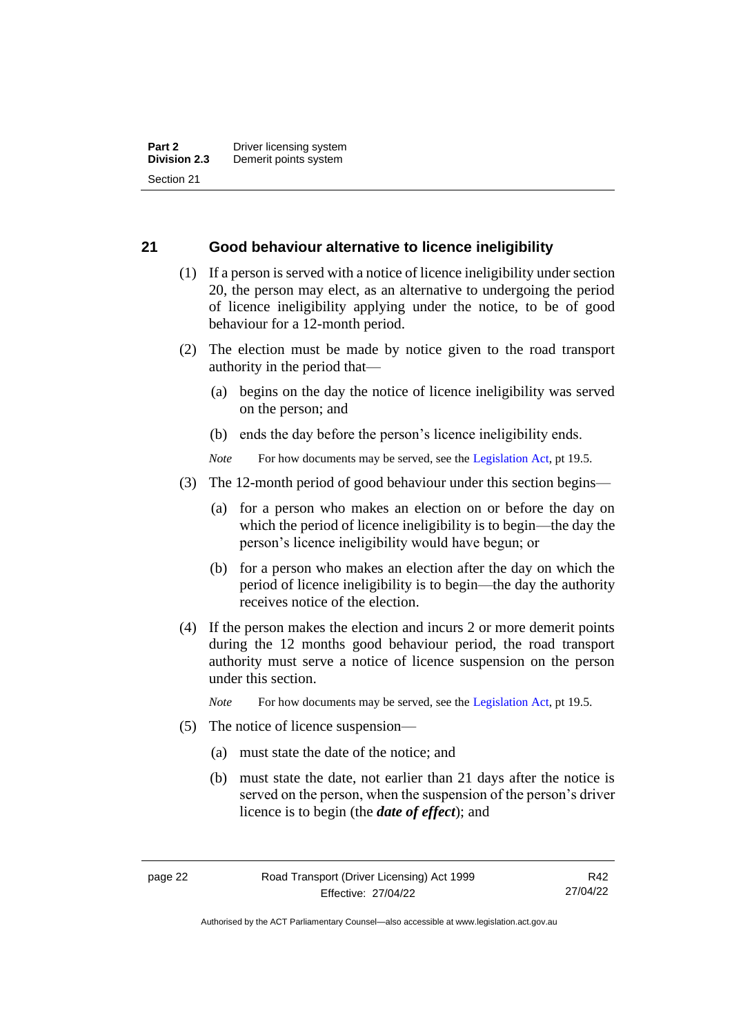## 21 Good behaviour alternative to licence ineligibility

(1) If a person is served with a notice of licence ineligibility under section 20, the person may elect, as an alternative to undergoing the period of licence ineligibility applying under the notice, to be of good behaviour for a 12-month period.

(2) The election must be made by notice given to the road transport authority in the period that—

(a) begins on the day the notice of licence ineligibility was served on the person; and

(b) ends the day before the person's licence ineligibility ends.

*Note* For how documents may be served, see the Legislation Act, pt 19.5.

(3) The 12-month period of good behaviour under this section begins—

(a) for a person who makes an election on or before the day on which the period of licence ineligibility is to begin—the day the person's licence ineligibility would have begun; or

(b) for a person who makes an election after the day on which the period of licence ineligibility is to begin—the day the authority receives notice of the election.

(4) If the person makes the election and incurs 2 or more demerit points during the 12 months good behaviour period, the road transport authority must serve a notice of licence suspension on the person under this section.

*Note* For how documents may be served, see the Legislation Act, pt 19.5.

(5) The notice of licence suspension—

(a) must state the date of the notice; and

(b) must state the date, not earlier than 21 days after the notice is served on the person, when the suspension of the person's driver licence is to begin (the ***date of effect***); and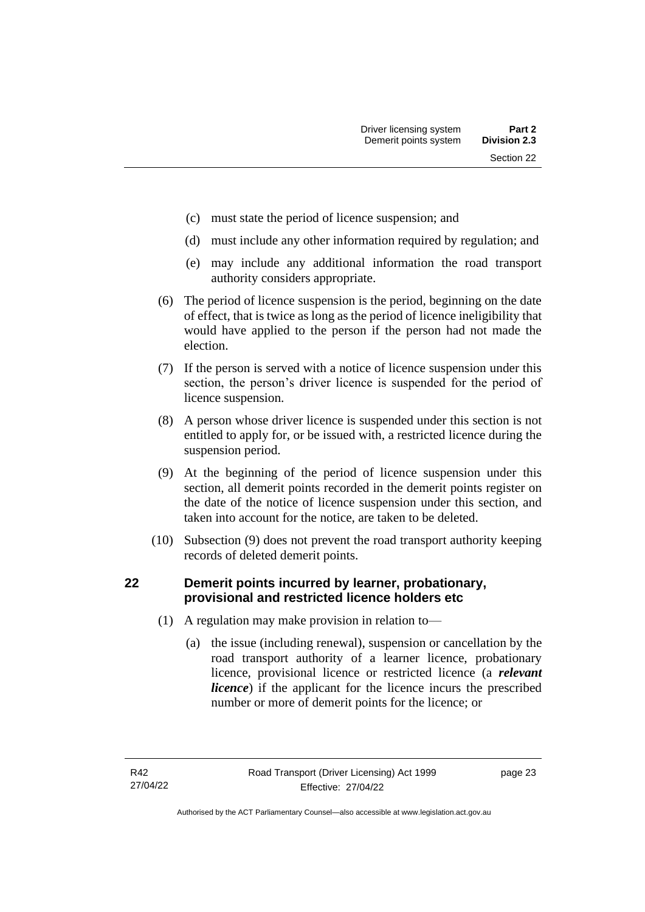(c) must state the period of licence suspension; and

(d) must include any other information required by regulation; and

(e) may include any additional information the road transport authority considers appropriate.

(6) The period of licence suspension is the period, beginning on the date of effect, that is twice as long as the period of licence ineligibility that would have applied to the person if the person had not made the election.

(7) If the person is served with a notice of licence suspension under this section, the person's driver licence is suspended for the period of licence suspension.

(8) A person whose driver licence is suspended under this section is not entitled to apply for, or be issued with, a restricted licence during the suspension period.

(9) At the beginning of the period of licence suspension under this section, all demerit points recorded in the demerit points register on the date of the notice of licence suspension under this section, and taken into account for the notice, are taken to be deleted.

(10) Subsection (9) does not prevent the road transport authority keeping records of deleted demerit points.

## 22 Demerit points incurred by learner, probationary, provisional and restricted licence holders etc

(1) A regulation may make provision in relation to—

(a) the issue (including renewal), suspension or cancellation by the road transport authority of a learner licence, probationary licence, provisional licence or restricted licence (a ***relevant licence***) if the applicant for the licence incurs the prescribed number or more of demerit points for the licence; or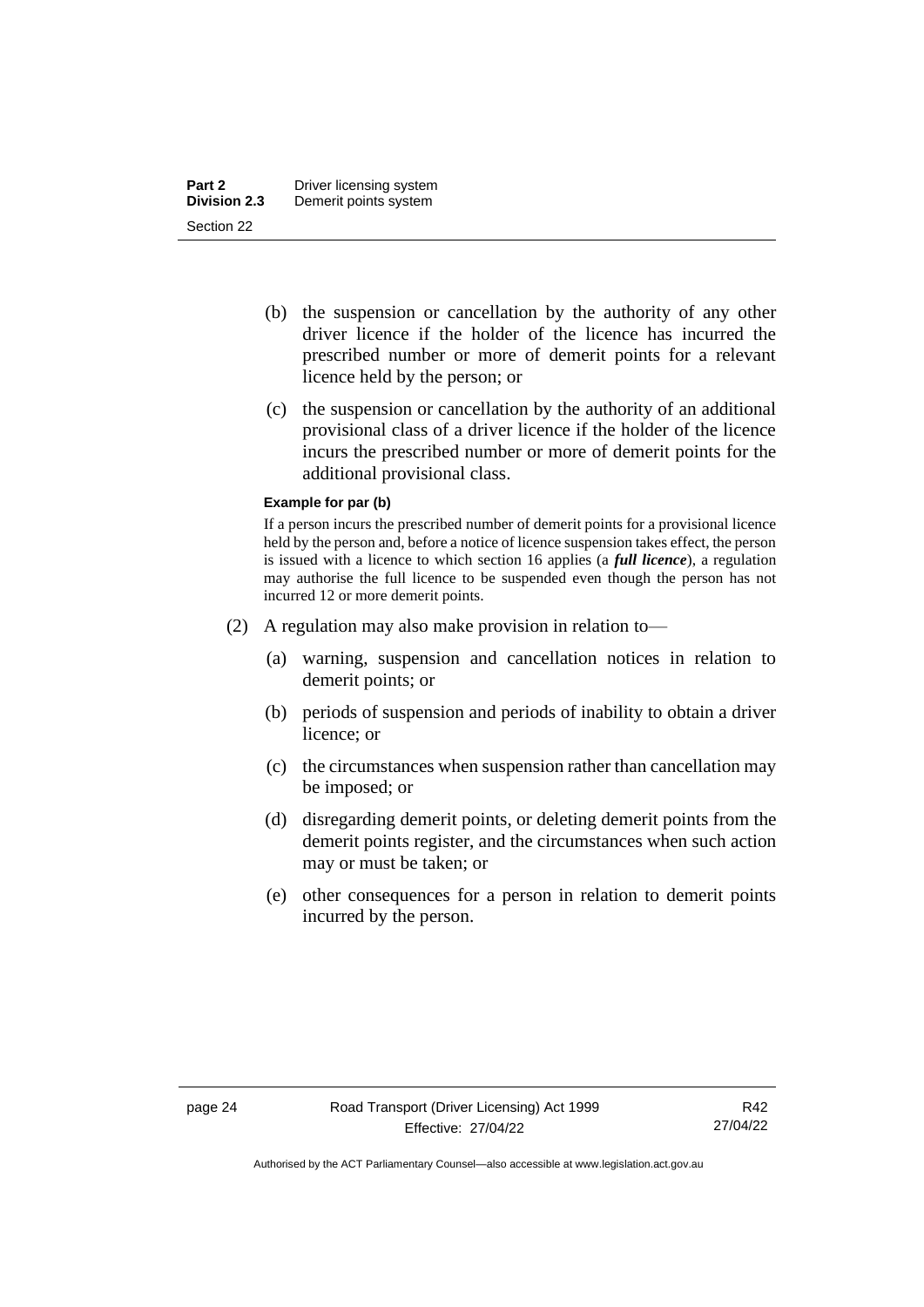(b) the suspension or cancellation by the authority of any other driver licence if the holder of the licence has incurred the prescribed number or more of demerit points for a relevant licence held by the person; or

(c) the suspension or cancellation by the authority of an additional provisional class of a driver licence if the holder of the licence incurs the prescribed number or more of demerit points for the additional provisional class.

**Example for par (b)**

If a person incurs the prescribed number of demerit points for a provisional licence held by the person and, before a notice of licence suspension takes effect, the person is issued with a licence to which section 16 applies (a ***full licence***), a regulation may authorise the full licence to be suspended even though the person has not incurred 12 or more demerit points.

(2) A regulation may also make provision in relation to—

(a) warning, suspension and cancellation notices in relation to demerit points; or

(b) periods of suspension and periods of inability to obtain a driver licence; or

(c) the circumstances when suspension rather than cancellation may be imposed; or

(d) disregarding demerit points, or deleting demerit points from the demerit points register, and the circumstances when such action may or must be taken; or

(e) other consequences for a person in relation to demerit points incurred by the person.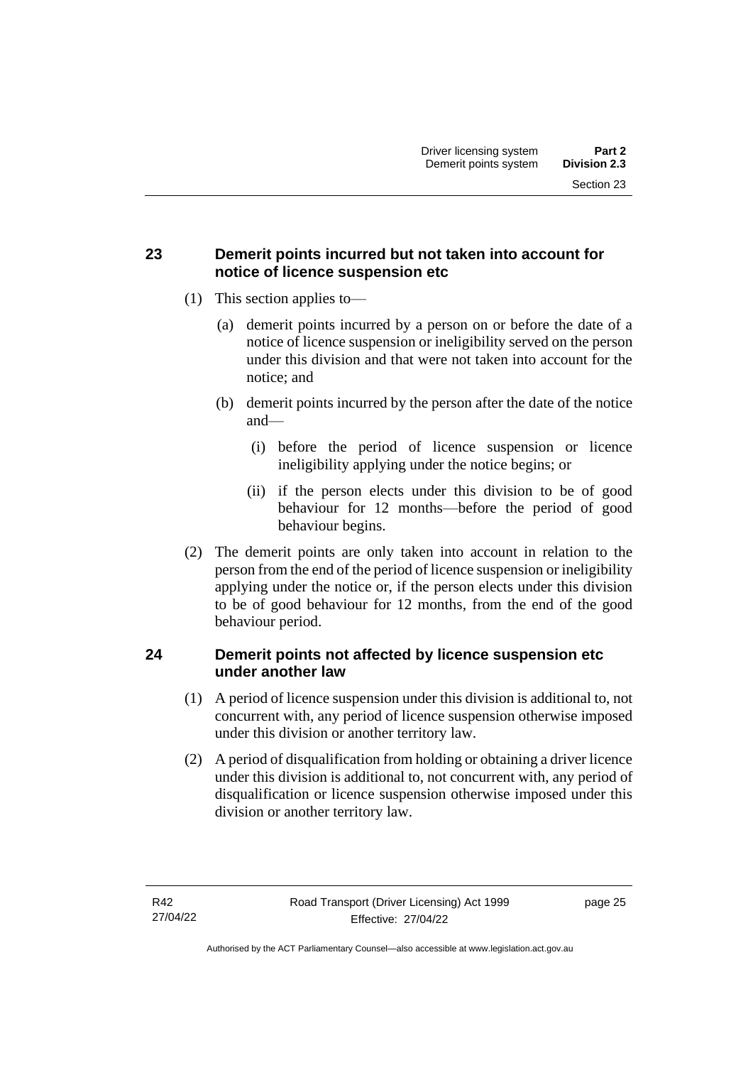## 23 Demerit points incurred but not taken into account for notice of licence suspension etc

(1) This section applies to—

(a) demerit points incurred by a person on or before the date of a notice of licence suspension or ineligibility served on the person under this division and that were not taken into account for the notice; and

(b) demerit points incurred by the person after the date of the notice and—

(i) before the period of licence suspension or licence ineligibility applying under the notice begins; or

(ii) if the person elects under this division to be of good behaviour for 12 months—before the period of good behaviour begins.

(2) The demerit points are only taken into account in relation to the person from the end of the period of licence suspension or ineligibility applying under the notice or, if the person elects under this division to be of good behaviour for 12 months, from the end of the good behaviour period.

## 24 Demerit points not affected by licence suspension etc under another law

(1) A period of licence suspension under this division is additional to, not concurrent with, any period of licence suspension otherwise imposed under this division or another territory law.

(2) A period of disqualification from holding or obtaining a driver licence under this division is additional to, not concurrent with, any period of disqualification or licence suspension otherwise imposed under this division or another territory law.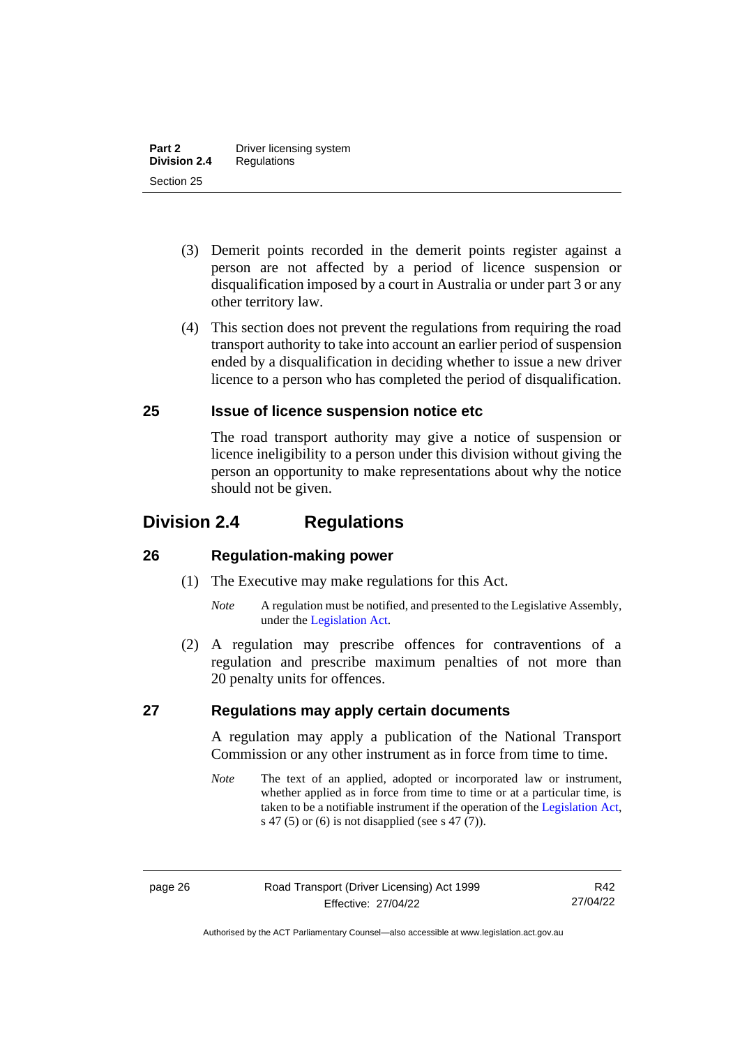(3) Demerit points recorded in the demerit points register against a person are not affected by a period of licence suspension or disqualification imposed by a court in Australia or under part 3 or any other territory law.

(4) This section does not prevent the regulations from requiring the road transport authority to take into account an earlier period of suspension ended by a disqualification in deciding whether to issue a new driver licence to a person who has completed the period of disqualification.

### 25 Issue of licence suspension notice etc

The road transport authority may give a notice of suspension or licence ineligibility to a person under this division without giving the person an opportunity to make representations about why the notice should not be given.

## Division 2.4 Regulations

### 26 Regulation-making power

(1) The Executive may make regulations for this Act.

*Note* A regulation must be notified, and presented to the Legislative Assembly, under the Legislation Act.

(2) A regulation may prescribe offences for contraventions of a regulation and prescribe maximum penalties of not more than 20 penalty units for offences.

### 27 Regulations may apply certain documents

A regulation may apply a publication of the National Transport Commission or any other instrument as in force from time to time.

*Note* The text of an applied, adopted or incorporated law or instrument, whether applied as in force from time to time or at a particular time, is taken to be a notifiable instrument if the operation of the Legislation Act, s 47 (5) or (6) is not disapplied (see s 47 (7)).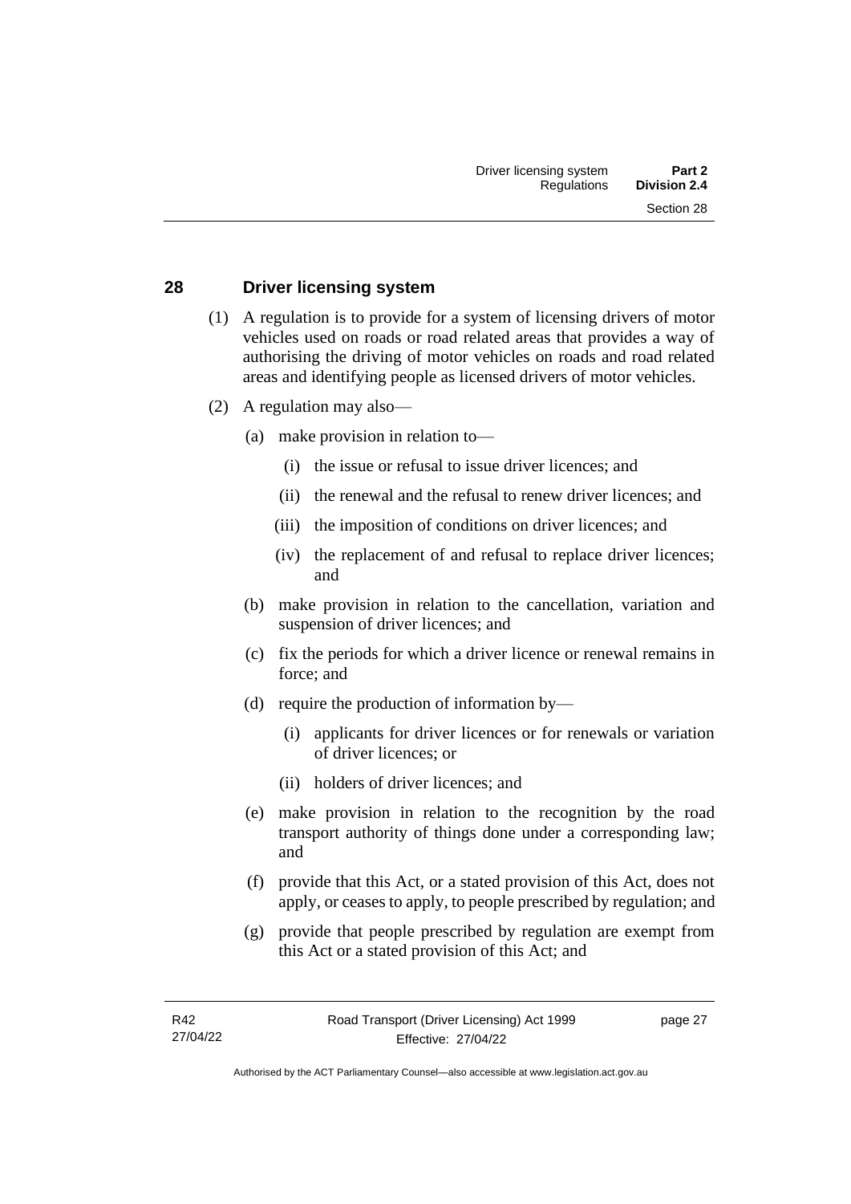## 28 Driver licensing system

(1) A regulation is to provide for a system of licensing drivers of motor vehicles used on roads or road related areas that provides a way of authorising the driving of motor vehicles on roads and road related areas and identifying people as licensed drivers of motor vehicles.

(2) A regulation may also—

(a) make provision in relation to—

(i) the issue or refusal to issue driver licences; and

(ii) the renewal and the refusal to renew driver licences; and

(iii) the imposition of conditions on driver licences; and

(iv) the replacement of and refusal to replace driver licences; and

(b) make provision in relation to the cancellation, variation and suspension of driver licences; and

(c) fix the periods for which a driver licence or renewal remains in force; and

(d) require the production of information by—

(i) applicants for driver licences or for renewals or variation of driver licences; or

(ii) holders of driver licences; and

(e) make provision in relation to the recognition by the road transport authority of things done under a corresponding law; and

(f) provide that this Act, or a stated provision of this Act, does not apply, or ceases to apply, to people prescribed by regulation; and

(g) provide that people prescribed by regulation are exempt from this Act or a stated provision of this Act; and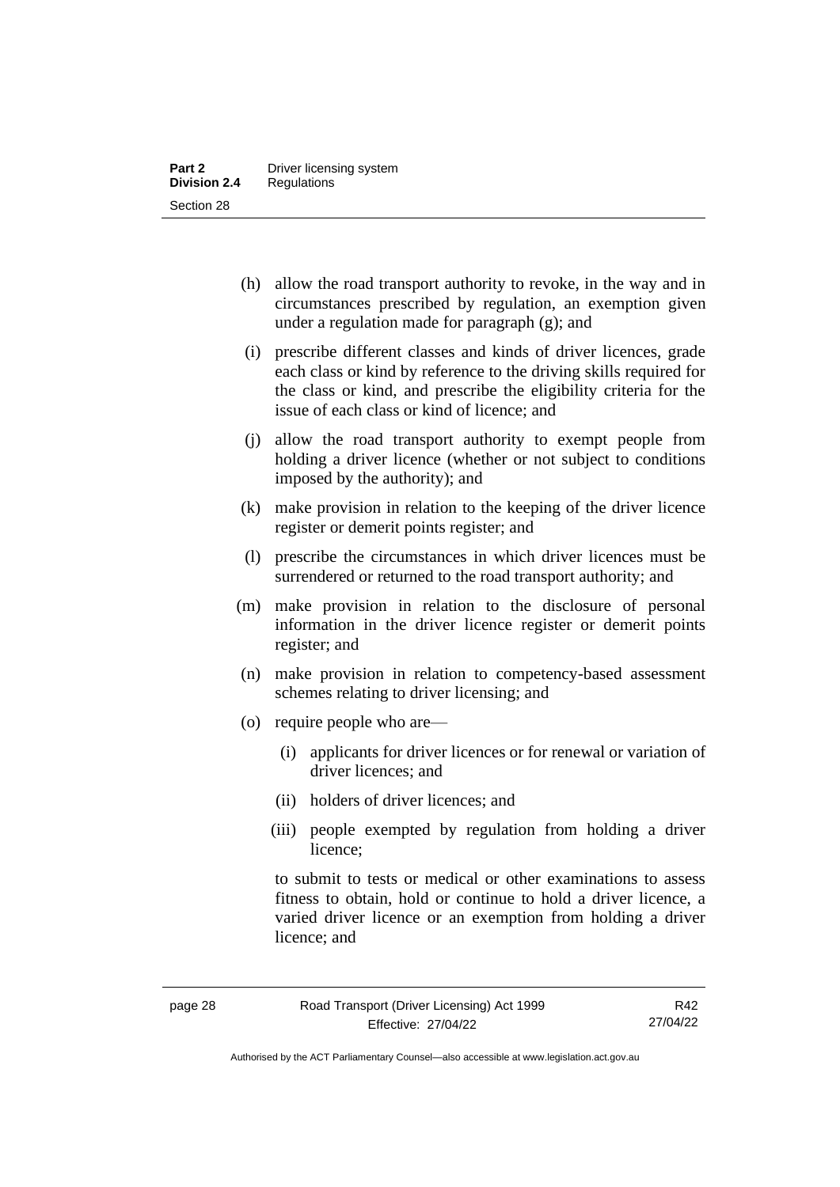(h) allow the road transport authority to revoke, in the way and in circumstances prescribed by regulation, an exemption given under a regulation made for paragraph (g); and

(i) prescribe different classes and kinds of driver licences, grade each class or kind by reference to the driving skills required for the class or kind, and prescribe the eligibility criteria for the issue of each class or kind of licence; and

(j) allow the road transport authority to exempt people from holding a driver licence (whether or not subject to conditions imposed by the authority); and

(k) make provision in relation to the keeping of the driver licence register or demerit points register; and

(l) prescribe the circumstances in which driver licences must be surrendered or returned to the road transport authority; and

(m) make provision in relation to the disclosure of personal information in the driver licence register or demerit points register; and

(n) make provision in relation to competency-based assessment schemes relating to driver licensing; and

(o) require people who are—

   (i) applicants for driver licences or for renewal or variation of driver licences; and

   (ii) holders of driver licences; and

   (iii) people exempted by regulation from holding a driver licence;

   to submit to tests or medical or other examinations to assess fitness to obtain, hold or continue to hold a driver licence, a varied driver licence or an exemption from holding a driver licence; and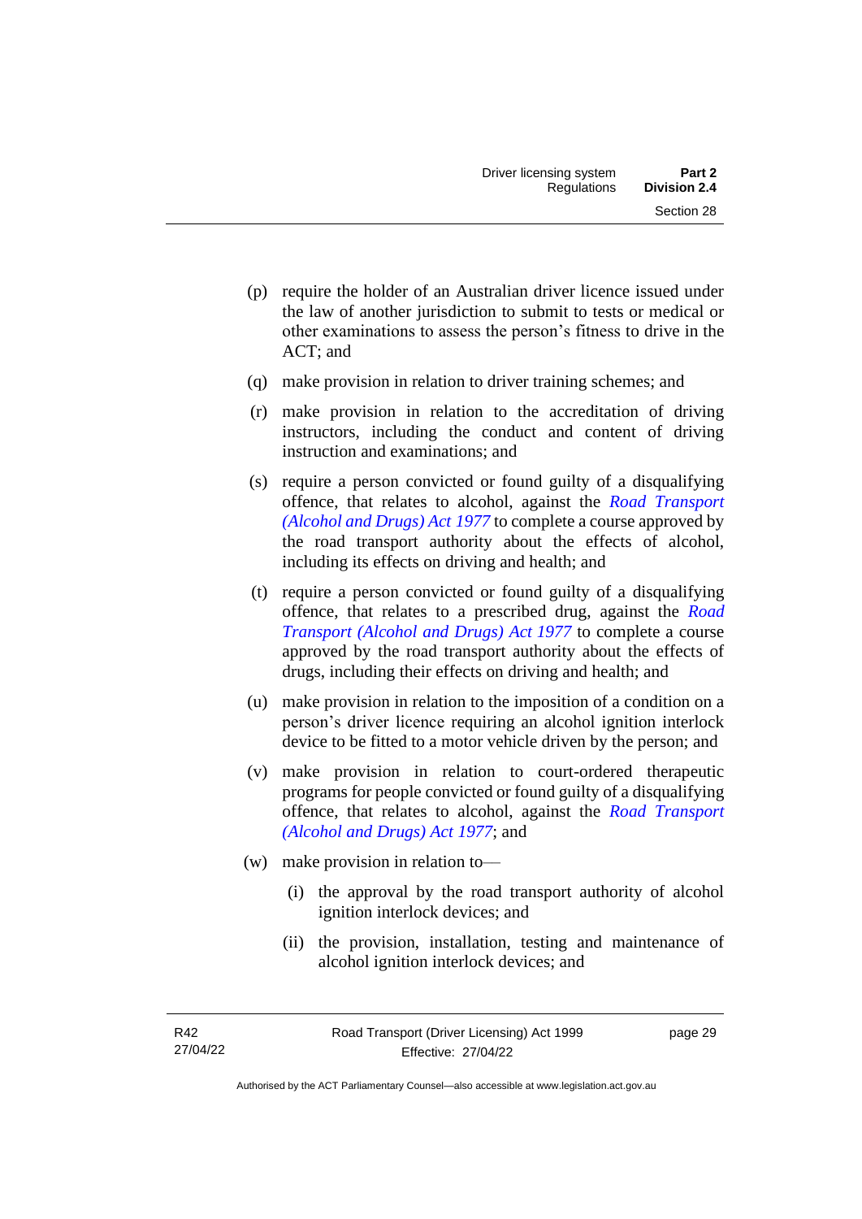(p) require the holder of an Australian driver licence issued under the law of another jurisdiction to submit to tests or medical or other examinations to assess the person's fitness to drive in the ACT; and

(q) make provision in relation to driver training schemes; and

(r) make provision in relation to the accreditation of driving instructors, including the conduct and content of driving instruction and examinations; and

(s) require a person convicted or found guilty of a disqualifying offence, that relates to alcohol, against the *Road Transport (Alcohol and Drugs) Act 1977* to complete a course approved by the road transport authority about the effects of alcohol, including its effects on driving and health; and

(t) require a person convicted or found guilty of a disqualifying offence, that relates to a prescribed drug, against the *Road Transport (Alcohol and Drugs) Act 1977* to complete a course approved by the road transport authority about the effects of drugs, including their effects on driving and health; and

(u) make provision in relation to the imposition of a condition on a person's driver licence requiring an alcohol ignition interlock device to be fitted to a motor vehicle driven by the person; and

(v) make provision in relation to court-ordered therapeutic programs for people convicted or found guilty of a disqualifying offence, that relates to alcohol, against the *Road Transport (Alcohol and Drugs) Act 1977*; and

(w) make provision in relation to—

  (i) the approval by the road transport authority of alcohol ignition interlock devices; and

  (ii) the provision, installation, testing and maintenance of alcohol ignition interlock devices; and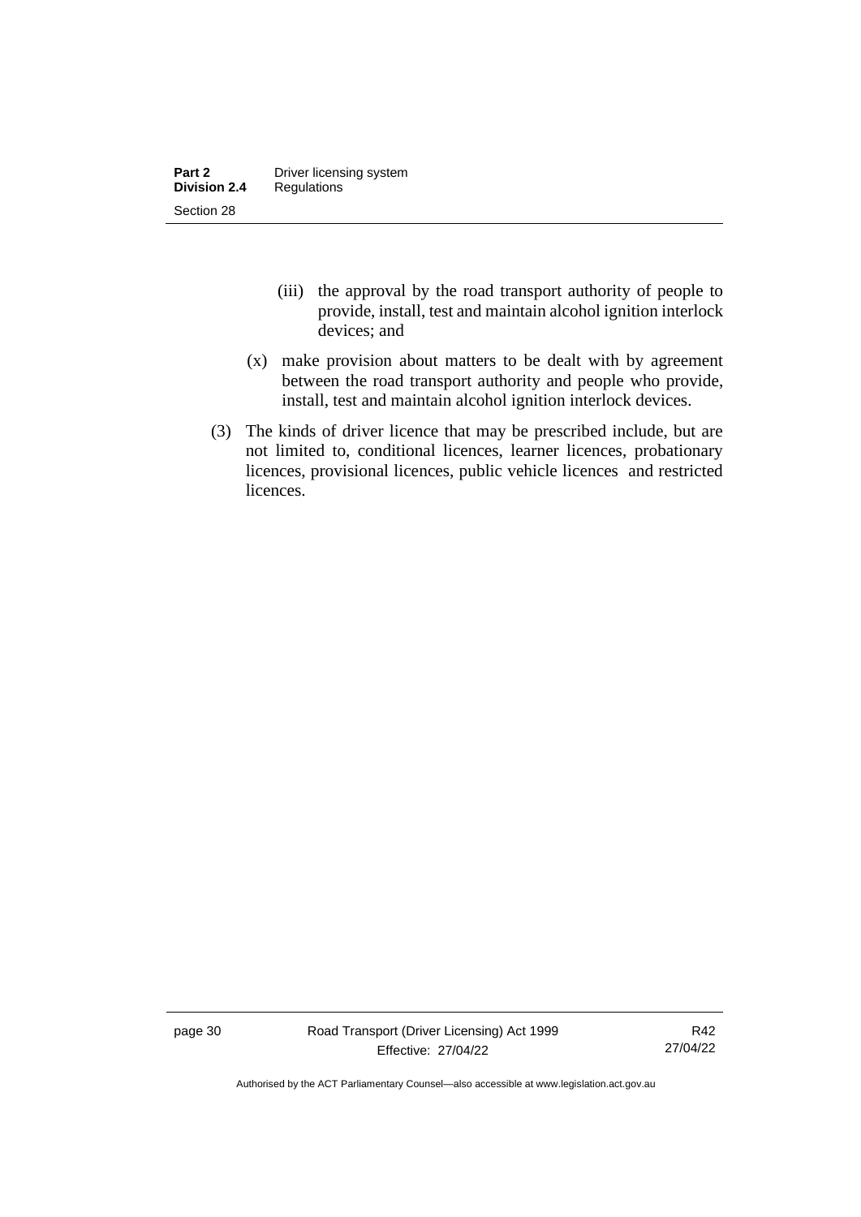(iii) the approval by the road transport authority of people to provide, install, test and maintain alcohol ignition interlock devices; and

(x) make provision about matters to be dealt with by agreement between the road transport authority and people who provide, install, test and maintain alcohol ignition interlock devices.

(3) The kinds of driver licence that may be prescribed include, but are not limited to, conditional licences, learner licences, probationary licences, provisional licences, public vehicle licences and restricted licences.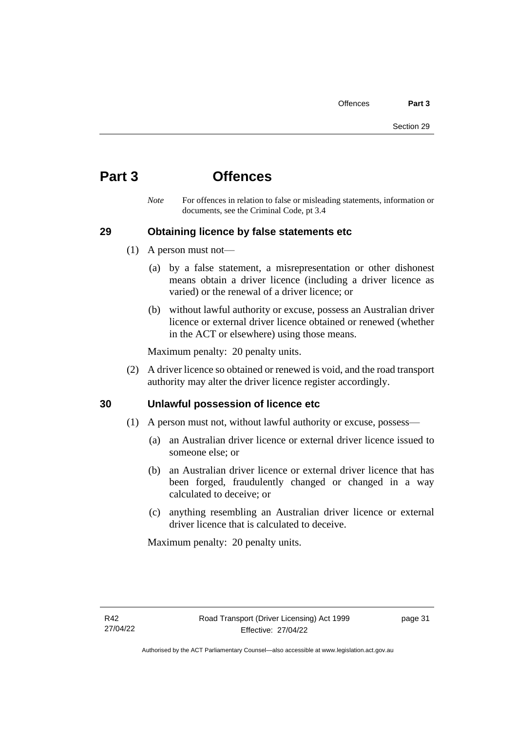# Part 3 Offences

*Note* For offences in relation to false or misleading statements, information or documents, see the Criminal Code, pt 3.4

## 29 Obtaining licence by false statements etc

(1) A person must not—

(a) by a false statement, a misrepresentation or other dishonest means obtain a driver licence (including a driver licence as varied) or the renewal of a driver licence; or

(b) without lawful authority or excuse, possess an Australian driver licence or external driver licence obtained or renewed (whether in the ACT or elsewhere) using those means.

Maximum penalty: 20 penalty units.

(2) A driver licence so obtained or renewed is void, and the road transport authority may alter the driver licence register accordingly.

## 30 Unlawful possession of licence etc

(1) A person must not, without lawful authority or excuse, possess—

(a) an Australian driver licence or external driver licence issued to someone else; or

(b) an Australian driver licence or external driver licence that has been forged, fraudulently changed or changed in a way calculated to deceive; or

(c) anything resembling an Australian driver licence or external driver licence that is calculated to deceive.

Maximum penalty: 20 penalty units.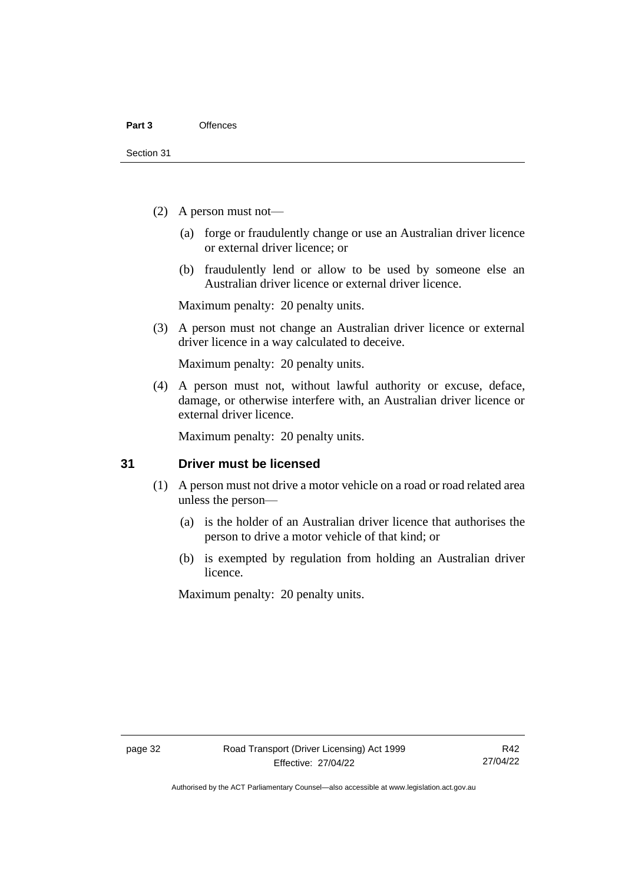(2) A person must not—

(a) forge or fraudulently change or use an Australian driver licence or external driver licence; or

(b) fraudulently lend or allow to be used by someone else an Australian driver licence or external driver licence.

Maximum penalty: 20 penalty units.

(3) A person must not change an Australian driver licence or external driver licence in a way calculated to deceive.

Maximum penalty: 20 penalty units.

(4) A person must not, without lawful authority or excuse, deface, damage, or otherwise interfere with, an Australian driver licence or external driver licence.

Maximum penalty: 20 penalty units.

### 31 Driver must be licensed

(1) A person must not drive a motor vehicle on a road or road related area unless the person—

(a) is the holder of an Australian driver licence that authorises the person to drive a motor vehicle of that kind; or

(b) is exempted by regulation from holding an Australian driver licence.

Maximum penalty: 20 penalty units.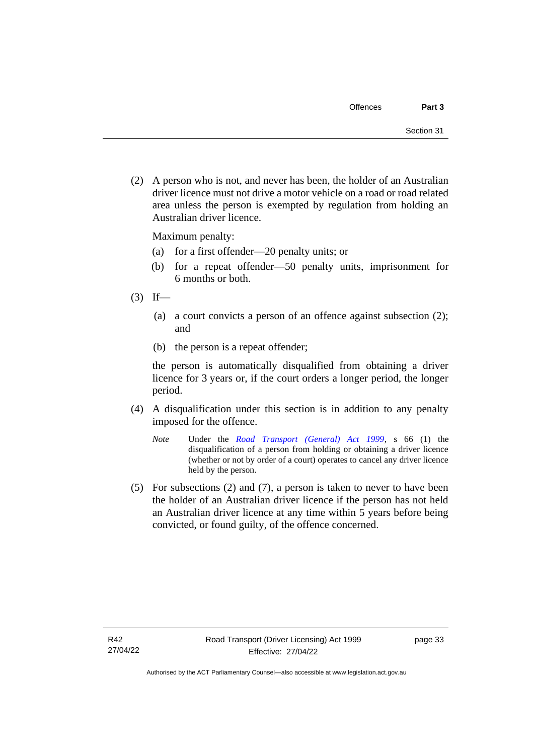(2) A person who is not, and never has been, the holder of an Australian driver licence must not drive a motor vehicle on a road or road related area unless the person is exempted by regulation from holding an Australian driver licence.

Maximum penalty:

(a) for a first offender—20 penalty units; or

(b) for a repeat offender—50 penalty units, imprisonment for 6 months or both.

(3) If—

(a) a court convicts a person of an offence against subsection (2); and

(b) the person is a repeat offender;

the person is automatically disqualified from obtaining a driver licence for 3 years or, if the court orders a longer period, the longer period.

(4) A disqualification under this section is in addition to any penalty imposed for the offence.

*Note* Under the *Road Transport (General) Act 1999*, s 66 (1) the disqualification of a person from holding or obtaining a driver licence (whether or not by order of a court) operates to cancel any driver licence held by the person.

(5) For subsections (2) and (7), a person is taken to never to have been the holder of an Australian driver licence if the person has not held an Australian driver licence at any time within 5 years before being convicted, or found guilty, of the offence concerned.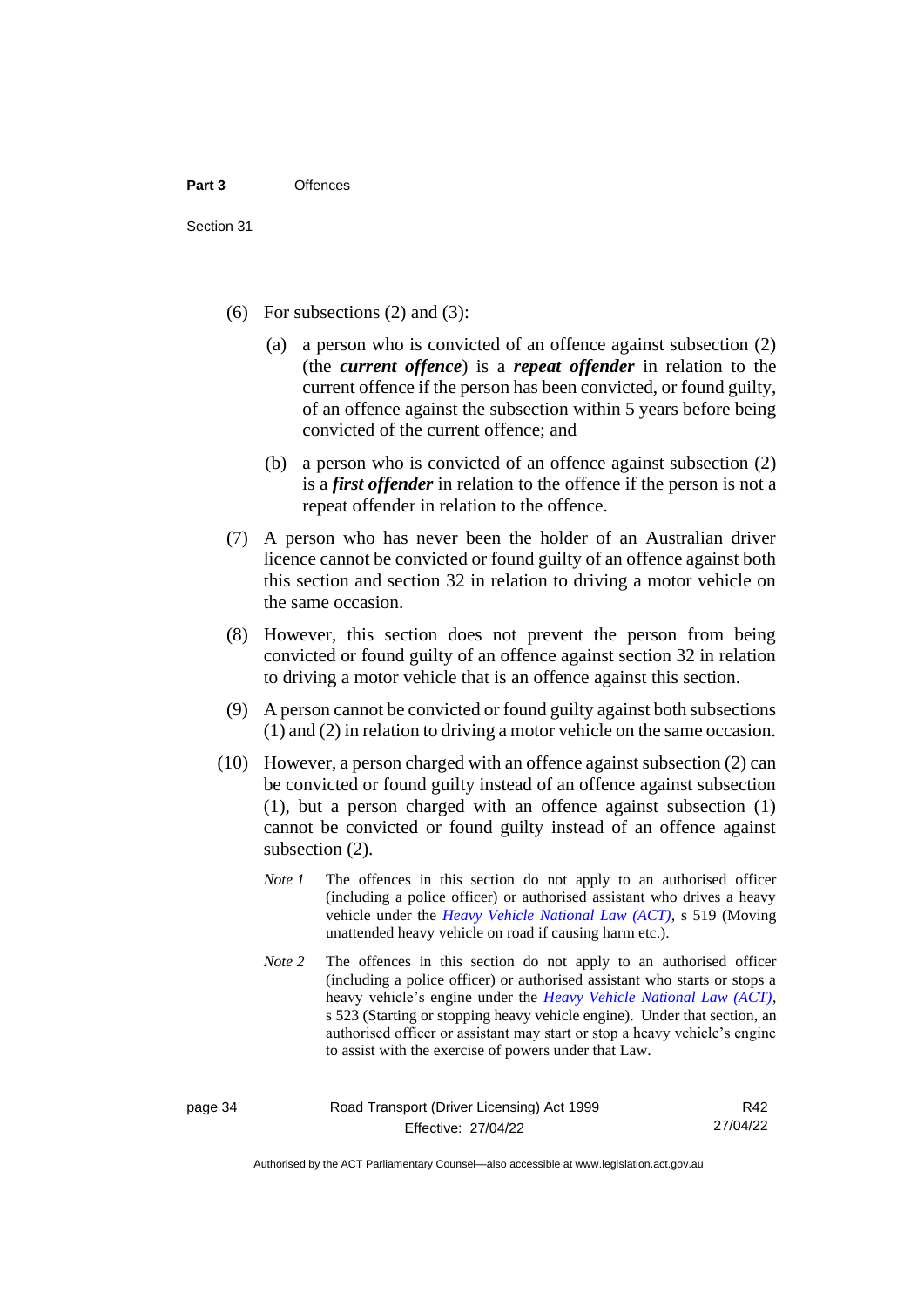(6) For subsections (2) and (3):

 (a) a person who is convicted of an offence against subsection (2) (the ***current offence***) is a ***repeat offender*** in relation to the current offence if the person has been convicted, or found guilty, of an offence against the subsection within 5 years before being convicted of the current offence; and

 (b) a person who is convicted of an offence against subsection (2) is a ***first offender*** in relation to the offence if the person is not a repeat offender in relation to the offence.

(7) A person who has never been the holder of an Australian driver licence cannot be convicted or found guilty of an offence against both this section and section 32 in relation to driving a motor vehicle on the same occasion.

(8) However, this section does not prevent the person from being convicted or found guilty of an offence against section 32 in relation to driving a motor vehicle that is an offence against this section.

(9) A person cannot be convicted or found guilty against both subsections (1) and (2) in relation to driving a motor vehicle on the same occasion.

(10) However, a person charged with an offence against subsection (2) can be convicted or found guilty instead of an offence against subsection (1), but a person charged with an offence against subsection (1) cannot be convicted or found guilty instead of an offence against subsection (2).

*Note 1* The offences in this section do not apply to an authorised officer (including a police officer) or authorised assistant who drives a heavy vehicle under the *Heavy Vehicle National Law (ACT)*, s 519 (Moving unattended heavy vehicle on road if causing harm etc.).

*Note 2* The offences in this section do not apply to an authorised officer (including a police officer) or authorised assistant who starts or stops a heavy vehicle's engine under the *Heavy Vehicle National Law (ACT)*, s 523 (Starting or stopping heavy vehicle engine). Under that section, an authorised officer or assistant may start or stop a heavy vehicle's engine to assist with the exercise of powers under that Law.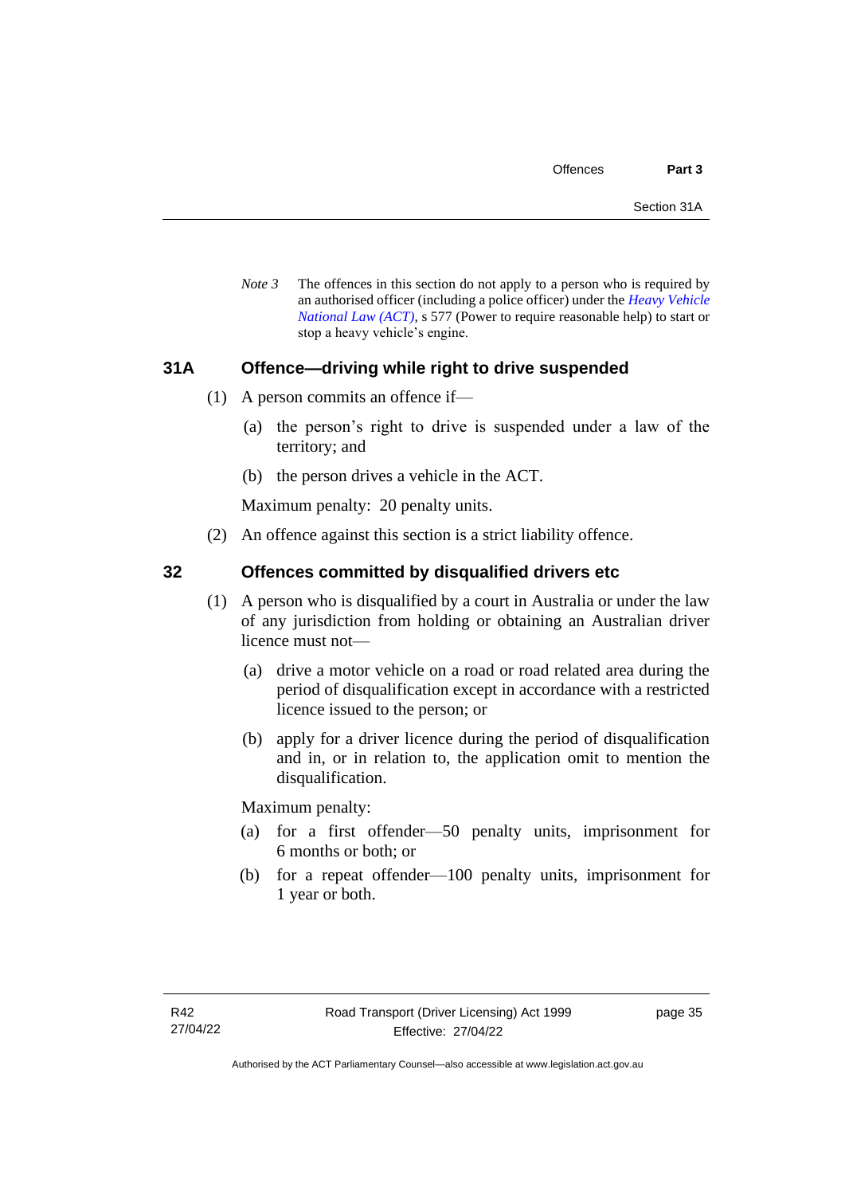*Note 3* The offences in this section do not apply to a person who is required by an authorised officer (including a police officer) under the *Heavy Vehicle National Law (ACT)*, s 577 (Power to require reasonable help) to start or stop a heavy vehicle's engine.

### 31A Offence—driving while right to drive suspended

(1) A person commits an offence if—

(a) the person's right to drive is suspended under a law of the territory; and

(b) the person drives a vehicle in the ACT.

Maximum penalty: 20 penalty units.

(2) An offence against this section is a strict liability offence.

### 32 Offences committed by disqualified drivers etc

(1) A person who is disqualified by a court in Australia or under the law of any jurisdiction from holding or obtaining an Australian driver licence must not—

(a) drive a motor vehicle on a road or road related area during the period of disqualification except in accordance with a restricted licence issued to the person; or

(b) apply for a driver licence during the period of disqualification and in, or in relation to, the application omit to mention the disqualification.

Maximum penalty:

(a) for a first offender—50 penalty units, imprisonment for 6 months or both; or

(b) for a repeat offender—100 penalty units, imprisonment for 1 year or both.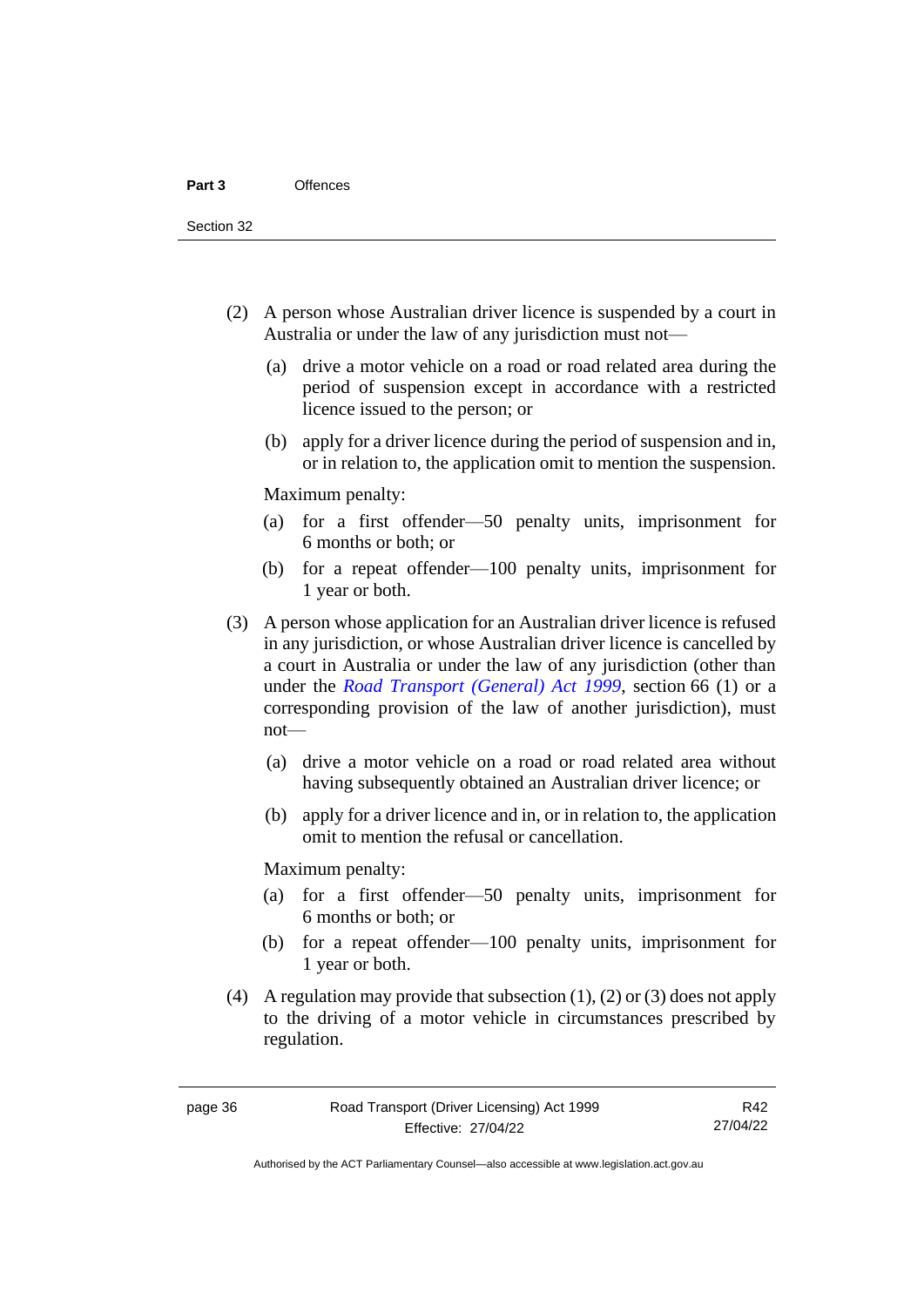(2) A person whose Australian driver licence is suspended by a court in Australia or under the law of any jurisdiction must not—

(a) drive a motor vehicle on a road or road related area during the period of suspension except in accordance with a restricted licence issued to the person; or

(b) apply for a driver licence during the period of suspension and in, or in relation to, the application omit to mention the suspension.

Maximum penalty:

(a) for a first offender—50 penalty units, imprisonment for 6 months or both; or

(b) for a repeat offender—100 penalty units, imprisonment for 1 year or both.

(3) A person whose application for an Australian driver licence is refused in any jurisdiction, or whose Australian driver licence is cancelled by a court in Australia or under the law of any jurisdiction (other than under the *Road Transport (General) Act 1999*, section 66 (1) or a corresponding provision of the law of another jurisdiction), must not—

(a) drive a motor vehicle on a road or road related area without having subsequently obtained an Australian driver licence; or

(b) apply for a driver licence and in, or in relation to, the application omit to mention the refusal or cancellation.

Maximum penalty:

(a) for a first offender—50 penalty units, imprisonment for 6 months or both; or

(b) for a repeat offender—100 penalty units, imprisonment for 1 year or both.

(4) A regulation may provide that subsection (1), (2) or (3) does not apply to the driving of a motor vehicle in circumstances prescribed by regulation.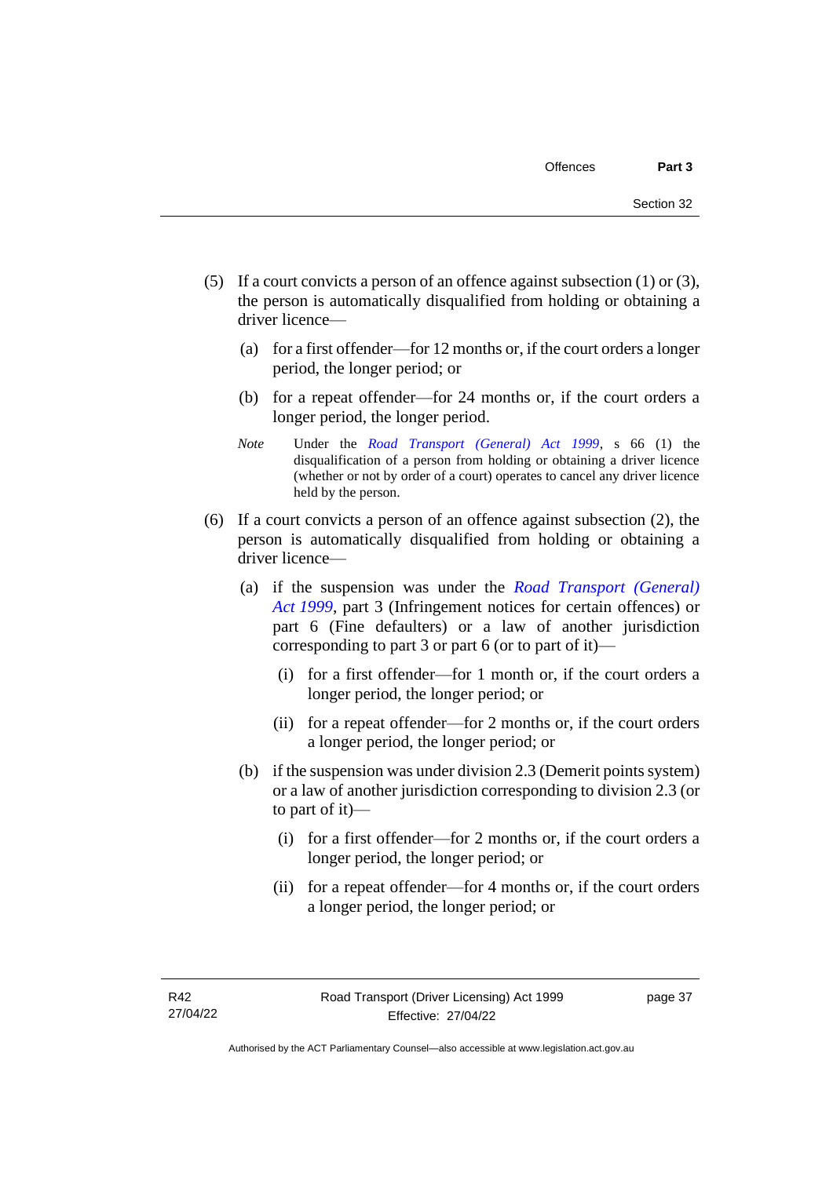(5) If a court convicts a person of an offence against subsection (1) or (3), the person is automatically disqualified from holding or obtaining a driver licence—

(a) for a first offender—for 12 months or, if the court orders a longer period, the longer period; or

(b) for a repeat offender—for 24 months or, if the court orders a longer period, the longer period.

*Note* Under the *Road Transport (General) Act 1999*, s 66 (1) the disqualification of a person from holding or obtaining a driver licence (whether or not by order of a court) operates to cancel any driver licence held by the person.

(6) If a court convicts a person of an offence against subsection (2), the person is automatically disqualified from holding or obtaining a driver licence—

(a) if the suspension was under the *Road Transport (General) Act 1999*, part 3 (Infringement notices for certain offences) or part 6 (Fine defaulters) or a law of another jurisdiction corresponding to part 3 or part 6 (or to part of it)—

(i) for a first offender—for 1 month or, if the court orders a longer period, the longer period; or

(ii) for a repeat offender—for 2 months or, if the court orders a longer period, the longer period; or

(b) if the suspension was under division 2.3 (Demerit points system) or a law of another jurisdiction corresponding to division 2.3 (or to part of it)—

(i) for a first offender—for 2 months or, if the court orders a longer period, the longer period; or

(ii) for a repeat offender—for 4 months or, if the court orders a longer period, the longer period; or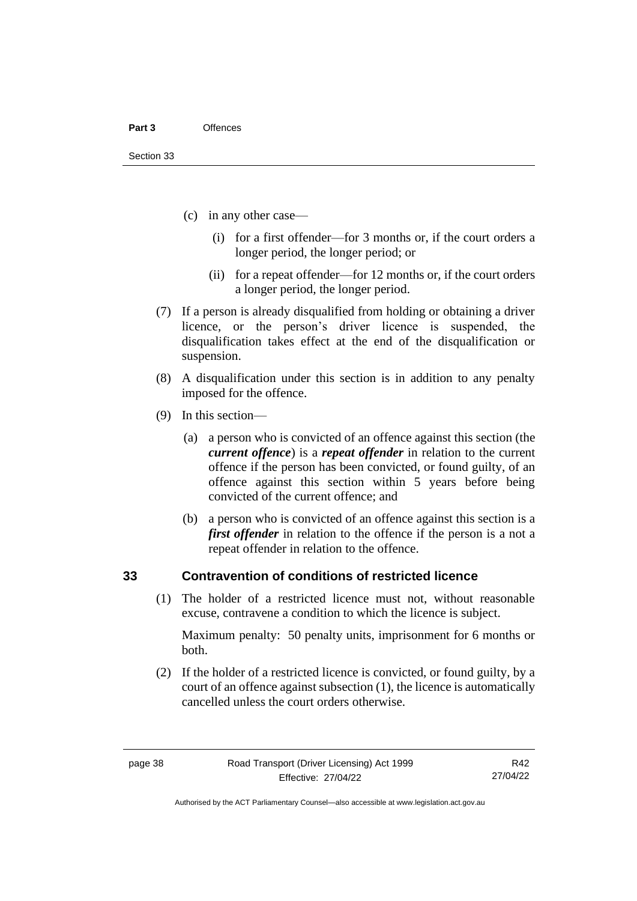(c) in any other case—

(i) for a first offender—for 3 months or, if the court orders a longer period, the longer period; or

(ii) for a repeat offender—for 12 months or, if the court orders a longer period, the longer period.

(7) If a person is already disqualified from holding or obtaining a driver licence, or the person's driver licence is suspended, the disqualification takes effect at the end of the disqualification or suspension.

(8) A disqualification under this section is in addition to any penalty imposed for the offence.

(9) In this section—

(a) a person who is convicted of an offence against this section (the ***current offence***) is a ***repeat offender*** in relation to the current offence if the person has been convicted, or found guilty, of an offence against this section within 5 years before being convicted of the current offence; and

(b) a person who is convicted of an offence against this section is a ***first offender*** in relation to the offence if the person is a not a repeat offender in relation to the offence.

## 33 Contravention of conditions of restricted licence

(1) The holder of a restricted licence must not, without reasonable excuse, contravene a condition to which the licence is subject.

Maximum penalty: 50 penalty units, imprisonment for 6 months or both.

(2) If the holder of a restricted licence is convicted, or found guilty, by a court of an offence against subsection (1), the licence is automatically cancelled unless the court orders otherwise.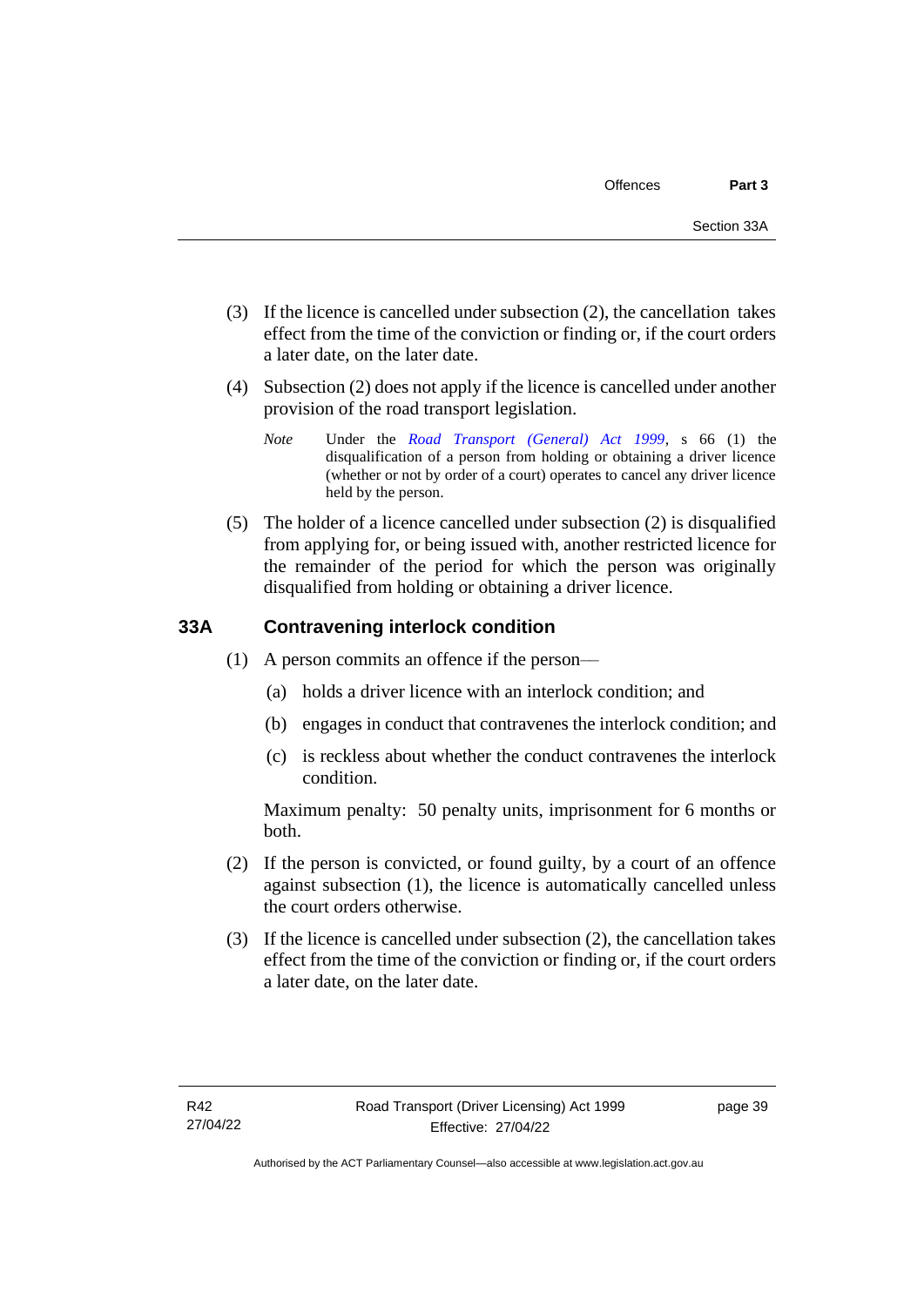(3) If the licence is cancelled under subsection (2), the cancellation takes effect from the time of the conviction or finding or, if the court orders a later date, on the later date.

(4) Subsection (2) does not apply if the licence is cancelled under another provision of the road transport legislation.

*Note* Under the *Road Transport (General) Act 1999*, s 66 (1) the disqualification of a person from holding or obtaining a driver licence (whether or not by order of a court) operates to cancel any driver licence held by the person.

(5) The holder of a licence cancelled under subsection (2) is disqualified from applying for, or being issued with, another restricted licence for the remainder of the period for which the person was originally disqualified from holding or obtaining a driver licence.

### 33A Contravening interlock condition

(1) A person commits an offence if the person—

(a) holds a driver licence with an interlock condition; and

(b) engages in conduct that contravenes the interlock condition; and

(c) is reckless about whether the conduct contravenes the interlock condition.

Maximum penalty: 50 penalty units, imprisonment for 6 months or both.

(2) If the person is convicted, or found guilty, by a court of an offence against subsection (1), the licence is automatically cancelled unless the court orders otherwise.

(3) If the licence is cancelled under subsection (2), the cancellation takes effect from the time of the conviction or finding or, if the court orders a later date, on the later date.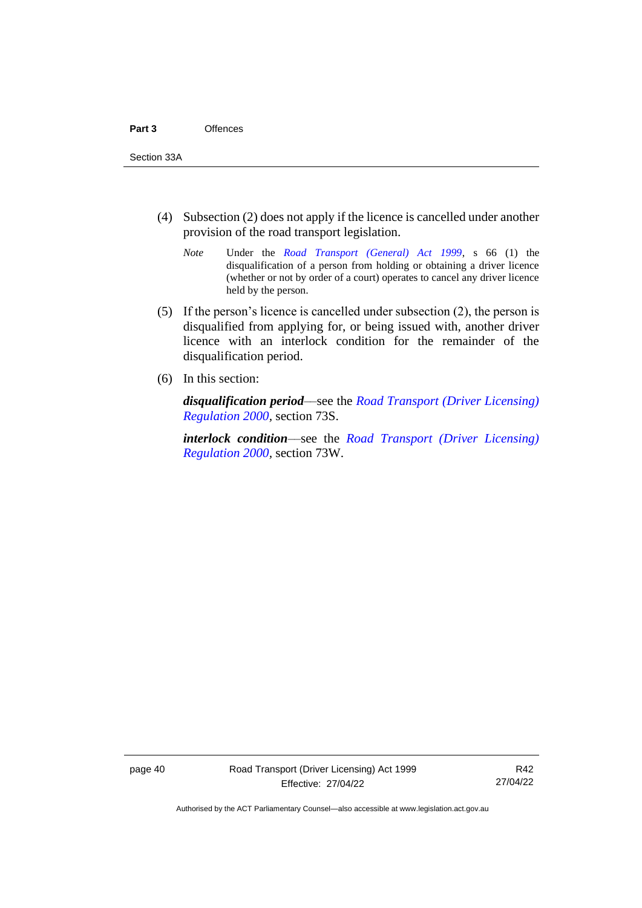(4) Subsection (2) does not apply if the licence is cancelled under another provision of the road transport legislation.

*Note* Under the *Road Transport (General) Act 1999*, s 66 (1) the disqualification of a person from holding or obtaining a driver licence (whether or not by order of a court) operates to cancel any driver licence held by the person.

(5) If the person's licence is cancelled under subsection (2), the person is disqualified from applying for, or being issued with, another driver licence with an interlock condition for the remainder of the disqualification period.

(6) In this section:

***disqualification period***—see the *Road Transport (Driver Licensing) Regulation 2000*, section 73S.

***interlock condition***—see the *Road Transport (Driver Licensing) Regulation 2000*, section 73W.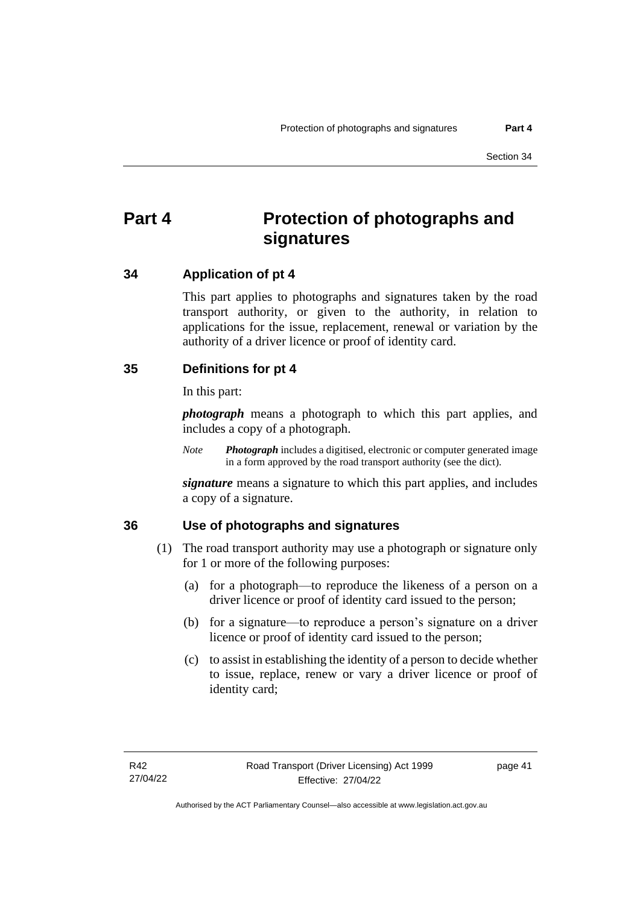# Part 4 Protection of photographs and signatures

## 34 Application of pt 4

This part applies to photographs and signatures taken by the road transport authority, or given to the authority, in relation to applications for the issue, replacement, renewal or variation by the authority of a driver licence or proof of identity card.

## 35 Definitions for pt 4

In this part:

***photograph*** means a photograph to which this part applies, and includes a copy of a photograph.

*Note* ***Photograph*** includes a digitised, electronic or computer generated image in a form approved by the road transport authority (see the dict).

***signature*** means a signature to which this part applies, and includes a copy of a signature.

## 36 Use of photographs and signatures

(1) The road transport authority may use a photograph or signature only for 1 or more of the following purposes:

(a) for a photograph—to reproduce the likeness of a person on a driver licence or proof of identity card issued to the person;

(b) for a signature—to reproduce a person's signature on a driver licence or proof of identity card issued to the person;

(c) to assist in establishing the identity of a person to decide whether to issue, replace, renew or vary a driver licence or proof of identity card;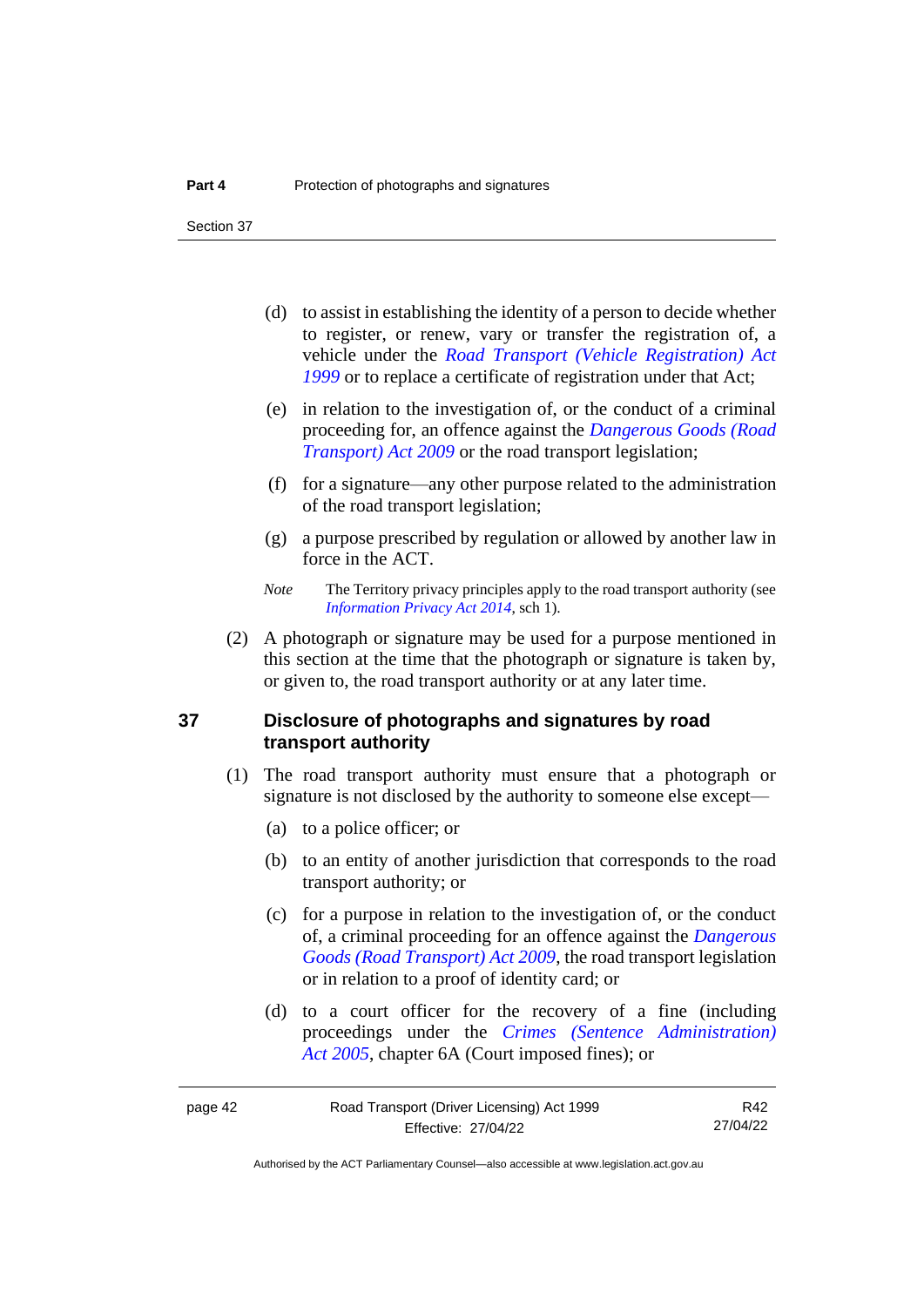(d) to assist in establishing the identity of a person to decide whether to register, or renew, vary or transfer the registration of, a vehicle under the *Road Transport (Vehicle Registration) Act 1999* or to replace a certificate of registration under that Act;

(e) in relation to the investigation of, or the conduct of a criminal proceeding for, an offence against the *Dangerous Goods (Road Transport) Act 2009* or the road transport legislation;

(f) for a signature—any other purpose related to the administration of the road transport legislation;

(g) a purpose prescribed by regulation or allowed by another law in force in the ACT.

*Note* The Territory privacy principles apply to the road transport authority (see *Information Privacy Act 2014*, sch 1).

(2) A photograph or signature may be used for a purpose mentioned in this section at the time that the photograph or signature is taken by, or given to, the road transport authority or at any later time.

## 37 Disclosure of photographs and signatures by road transport authority

(1) The road transport authority must ensure that a photograph or signature is not disclosed by the authority to someone else except—

(a) to a police officer; or

(b) to an entity of another jurisdiction that corresponds to the road transport authority; or

(c) for a purpose in relation to the investigation of, or the conduct of, a criminal proceeding for an offence against the *Dangerous Goods (Road Transport) Act 2009*, the road transport legislation or in relation to a proof of identity card; or

(d) to a court officer for the recovery of a fine (including proceedings under the *Crimes (Sentence Administration) Act 2005*, chapter 6A (Court imposed fines); or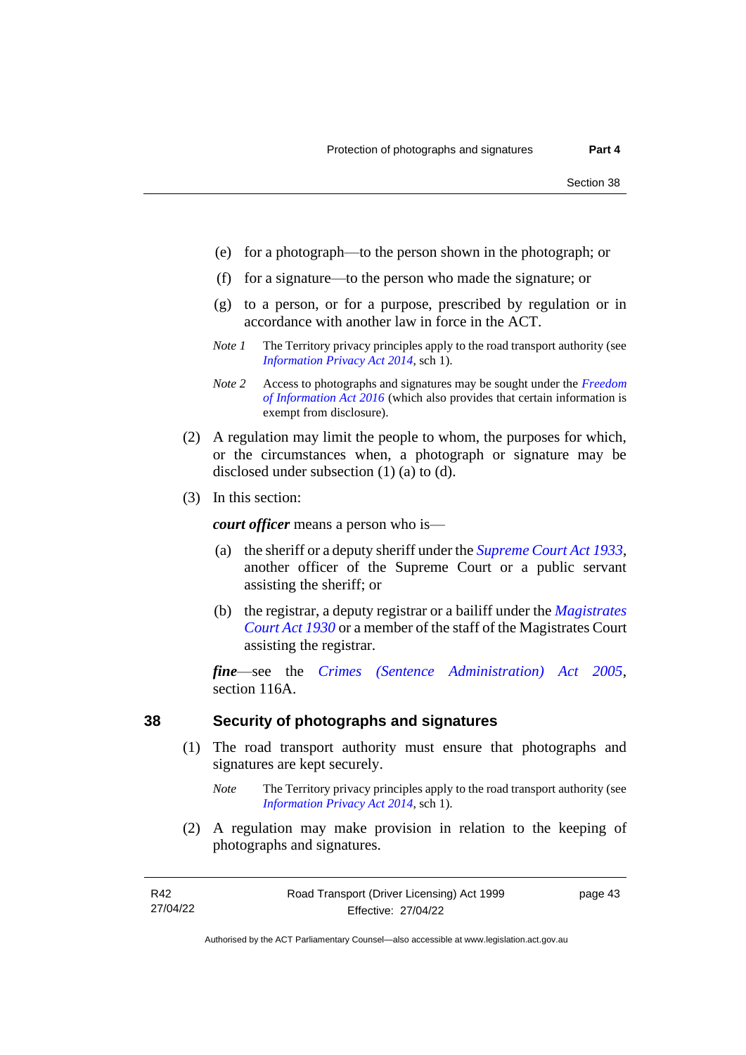(e) for a photograph—to the person shown in the photograph; or

(f) for a signature—to the person who made the signature; or

(g) to a person, or for a purpose, prescribed by regulation or in accordance with another law in force in the ACT.

*Note 1* The Territory privacy principles apply to the road transport authority (see *Information Privacy Act 2014*, sch 1).

*Note 2* Access to photographs and signatures may be sought under the *Freedom of Information Act 2016* (which also provides that certain information is exempt from disclosure).

(2) A regulation may limit the people to whom, the purposes for which, or the circumstances when, a photograph or signature may be disclosed under subsection (1) (a) to (d).

(3) In this section:

***court officer*** means a person who is—

(a) the sheriff or a deputy sheriff under the *Supreme Court Act 1933*, another officer of the Supreme Court or a public servant assisting the sheriff; or

(b) the registrar, a deputy registrar or a bailiff under the *Magistrates Court Act 1930* or a member of the staff of the Magistrates Court assisting the registrar.

***fine***—see the *Crimes (Sentence Administration) Act 2005*, section 116A.

## 38 Security of photographs and signatures

(1) The road transport authority must ensure that photographs and signatures are kept securely.

*Note* The Territory privacy principles apply to the road transport authority (see *Information Privacy Act 2014*, sch 1).

(2) A regulation may make provision in relation to the keeping of photographs and signatures.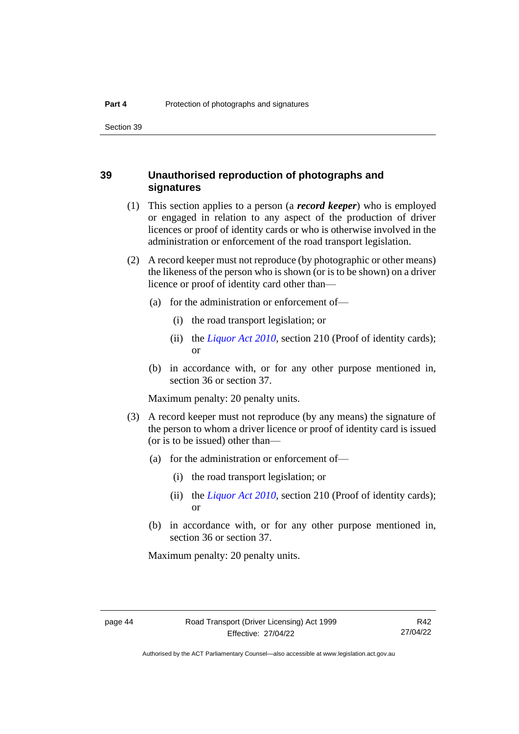## 39 Unauthorised reproduction of photographs and signatures

(1) This section applies to a person (a ***record keeper***) who is employed or engaged in relation to any aspect of the production of driver licences or proof of identity cards or who is otherwise involved in the administration or enforcement of the road transport legislation.

(2) A record keeper must not reproduce (by photographic or other means) the likeness of the person who is shown (or is to be shown) on a driver licence or proof of identity card other than—

   (a) for the administration or enforcement of—

      (i) the road transport legislation; or

      (ii) the *Liquor Act 2010*, section 210 (Proof of identity cards); or

   (b) in accordance with, or for any other purpose mentioned in, section 36 or section 37.

Maximum penalty: 20 penalty units.

(3) A record keeper must not reproduce (by any means) the signature of the person to whom a driver licence or proof of identity card is issued (or is to be issued) other than—

   (a) for the administration or enforcement of—

      (i) the road transport legislation; or

      (ii) the *Liquor Act 2010*, section 210 (Proof of identity cards); or

   (b) in accordance with, or for any other purpose mentioned in, section 36 or section 37.

Maximum penalty: 20 penalty units.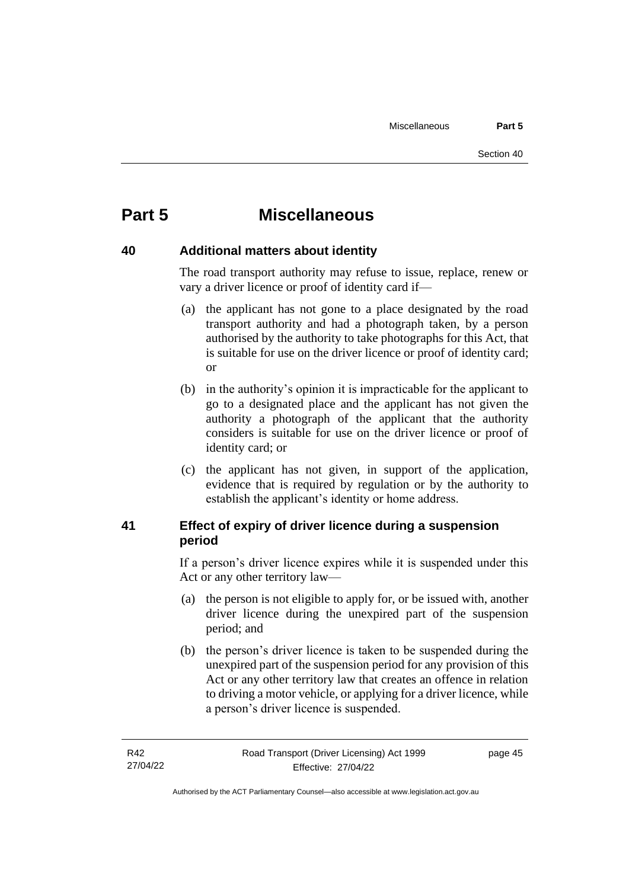# Part 5 Miscellaneous

## 40 Additional matters about identity

The road transport authority may refuse to issue, replace, renew or vary a driver licence or proof of identity card if—

(a) the applicant has not gone to a place designated by the road transport authority and had a photograph taken, by a person authorised by the authority to take photographs for this Act, that is suitable for use on the driver licence or proof of identity card; or

(b) in the authority's opinion it is impracticable for the applicant to go to a designated place and the applicant has not given the authority a photograph of the applicant that the authority considers is suitable for use on the driver licence or proof of identity card; or

(c) the applicant has not given, in support of the application, evidence that is required by regulation or by the authority to establish the applicant's identity or home address.

## 41 Effect of expiry of driver licence during a suspension period

If a person's driver licence expires while it is suspended under this Act or any other territory law—

(a) the person is not eligible to apply for, or be issued with, another driver licence during the unexpired part of the suspension period; and

(b) the person's driver licence is taken to be suspended during the unexpired part of the suspension period for any provision of this Act or any other territory law that creates an offence in relation to driving a motor vehicle, or applying for a driver licence, while a person's driver licence is suspended.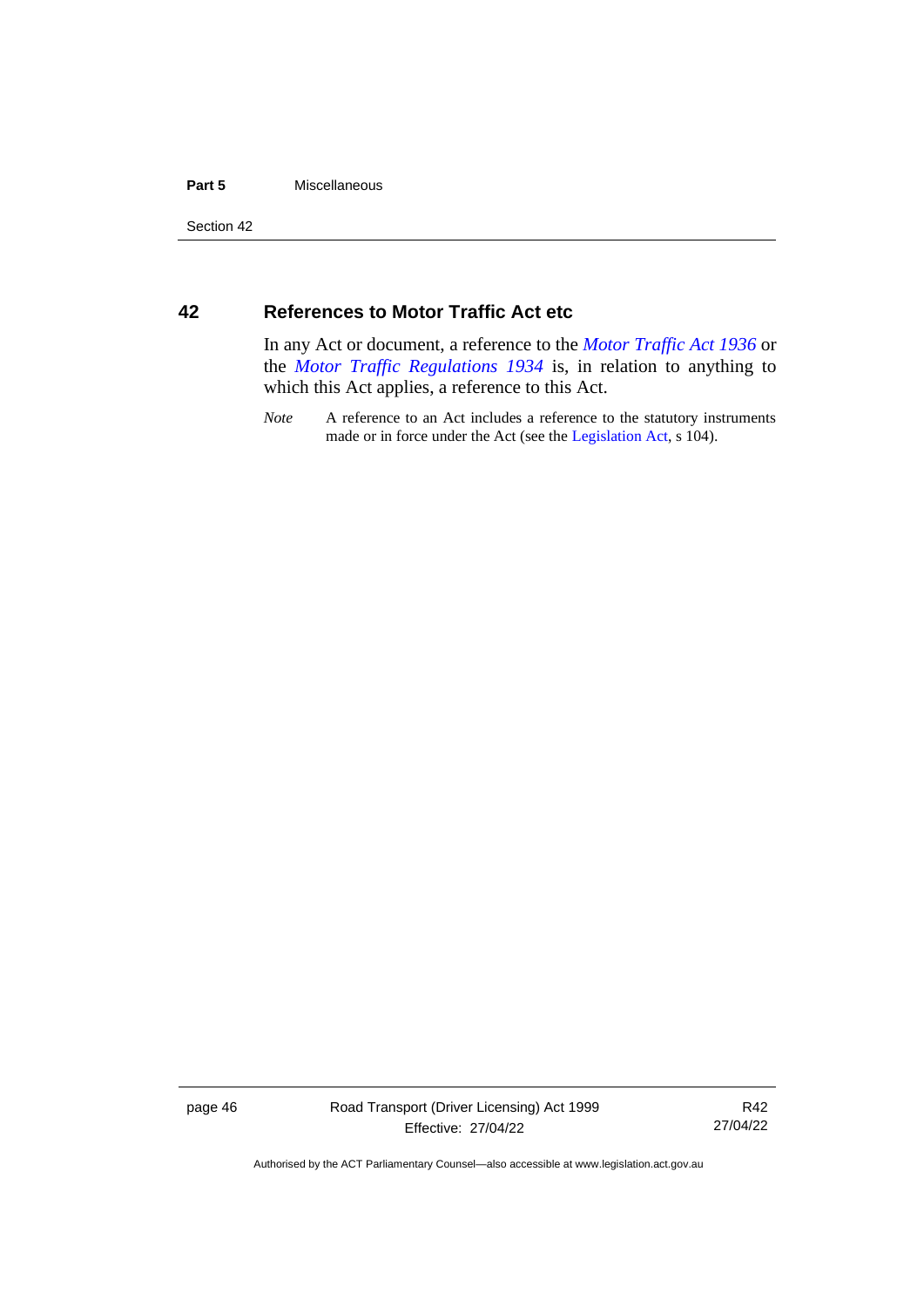## 42 References to Motor Traffic Act etc

In any Act or document, a reference to the *Motor Traffic Act 1936* or the *Motor Traffic Regulations 1934* is, in relation to anything to which this Act applies, a reference to this Act.

*Note* A reference to an Act includes a reference to the statutory instruments made or in force under the Act (see the Legislation Act, s 104).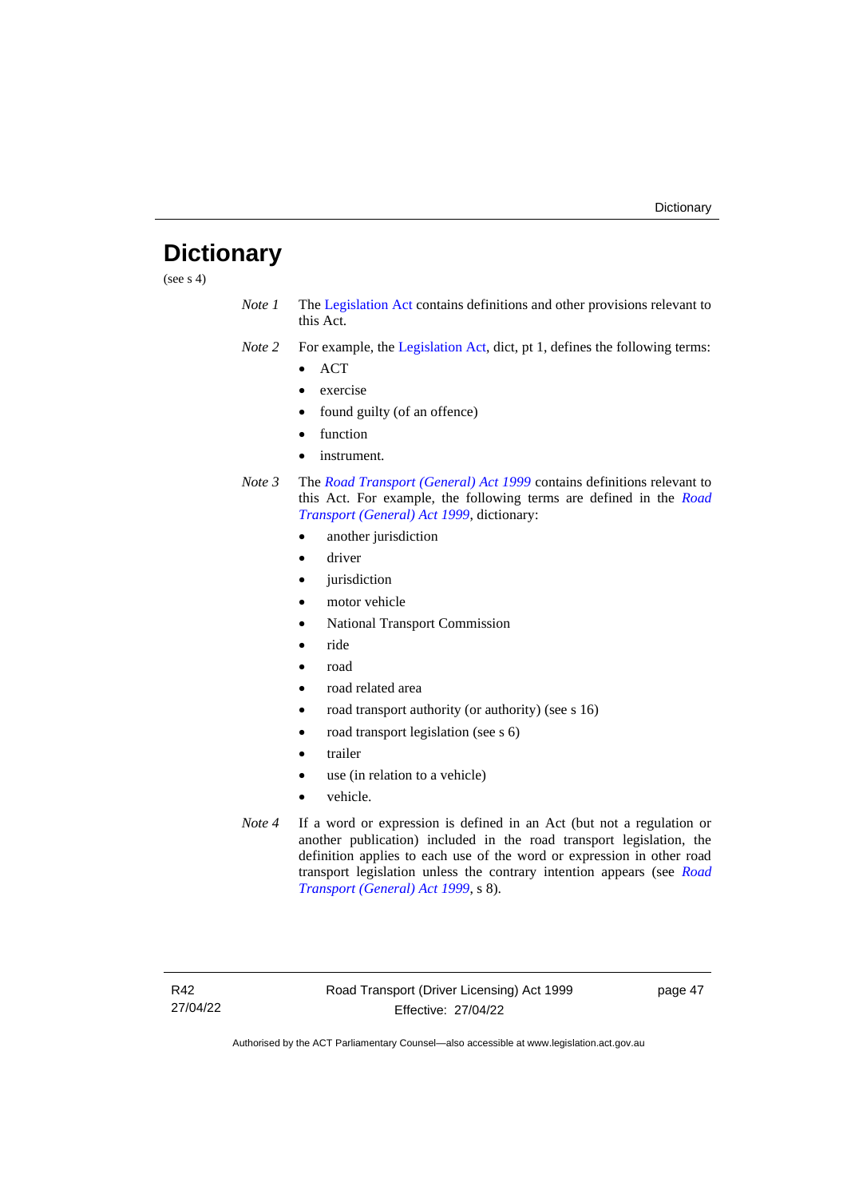# Dictionary

(see s 4)

*Note 1* The Legislation Act contains definitions and other provisions relevant to this Act.

*Note 2* For example, the Legislation Act, dict, pt 1, defines the following terms:

- ACT
- exercise
- found guilty (of an offence)
- function
- instrument.

*Note 3* The *Road Transport (General) Act 1999* contains definitions relevant to this Act. For example, the following terms are defined in the *Road Transport (General) Act 1999*, dictionary:

- another jurisdiction
- driver
- jurisdiction
- motor vehicle
- National Transport Commission
- ride
- road
- road related area
- road transport authority (or authority) (see s 16)
- road transport legislation (see s 6)
- trailer
- use (in relation to a vehicle)
- vehicle.

*Note 4* If a word or expression is defined in an Act (but not a regulation or another publication) included in the road transport legislation, the definition applies to each use of the word or expression in other road transport legislation unless the contrary intention appears (see *Road Transport (General) Act 1999*, s 8).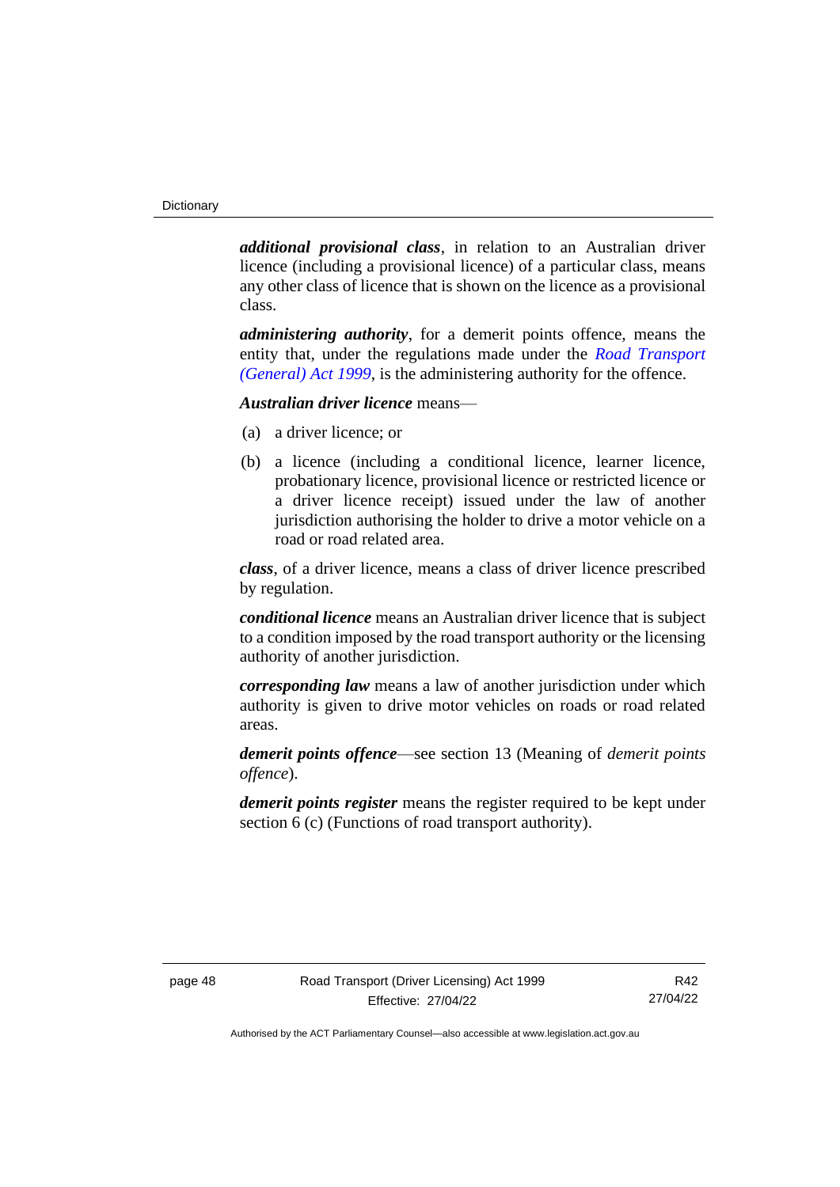***additional provisional class***, in relation to an Australian driver licence (including a provisional licence) of a particular class, means any other class of licence that is shown on the licence as a provisional class.

***administering authority***, for a demerit points offence, means the entity that, under the regulations made under the *Road Transport (General) Act 1999*, is the administering authority for the offence.

***Australian driver licence*** means—

(a) a driver licence; or

(b) a licence (including a conditional licence, learner licence, probationary licence, provisional licence or restricted licence or a driver licence receipt) issued under the law of another jurisdiction authorising the holder to drive a motor vehicle on a road or road related area.

***class***, of a driver licence, means a class of driver licence prescribed by regulation.

***conditional licence*** means an Australian driver licence that is subject to a condition imposed by the road transport authority or the licensing authority of another jurisdiction.

***corresponding law*** means a law of another jurisdiction under which authority is given to drive motor vehicles on roads or road related areas.

***demerit points offence***—see section 13 (Meaning of *demerit points offence*).

***demerit points register*** means the register required to be kept under section 6 (c) (Functions of road transport authority).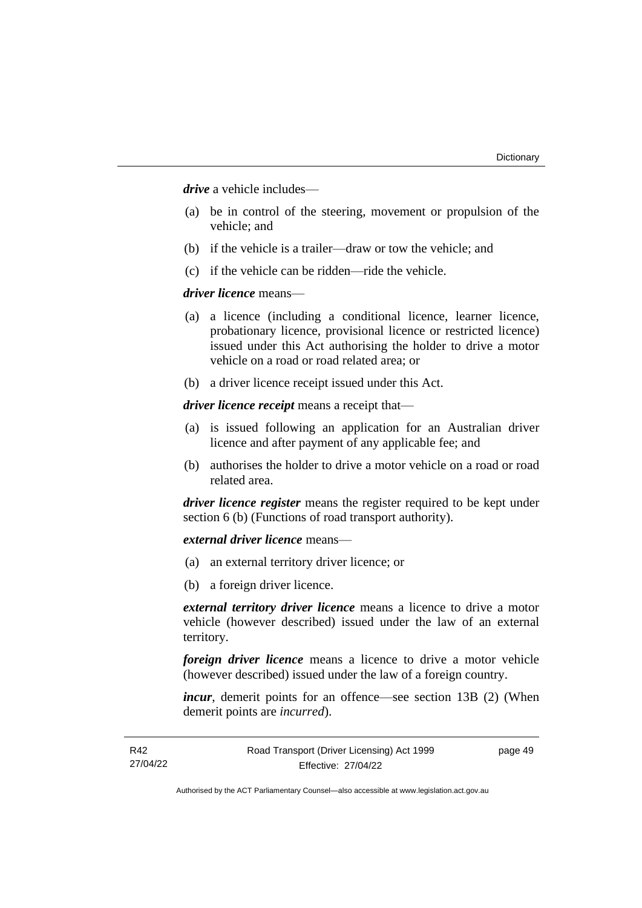***drive*** a vehicle includes—

(a) be in control of the steering, movement or propulsion of the vehicle; and

(b) if the vehicle is a trailer—draw or tow the vehicle; and

(c) if the vehicle can be ridden—ride the vehicle.

***driver licence*** means—

(a) a licence (including a conditional licence, learner licence, probationary licence, provisional licence or restricted licence) issued under this Act authorising the holder to drive a motor vehicle on a road or road related area; or

(b) a driver licence receipt issued under this Act.

***driver licence receipt*** means a receipt that—

(a) is issued following an application for an Australian driver licence and after payment of any applicable fee; and

(b) authorises the holder to drive a motor vehicle on a road or road related area.

***driver licence register*** means the register required to be kept under section 6 (b) (Functions of road transport authority).

***external driver licence*** means—

(a) an external territory driver licence; or

(b) a foreign driver licence.

***external territory driver licence*** means a licence to drive a motor vehicle (however described) issued under the law of an external territory.

***foreign driver licence*** means a licence to drive a motor vehicle (however described) issued under the law of a foreign country.

***incur***, demerit points for an offence—see section 13B (2) (When demerit points are *incurred*).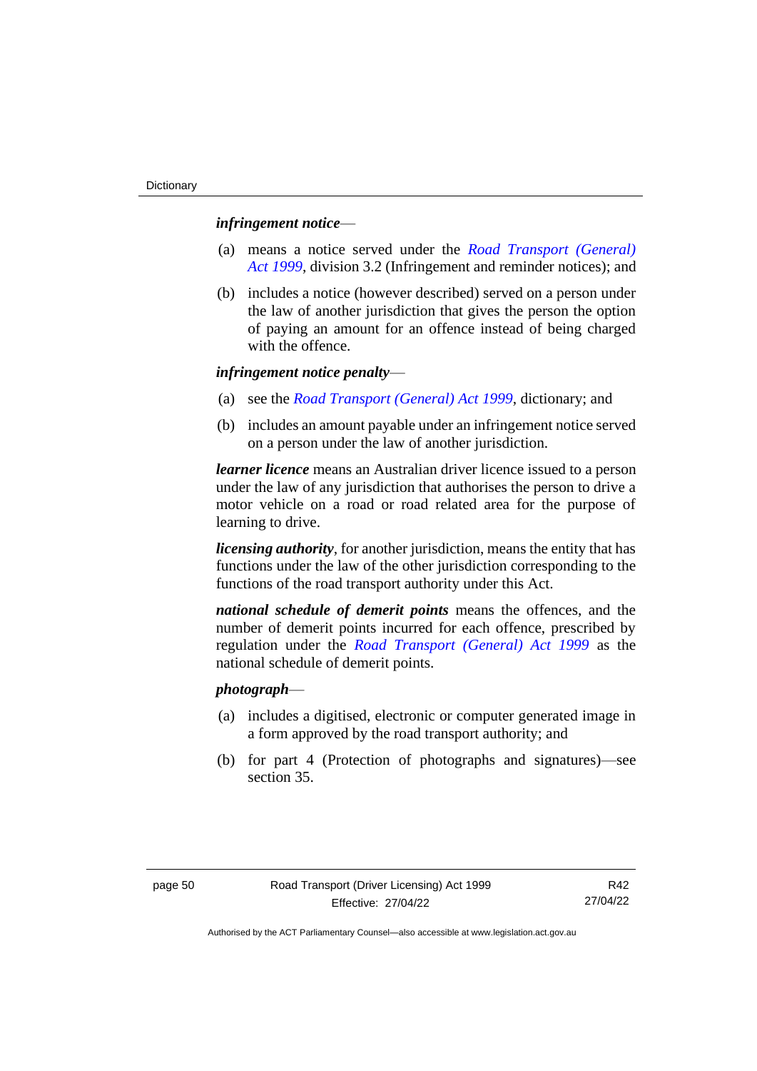***infringement notice***—

(a) means a notice served under the *Road Transport (General) Act 1999*, division 3.2 (Infringement and reminder notices); and

(b) includes a notice (however described) served on a person under the law of another jurisdiction that gives the person the option of paying an amount for an offence instead of being charged with the offence.

***infringement notice penalty***—

(a) see the *Road Transport (General) Act 1999*, dictionary; and

(b) includes an amount payable under an infringement notice served on a person under the law of another jurisdiction.

***learner licence*** means an Australian driver licence issued to a person under the law of any jurisdiction that authorises the person to drive a motor vehicle on a road or road related area for the purpose of learning to drive.

***licensing authority***, for another jurisdiction, means the entity that has functions under the law of the other jurisdiction corresponding to the functions of the road transport authority under this Act.

***national schedule of demerit points*** means the offences, and the number of demerit points incurred for each offence, prescribed by regulation under the *Road Transport (General) Act 1999* as the national schedule of demerit points.

***photograph***—

(a) includes a digitised, electronic or computer generated image in a form approved by the road transport authority; and

(b) for part 4 (Protection of photographs and signatures)—see section 35.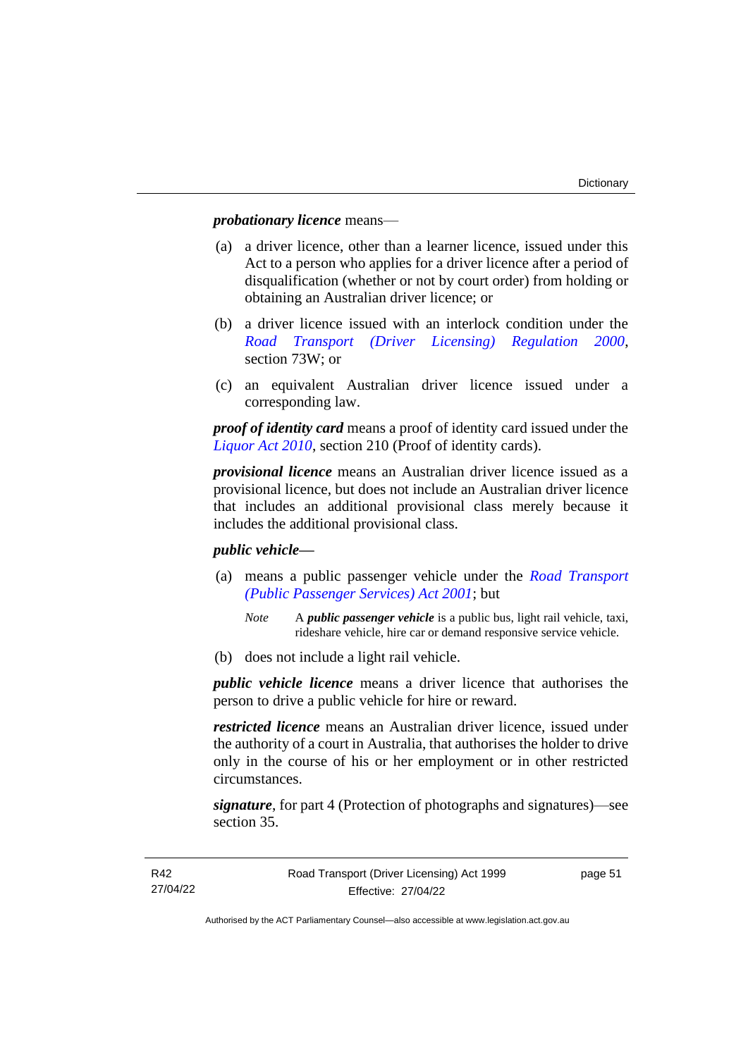***probationary licence*** means—

(a) a driver licence, other than a learner licence, issued under this Act to a person who applies for a driver licence after a period of disqualification (whether or not by court order) from holding or obtaining an Australian driver licence; or

(b) a driver licence issued with an interlock condition under the *Road Transport (Driver Licensing) Regulation 2000*, section 73W; or

(c) an equivalent Australian driver licence issued under a corresponding law.

***proof of identity card*** means a proof of identity card issued under the *Liquor Act 2010*, section 210 (Proof of identity cards).

***provisional licence*** means an Australian driver licence issued as a provisional licence, but does not include an Australian driver licence that includes an additional provisional class merely because it includes the additional provisional class.

***public vehicle***—

(a) means a public passenger vehicle under the *Road Transport (Public Passenger Services) Act 2001*; but

*Note* A ***public passenger vehicle*** is a public bus, light rail vehicle, taxi, rideshare vehicle, hire car or demand responsive service vehicle.

(b) does not include a light rail vehicle.

***public vehicle licence*** means a driver licence that authorises the person to drive a public vehicle for hire or reward.

***restricted licence*** means an Australian driver licence, issued under the authority of a court in Australia, that authorises the holder to drive only in the course of his or her employment or in other restricted circumstances.

***signature***, for part 4 (Protection of photographs and signatures)—see section 35.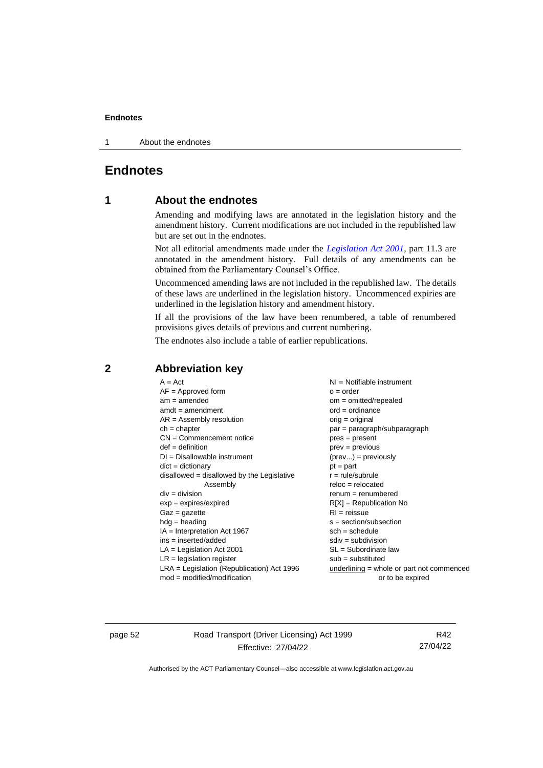# Endnotes

## 1 About the endnotes

Amending and modifying laws are annotated in the legislation history and the amendment history. Current modifications are not included in the republished law but are set out in the endnotes.

Not all editorial amendments made under the *Legislation Act 2001*, part 11.3 are annotated in the amendment history. Full details of any amendments can be obtained from the Parliamentary Counsel's Office.

Uncommenced amending laws are not included in the republished law. The details of these laws are underlined in the legislation history. Uncommenced expiries are underlined in the legislation history and amendment history.

If all the provisions of the law have been renumbered, a table of renumbered provisions gives details of previous and current numbering.

The endnotes also include a table of earlier republications.

## 2 Abbreviation key

A = Act
AF = Approved form
am = amended
amdt = amendment
AR = Assembly resolution
ch = chapter
CN = Commencement notice
def = definition
DI = Disallowable instrument
dict = dictionary
disallowed = disallowed by the Legislative Assembly
div = division
exp = expires/expired
Gaz = gazette
hdg = heading
IA = Interpretation Act 1967
ins = inserted/added
LA = Legislation Act 2001
LR = legislation register
LRA = Legislation (Republication) Act 1996
mod = modified/modification

NI = Notifiable instrument
o = order
om = omitted/repealed
ord = ordinance
orig = original
par = paragraph/subparagraph
pres = present
prev = previous
(prev...) = previously
pt = part
r = rule/subrule
reloc = relocated
renum = renumbered
R[X] = Republication No
RI = reissue
s = section/subsection
sch = schedule
sdiv = subdivision
SL = Subordinate law
sub = substituted
underlining = whole or part not commenced or to be expired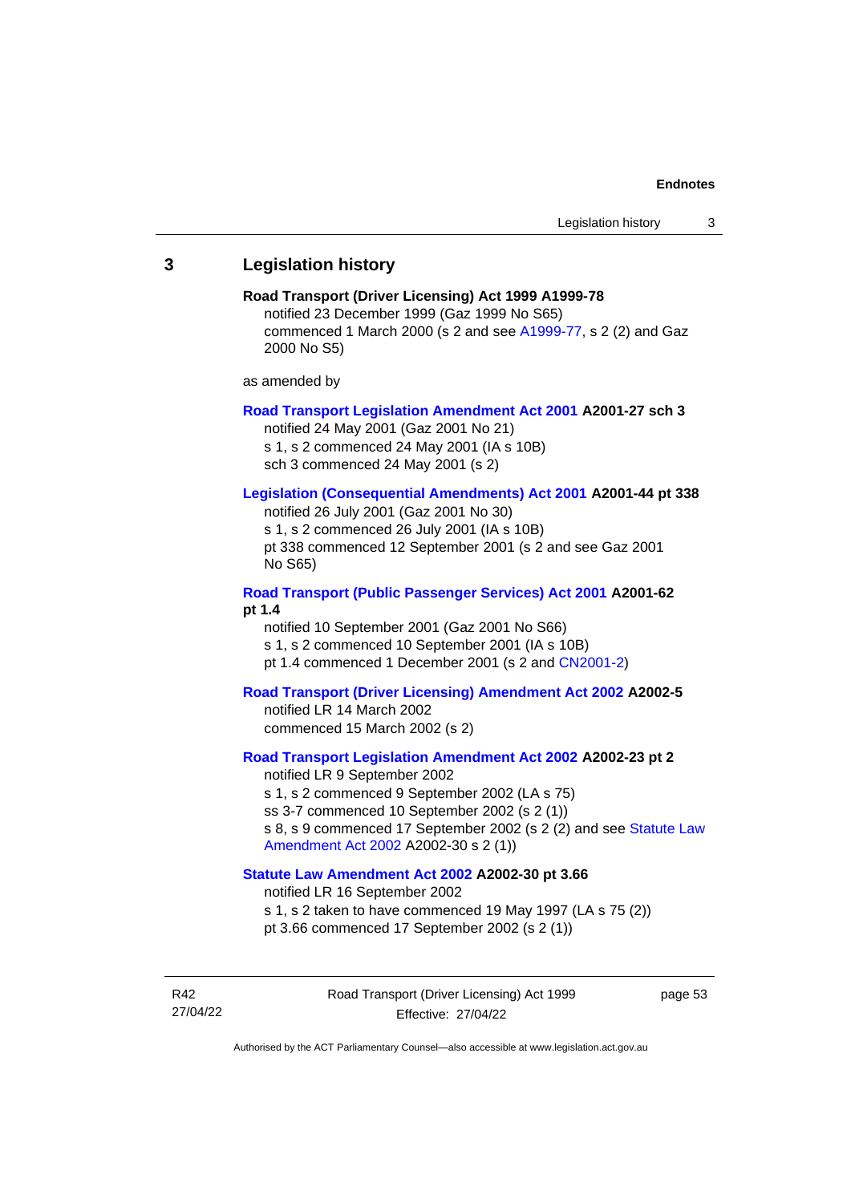## 3 Legislation history

**Road Transport (Driver Licensing) Act 1999 A1999-78**

notified 23 December 1999 (Gaz 1999 No S65)

commenced 1 March 2000 (s 2 and see A1999-77, s 2 (2) and Gaz 2000 No S5)

as amended by

**Road Transport Legislation Amendment Act 2001 A2001-27 sch 3**

notified 24 May 2001 (Gaz 2001 No 21)

s 1, s 2 commenced 24 May 2001 (IA s 10B)

sch 3 commenced 24 May 2001 (s 2)

**Legislation (Consequential Amendments) Act 2001 A2001-44 pt 338**

notified 26 July 2001 (Gaz 2001 No 30)

s 1, s 2 commenced 26 July 2001 (IA s 10B)

pt 338 commenced 12 September 2001 (s 2 and see Gaz 2001 No S65)

**Road Transport (Public Passenger Services) Act 2001 A2001-62 pt 1.4**

notified 10 September 2001 (Gaz 2001 No S66)

s 1, s 2 commenced 10 September 2001 (IA s 10B)

pt 1.4 commenced 1 December 2001 (s 2 and CN2001-2)

**Road Transport (Driver Licensing) Amendment Act 2002 A2002-5**

notified LR 14 March 2002

commenced 15 March 2002 (s 2)

**Road Transport Legislation Amendment Act 2002 A2002-23 pt 2**

notified LR 9 September 2002

s 1, s 2 commenced 9 September 2002 (LA s 75)

ss 3-7 commenced 10 September 2002 (s 2 (1))

s 8, s 9 commenced 17 September 2002 (s 2 (2) and see Statute Law Amendment Act 2002 A2002-30 s 2 (1))

**Statute Law Amendment Act 2002 A2002-30 pt 3.66**

notified LR 16 September 2002

s 1, s 2 taken to have commenced 19 May 1997 (LA s 75 (2))

pt 3.66 commenced 17 September 2002 (s 2 (1))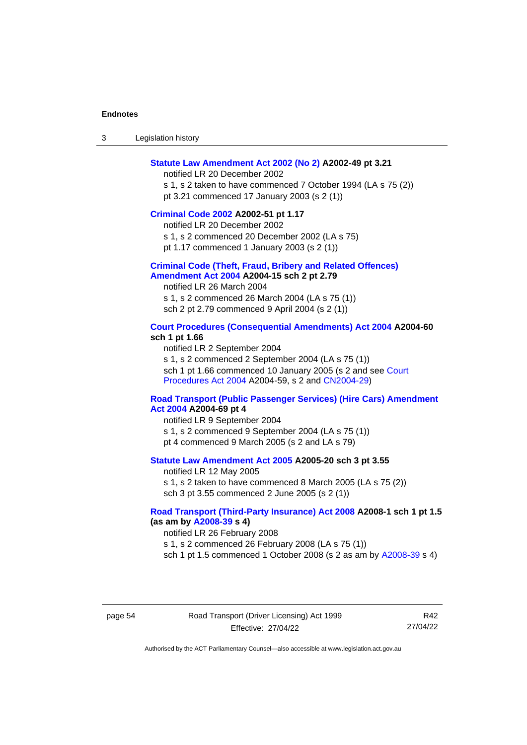**Statute Law Amendment Act 2002 (No 2) A2002-49 pt 3.21**

notified LR 20 December 2002

s 1, s 2 taken to have commenced 7 October 1994 (LA s 75 (2))

pt 3.21 commenced 17 January 2003 (s 2 (1))

**Criminal Code 2002 A2002-51 pt 1.17**

notified LR 20 December 2002

s 1, s 2 commenced 20 December 2002 (LA s 75)

pt 1.17 commenced 1 January 2003 (s 2 (1))

**Criminal Code (Theft, Fraud, Bribery and Related Offences) Amendment Act 2004 A2004-15 sch 2 pt 2.79**

notified LR 26 March 2004

s 1, s 2 commenced 26 March 2004 (LA s 75 (1))

sch 2 pt 2.79 commenced 9 April 2004 (s 2 (1))

**Court Procedures (Consequential Amendments) Act 2004 A2004-60 sch 1 pt 1.66**

notified LR 2 September 2004

s 1, s 2 commenced 2 September 2004 (LA s 75 (1))

sch 1 pt 1.66 commenced 10 January 2005 (s 2 and see Court Procedures Act 2004 A2004-59, s 2 and CN2004-29)

**Road Transport (Public Passenger Services) (Hire Cars) Amendment Act 2004 A2004-69 pt 4**

notified LR 9 September 2004

s 1, s 2 commenced 9 September 2004 (LA s 75 (1))

pt 4 commenced 9 March 2005 (s 2 and LA s 79)

**Statute Law Amendment Act 2005 A2005-20 sch 3 pt 3.55**

notified LR 12 May 2005

s 1, s 2 taken to have commenced 8 March 2005 (LA s 75 (2))

sch 3 pt 3.55 commenced 2 June 2005 (s 2 (1))

**Road Transport (Third-Party Insurance) Act 2008 A2008-1 sch 1 pt 1.5 (as am by A2008-39 s 4)**

notified LR 26 February 2008

s 1, s 2 commenced 26 February 2008 (LA s 75 (1))

sch 1 pt 1.5 commenced 1 October 2008 (s 2 as am by A2008-39 s 4)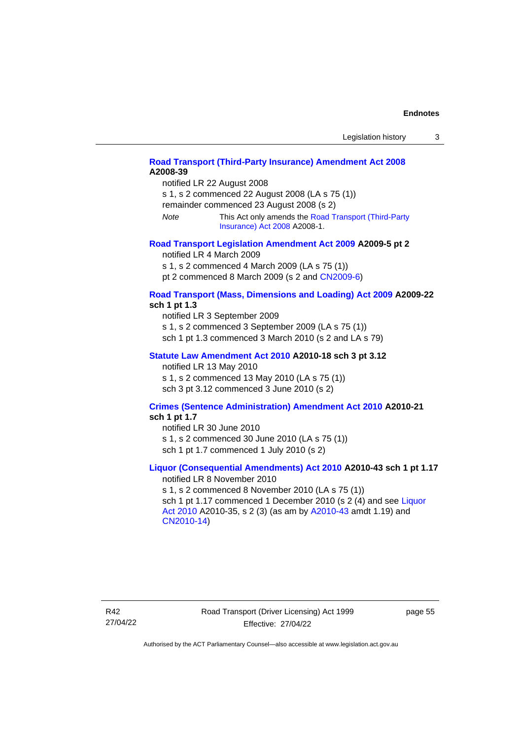**Road Transport (Third-Party Insurance) Amendment Act 2008 A2008-39**

notified LR 22 August 2008

s 1, s 2 commenced 22 August 2008 (LA s 75 (1))

remainder commenced 23 August 2008 (s 2)

*Note* This Act only amends the Road Transport (Third-Party Insurance) Act 2008 A2008-1.

**Road Transport Legislation Amendment Act 2009 A2009-5 pt 2**

notified LR 4 March 2009

s 1, s 2 commenced 4 March 2009 (LA s 75 (1))

pt 2 commenced 8 March 2009 (s 2 and CN2009-6)

**Road Transport (Mass, Dimensions and Loading) Act 2009 A2009-22 sch 1 pt 1.3**

notified LR 3 September 2009

s 1, s 2 commenced 3 September 2009 (LA s 75 (1))

sch 1 pt 1.3 commenced 3 March 2010 (s 2 and LA s 79)

**Statute Law Amendment Act 2010 A2010-18 sch 3 pt 3.12**

notified LR 13 May 2010

s 1, s 2 commenced 13 May 2010 (LA s 75 (1))

sch 3 pt 3.12 commenced 3 June 2010 (s 2)

**Crimes (Sentence Administration) Amendment Act 2010 A2010-21 sch 1 pt 1.7**

notified LR 30 June 2010

s 1, s 2 commenced 30 June 2010 (LA s 75 (1))

sch 1 pt 1.7 commenced 1 July 2010 (s 2)

**Liquor (Consequential Amendments) Act 2010 A2010-43 sch 1 pt 1.17**

notified LR 8 November 2010

s 1, s 2 commenced 8 November 2010 (LA s 75 (1))

sch 1 pt 1.17 commenced 1 December 2010 (s 2 (4) and see Liquor Act 2010 A2010-35, s 2 (3) (as am by A2010-43 amdt 1.19) and CN2010-14)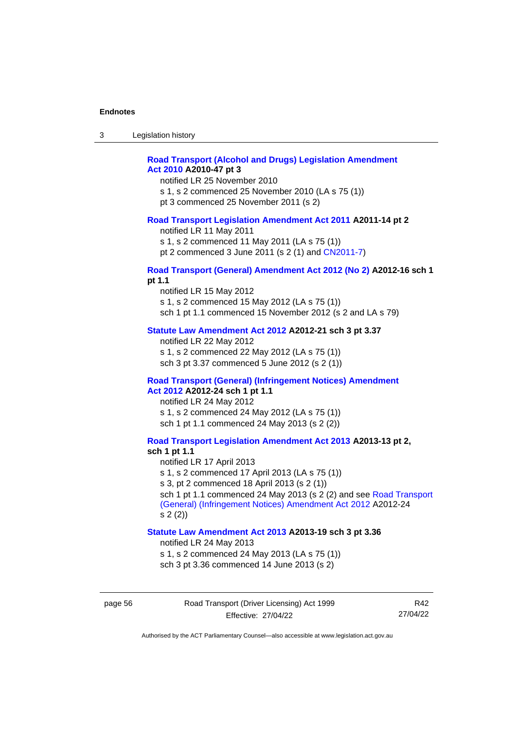**Road Transport (Alcohol and Drugs) Legislation Amendment Act 2010 A2010-47 pt 3**

notified LR 25 November 2010

s 1, s 2 commenced 25 November 2010 (LA s 75 (1))

pt 3 commenced 25 November 2011 (s 2)

**Road Transport Legislation Amendment Act 2011 A2011-14 pt 2**

notified LR 11 May 2011

s 1, s 2 commenced 11 May 2011 (LA s 75 (1))

pt 2 commenced 3 June 2011 (s 2 (1) and CN2011-7)

**Road Transport (General) Amendment Act 2012 (No 2) A2012-16 sch 1 pt 1.1**

notified LR 15 May 2012

s 1, s 2 commenced 15 May 2012 (LA s 75 (1))

sch 1 pt 1.1 commenced 15 November 2012 (s 2 and LA s 79)

**Statute Law Amendment Act 2012 A2012-21 sch 3 pt 3.37**

notified LR 22 May 2012

s 1, s 2 commenced 22 May 2012 (LA s 75 (1))

sch 3 pt 3.37 commenced 5 June 2012 (s 2 (1))

**Road Transport (General) (Infringement Notices) Amendment Act 2012 A2012-24 sch 1 pt 1.1**

notified LR 24 May 2012

s 1, s 2 commenced 24 May 2012 (LA s 75 (1))

sch 1 pt 1.1 commenced 24 May 2013 (s 2 (2))

**Road Transport Legislation Amendment Act 2013 A2013-13 pt 2, sch 1 pt 1.1**

notified LR 17 April 2013

s 1, s 2 commenced 17 April 2013 (LA s 75 (1))

s 3, pt 2 commenced 18 April 2013 (s 2 (1))

sch 1 pt 1.1 commenced 24 May 2013 (s 2 (2) and see Road Transport (General) (Infringement Notices) Amendment Act 2012 A2012-24 s 2 (2))

**Statute Law Amendment Act 2013 A2013-19 sch 3 pt 3.36**

notified LR 24 May 2013

s 1, s 2 commenced 24 May 2013 (LA s 75 (1))

sch 3 pt 3.36 commenced 14 June 2013 (s 2)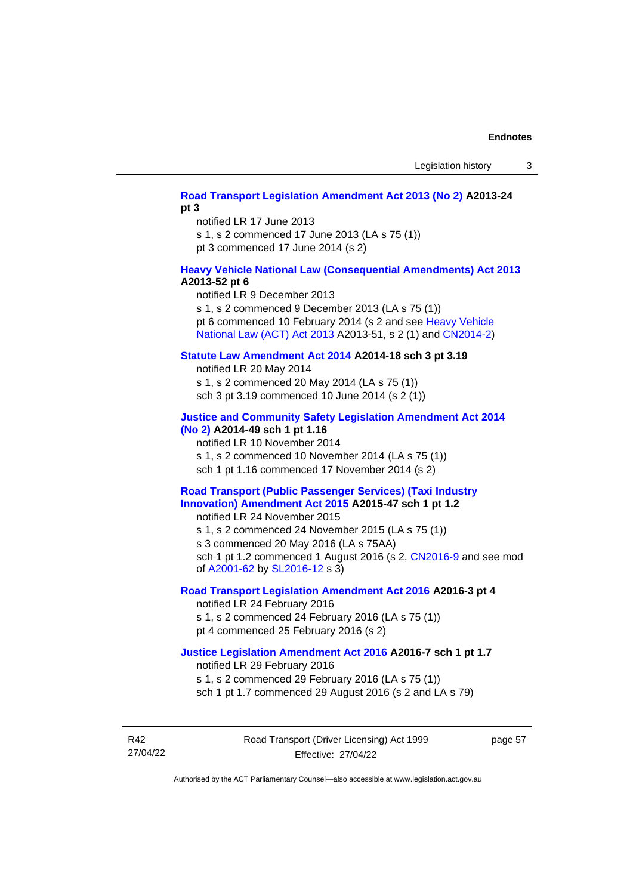**Road Transport Legislation Amendment Act 2013 (No 2) A2013-24 pt 3**

notified LR 17 June 2013
s 1, s 2 commenced 17 June 2013 (LA s 75 (1))
pt 3 commenced 17 June 2014 (s 2)

**Heavy Vehicle National Law (Consequential Amendments) Act 2013 A2013-52 pt 6**

notified LR 9 December 2013
s 1, s 2 commenced 9 December 2013 (LA s 75 (1))
pt 6 commenced 10 February 2014 (s 2 and see Heavy Vehicle National Law (ACT) Act 2013 A2013-51, s 2 (1) and CN2014-2)

**Statute Law Amendment Act 2014 A2014-18 sch 3 pt 3.19**

notified LR 20 May 2014
s 1, s 2 commenced 20 May 2014 (LA s 75 (1))
sch 3 pt 3.19 commenced 10 June 2014 (s 2 (1))

**Justice and Community Safety Legislation Amendment Act 2014 (No 2) A2014-49 sch 1 pt 1.16**

notified LR 10 November 2014
s 1, s 2 commenced 10 November 2014 (LA s 75 (1))
sch 1 pt 1.16 commenced 17 November 2014 (s 2)

**Road Transport (Public Passenger Services) (Taxi Industry Innovation) Amendment Act 2015 A2015-47 sch 1 pt 1.2**

notified LR 24 November 2015
s 1, s 2 commenced 24 November 2015 (LA s 75 (1))
s 3 commenced 20 May 2016 (LA s 75AA)
sch 1 pt 1.2 commenced 1 August 2016 (s 2, CN2016-9 and see mod of A2001-62 by SL2016-12 s 3)

**Road Transport Legislation Amendment Act 2016 A2016-3 pt 4**

notified LR 24 February 2016
s 1, s 2 commenced 24 February 2016 (LA s 75 (1))
pt 4 commenced 25 February 2016 (s 2)

**Justice Legislation Amendment Act 2016 A2016-7 sch 1 pt 1.7**

notified LR 29 February 2016
s 1, s 2 commenced 29 February 2016 (LA s 75 (1))
sch 1 pt 1.7 commenced 29 August 2016 (s 2 and LA s 79)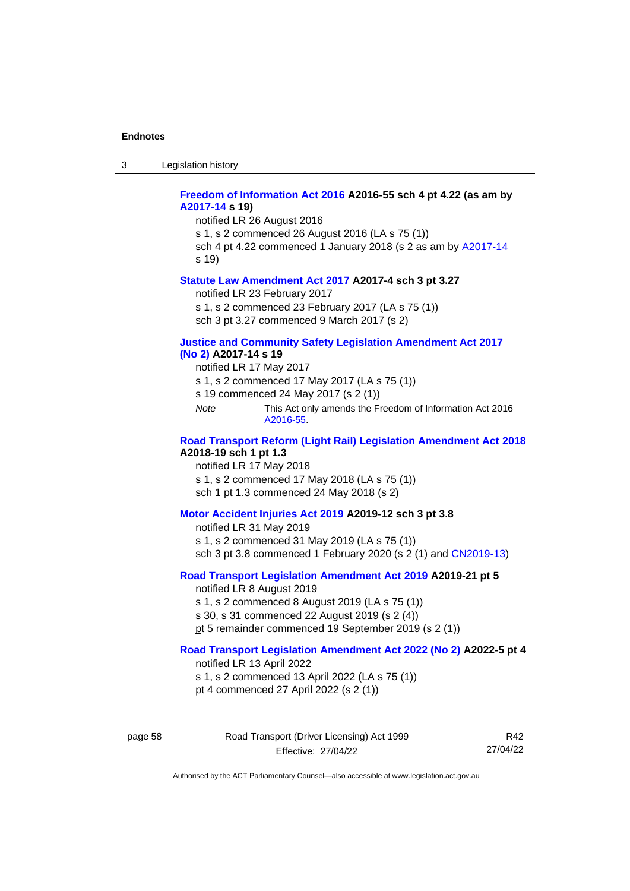**Freedom of Information Act 2016 A2016-55 sch 4 pt 4.22 (as am by A2017-14 s 19)**

notified LR 26 August 2016

s 1, s 2 commenced 26 August 2016 (LA s 75 (1))

sch 4 pt 4.22 commenced 1 January 2018 (s 2 as am by A2017-14 s 19)

**Statute Law Amendment Act 2017 A2017-4 sch 3 pt 3.27**

notified LR 23 February 2017

s 1, s 2 commenced 23 February 2017 (LA s 75 (1))

sch 3 pt 3.27 commenced 9 March 2017 (s 2)

**Justice and Community Safety Legislation Amendment Act 2017 (No 2) A2017-14 s 19**

notified LR 17 May 2017

s 1, s 2 commenced 17 May 2017 (LA s 75 (1))

s 19 commenced 24 May 2017 (s 2 (1))

*Note* This Act only amends the Freedom of Information Act 2016 A2016-55.

**Road Transport Reform (Light Rail) Legislation Amendment Act 2018 A2018-19 sch 1 pt 1.3**

notified LR 17 May 2018

s 1, s 2 commenced 17 May 2018 (LA s 75 (1))

sch 1 pt 1.3 commenced 24 May 2018 (s 2)

**Motor Accident Injuries Act 2019 A2019-12 sch 3 pt 3.8**

notified LR 31 May 2019

s 1, s 2 commenced 31 May 2019 (LA s 75 (1))

sch 3 pt 3.8 commenced 1 February 2020 (s 2 (1) and CN2019-13)

**Road Transport Legislation Amendment Act 2019 A2019-21 pt 5**

notified LR 8 August 2019

s 1, s 2 commenced 8 August 2019 (LA s 75 (1))

s 30, s 31 commenced 22 August 2019 (s 2 (4))

pt 5 remainder commenced 19 September 2019 (s 2 (1))

**Road Transport Legislation Amendment Act 2022 (No 2) A2022-5 pt 4**

notified LR 13 April 2022

s 1, s 2 commenced 13 April 2022 (LA s 75 (1))

pt 4 commenced 27 April 2022 (s 2 (1))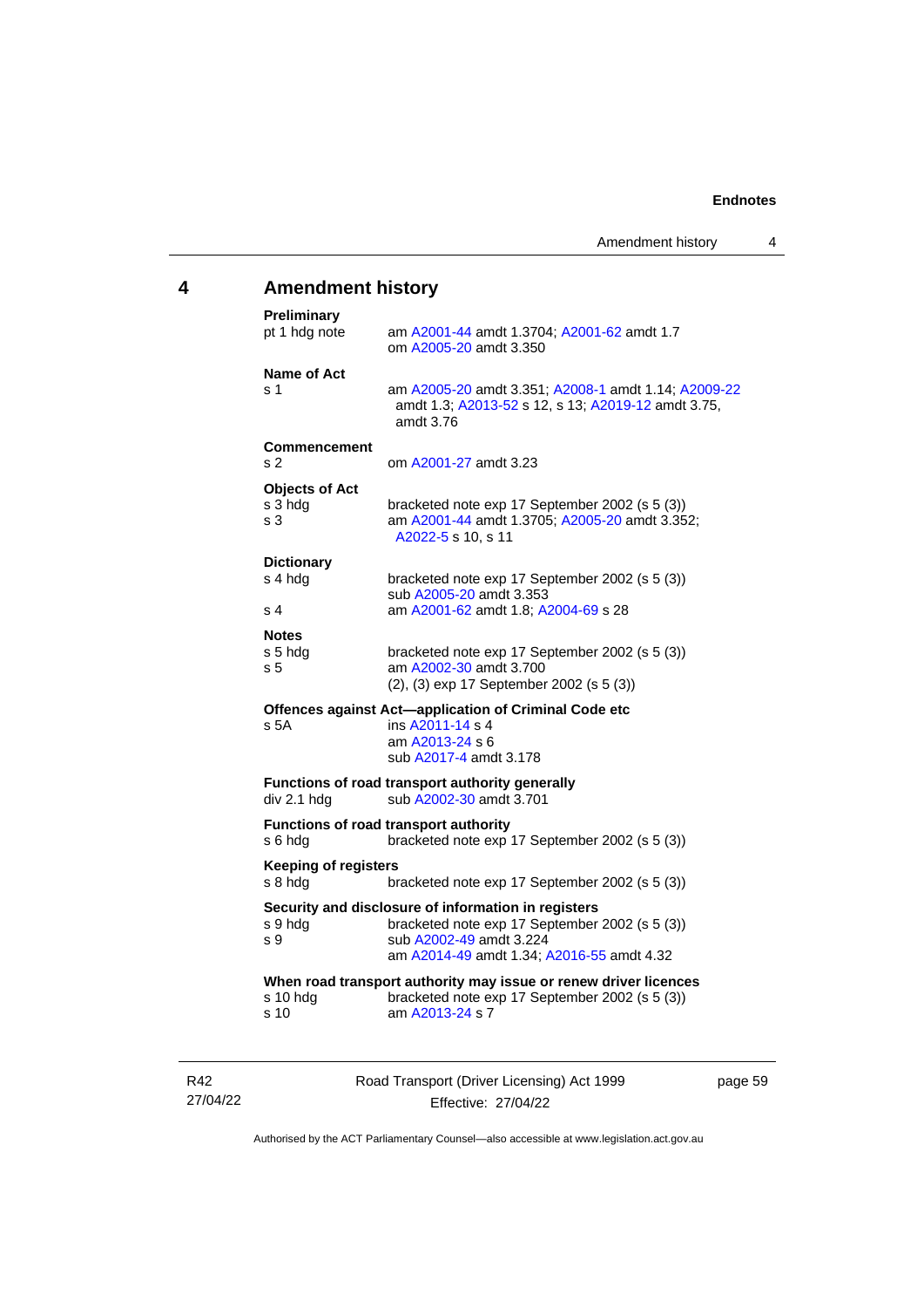## 4 Amendment history

**Preliminary**

| | |
|---|---|
| pt 1 hdg note | am A2001-44 amdt 1.3704; A2001-62 amdt 1.7<br>om A2005-20 amdt 3.350 |

**Name of Act**

| | |
|---|---|
| s 1 | am A2005-20 amdt 3.351; A2008-1 amdt 1.14; A2009-22 amdt 1.3; A2013-52 s 12, s 13; A2019-12 amdt 3.75, amdt 3.76 |

**Commencement**

| | |
|---|---|
| s 2 | om A2001-27 amdt 3.23 |

**Objects of Act**

| | |
|---|---|
| s 3 hdg | bracketed note exp 17 September 2002 (s 5 (3)) |
| s 3 | am A2001-44 amdt 1.3705; A2005-20 amdt 3.352; A2022-5 s 10, s 11 |

**Dictionary**

| | |
|---|---|
| s 4 hdg | bracketed note exp 17 September 2002 (s 5 (3))<br>sub A2005-20 amdt 3.353 |
| s 4 | am A2001-62 amdt 1.8; A2004-69 s 28 |

**Notes**

| | |
|---|---|
| s 5 hdg | bracketed note exp 17 September 2002 (s 5 (3)) |
| s 5 | am A2002-30 amdt 3.700<br>(2), (3) exp 17 September 2002 (s 5 (3)) |

**Offences against Act—application of Criminal Code etc**

| | |
|---|---|
| s 5A | ins A2011-14 s 4<br>am A2013-24 s 6<br>sub A2017-4 amdt 3.178 |

**Functions of road transport authority generally**

| | |
|---|---|
| div 2.1 hdg | sub A2002-30 amdt 3.701 |

**Functions of road transport authority**

| | |
|---|---|
| s 6 hdg | bracketed note exp 17 September 2002 (s 5 (3)) |

**Keeping of registers**

| | |
|---|---|
| s 8 hdg | bracketed note exp 17 September 2002 (s 5 (3)) |

**Security and disclosure of information in registers**

| | |
|---|---|
| s 9 hdg | bracketed note exp 17 September 2002 (s 5 (3)) |
| s 9 | sub A2002-49 amdt 3.224<br>am A2014-49 amdt 1.34; A2016-55 amdt 4.32 |

**When road transport authority may issue or renew driver licences**

| | |
|---|---|
| s 10 hdg | bracketed note exp 17 September 2002 (s 5 (3)) |
| s 10 | am A2013-24 s 7 |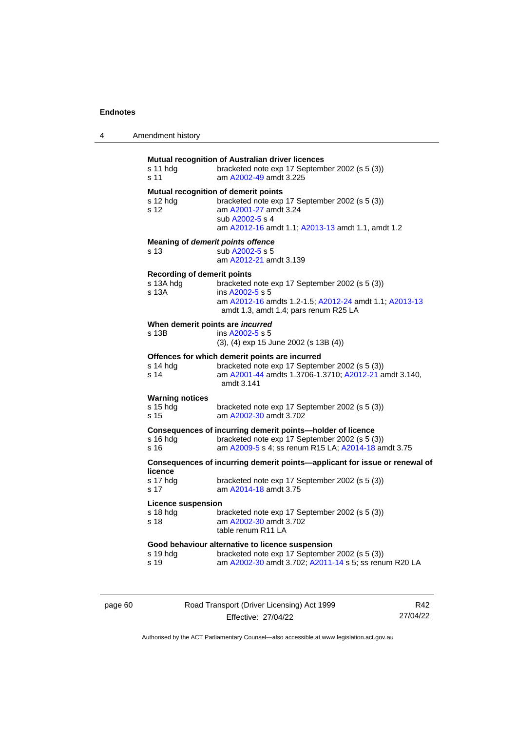**Mutual recognition of Australian driver licences**
s 11 hdg bracketed note exp 17 September 2002 (s 5 (3))
s 11 am A2002-49 amdt 3.225

**Mutual recognition of demerit points**
s 12 hdg bracketed note exp 17 September 2002 (s 5 (3))
s 12 am A2001-27 amdt 3.24
sub A2002-5 s 4
am A2012-16 amdt 1.1; A2013-13 amdt 1.1, amdt 1.2

**Meaning of *demerit points offence***
s 13 sub A2002-5 s 5
am A2012-21 amdt 3.139

**Recording of demerit points**
s 13A hdg bracketed note exp 17 September 2002 (s 5 (3))
s 13A ins A2002-5 s 5
am A2012-16 amdts 1.2-1.5; A2012-24 amdt 1.1; A2013-13 amdt 1.3, amdt 1.4; pars renum R25 LA

**When demerit points are *incurred***
s 13B ins A2002-5 s 5
(3), (4) exp 15 June 2002 (s 13B (4))

**Offences for which demerit points are incurred**
s 14 hdg bracketed note exp 17 September 2002 (s 5 (3))
s 14 am A2001-44 amdts 1.3706-1.3710; A2012-21 amdt 3.140, amdt 3.141

**Warning notices**
s 15 hdg bracketed note exp 17 September 2002 (s 5 (3))
s 15 am A2002-30 amdt 3.702

**Consequences of incurring demerit points—holder of licence**
s 16 hdg bracketed note exp 17 September 2002 (s 5 (3))
s 16 am A2009-5 s 4; ss renum R15 LA; A2014-18 amdt 3.75

**Consequences of incurring demerit points—applicant for issue or renewal of licence**
s 17 hdg bracketed note exp 17 September 2002 (s 5 (3))
s 17 am A2014-18 amdt 3.75

**Licence suspension**
s 18 hdg bracketed note exp 17 September 2002 (s 5 (3))
s 18 am A2002-30 amdt 3.702
table renum R11 LA

**Good behaviour alternative to licence suspension**
s 19 hdg bracketed note exp 17 September 2002 (s 5 (3))
s 19 am A2002-30 amdt 3.702; A2011-14 s 5; ss renum R20 LA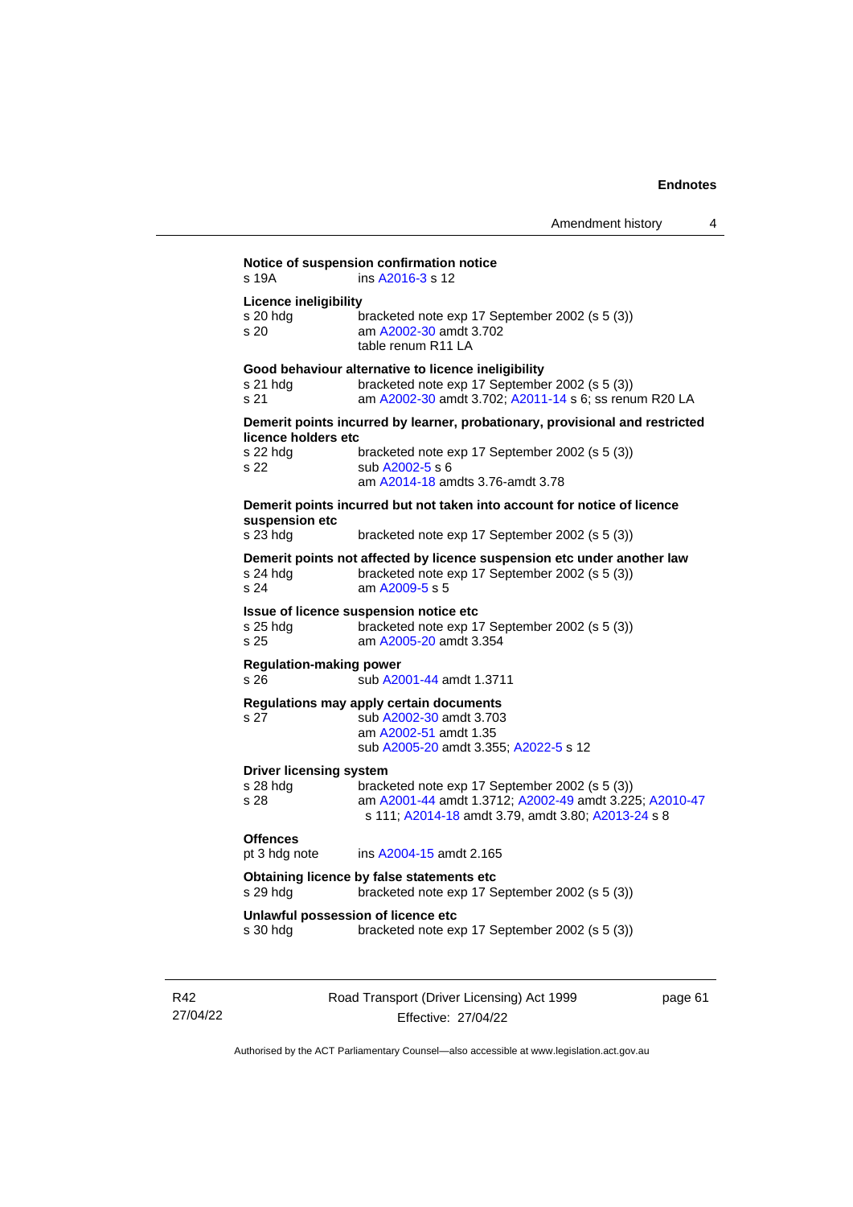**Notice of suspension confirmation notice**
s 19A ins A2016-3 s 12

**Licence ineligibility**
s 20 hdg bracketed note exp 17 September 2002 (s 5 (3))
s 20 am A2002-30 amdt 3.702
table renum R11 LA

**Good behaviour alternative to licence ineligibility**
s 21 hdg bracketed note exp 17 September 2002 (s 5 (3))
s 21 am A2002-30 amdt 3.702; A2011-14 s 6; ss renum R20 LA

**Demerit points incurred by learner, probationary, provisional and restricted licence holders etc**
s 22 hdg bracketed note exp 17 September 2002 (s 5 (3))
s 22 sub A2002-5 s 6
am A2014-18 amdts 3.76-amdt 3.78

**Demerit points incurred but not taken into account for notice of licence suspension etc**
s 23 hdg bracketed note exp 17 September 2002 (s 5 (3))

**Demerit points not affected by licence suspension etc under another law**
s 24 hdg bracketed note exp 17 September 2002 (s 5 (3))
s 24 am A2009-5 s 5

**Issue of licence suspension notice etc**
s 25 hdg bracketed note exp 17 September 2002 (s 5 (3))
s 25 am A2005-20 amdt 3.354

**Regulation-making power**
s 26 sub A2001-44 amdt 1.3711

**Regulations may apply certain documents**
s 27 sub A2002-30 amdt 3.703
am A2002-51 amdt 1.35
sub A2005-20 amdt 3.355; A2022-5 s 12

**Driver licensing system**
s 28 hdg bracketed note exp 17 September 2002 (s 5 (3))
s 28 am A2001-44 amdt 1.3712; A2002-49 amdt 3.225; A2010-47 s 111; A2014-18 amdt 3.79, amdt 3.80; A2013-24 s 8

**Offences**
pt 3 hdg note ins A2004-15 amdt 2.165

**Obtaining licence by false statements etc**
s 29 hdg bracketed note exp 17 September 2002 (s 5 (3))

**Unlawful possession of licence etc**
s 30 hdg bracketed note exp 17 September 2002 (s 5 (3))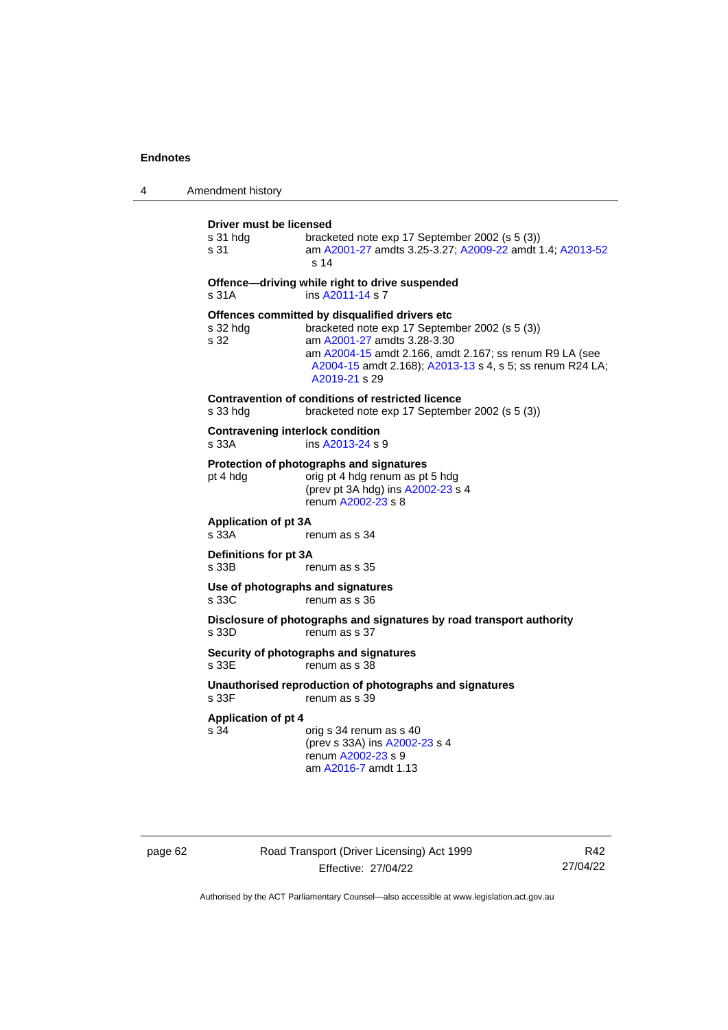**Driver must be licensed**

| | |
|---|---|
| s 31 hdg | bracketed note exp 17 September 2002 (s 5 (3)) |
| s 31 | am A2001-27 amdts 3.25-3.27; A2009-22 amdt 1.4; A2013-52 s 14 |

**Offence—driving while right to drive suspended**

| | |
|---|---|
| s 31A | ins A2011-14 s 7 |

**Offences committed by disqualified drivers etc**

| | |
|---|---|
| s 32 hdg | bracketed note exp 17 September 2002 (s 5 (3)) |
| s 32 | am A2001-27 amdts 3.28-3.30<br>am A2004-15 amdt 2.166, amdt 2.167; ss renum R9 LA (see A2004-15 amdt 2.168); A2013-13 s 4, s 5; ss renum R24 LA; A2019-21 s 29 |

**Contravention of conditions of restricted licence**

| | |
|---|---|
| s 33 hdg | bracketed note exp 17 September 2002 (s 5 (3)) |

**Contravening interlock condition**

| | |
|---|---|
| s 33A | ins A2013-24 s 9 |

**Protection of photographs and signatures**

| | |
|---|---|
| pt 4 hdg | orig pt 4 hdg renum as pt 5 hdg<br>(prev pt 3A hdg) ins A2002-23 s 4<br>renum A2002-23 s 8 |

**Application of pt 3A**

| | |
|---|---|
| s 33A | renum as s 34 |

**Definitions for pt 3A**

| | |
|---|---|
| s 33B | renum as s 35 |

**Use of photographs and signatures**

| | |
|---|---|
| s 33C | renum as s 36 |

**Disclosure of photographs and signatures by road transport authority**

| | |
|---|---|
| s 33D | renum as s 37 |

**Security of photographs and signatures**

| | |
|---|---|
| s 33E | renum as s 38 |

**Unauthorised reproduction of photographs and signatures**

| | |
|---|---|
| s 33F | renum as s 39 |

**Application of pt 4**

| | |
|---|---|
| s 34 | orig s 34 renum as s 40<br>(prev s 33A) ins A2002-23 s 4<br>renum A2002-23 s 9<br>am A2016-7 amdt 1.13 |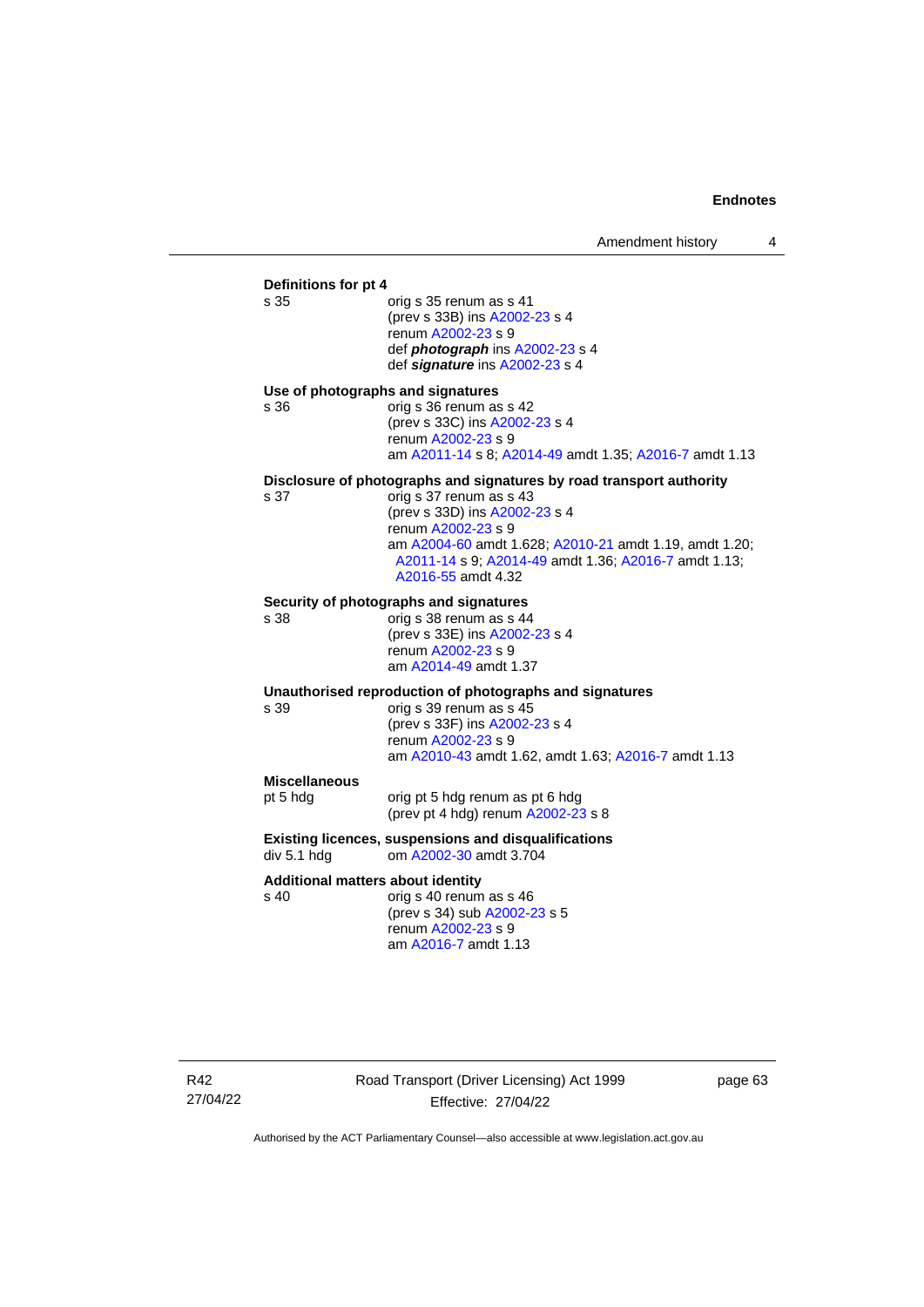**Definitions for pt 4**

s 35 orig s 35 renum as s 41
(prev s 33B) ins A2002-23 s 4
renum A2002-23 s 9
def ***photograph*** ins A2002-23 s 4
def ***signature*** ins A2002-23 s 4

**Use of photographs and signatures**

s 36 orig s 36 renum as s 42
(prev s 33C) ins A2002-23 s 4
renum A2002-23 s 9
am A2011-14 s 8; A2014-49 amdt 1.35; A2016-7 amdt 1.13

**Disclosure of photographs and signatures by road transport authority**

s 37 orig s 37 renum as s 43
(prev s 33D) ins A2002-23 s 4
renum A2002-23 s 9
am A2004-60 amdt 1.628; A2010-21 amdt 1.19, amdt 1.20; A2011-14 s 9; A2014-49 amdt 1.36; A2016-7 amdt 1.13; A2016-55 amdt 4.32

**Security of photographs and signatures**

s 38 orig s 38 renum as s 44
(prev s 33E) ins A2002-23 s 4
renum A2002-23 s 9
am A2014-49 amdt 1.37

**Unauthorised reproduction of photographs and signatures**

s 39 orig s 39 renum as s 45
(prev s 33F) ins A2002-23 s 4
renum A2002-23 s 9
am A2010-43 amdt 1.62, amdt 1.63; A2016-7 amdt 1.13

**Miscellaneous**

pt 5 hdg orig pt 5 hdg renum as pt 6 hdg
(prev pt 4 hdg) renum A2002-23 s 8

**Existing licences, suspensions and disqualifications**

div 5.1 hdg om A2002-30 amdt 3.704

**Additional matters about identity**

s 40 orig s 40 renum as s 46
(prev s 34) sub A2002-23 s 5
renum A2002-23 s 9
am A2016-7 amdt 1.13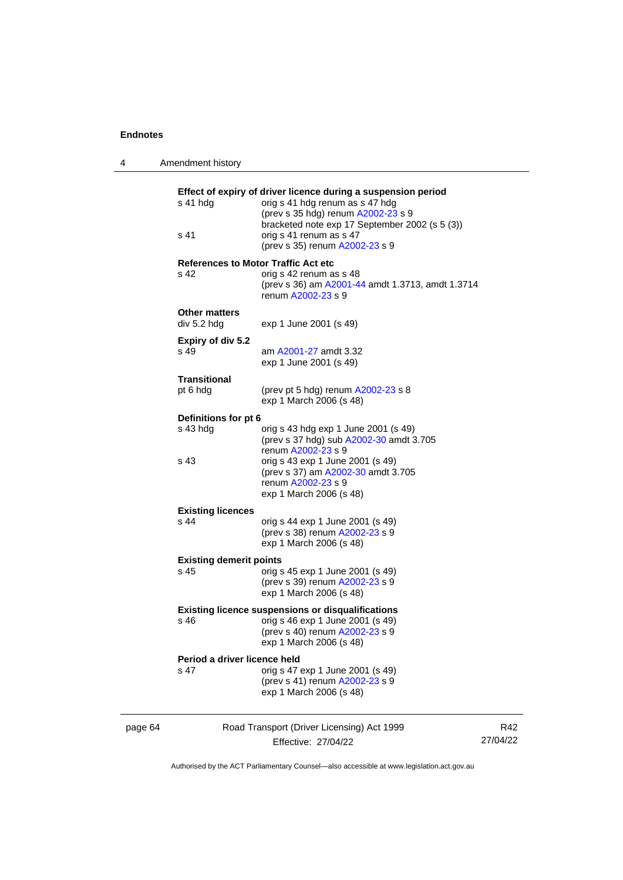**Effect of expiry of driver licence during a suspension period**

s 41 hdg — orig s 41 hdg renum as s 47 hdg
(prev s 35 hdg) renum A2002-23 s 9
bracketed note exp 17 September 2002 (s 5 (3))

s 41 — orig s 41 renum as s 47
(prev s 35) renum A2002-23 s 9

**References to Motor Traffic Act etc**

s 42 — orig s 42 renum as s 48
(prev s 36) am A2001-44 amdt 1.3713, amdt 1.3714
renum A2002-23 s 9

**Other matters**

div 5.2 hdg — exp 1 June 2001 (s 49)

**Expiry of div 5.2**

s 49 — am A2001-27 amdt 3.32
exp 1 June 2001 (s 49)

**Transitional**

pt 6 hdg — (prev pt 5 hdg) renum A2002-23 s 8
exp 1 March 2006 (s 48)

**Definitions for pt 6**

s 43 hdg — orig s 43 hdg exp 1 June 2001 (s 49)
(prev s 37 hdg) sub A2002-30 amdt 3.705
renum A2002-23 s 9

s 43 — orig s 43 exp 1 June 2001 (s 49)
(prev s 37) am A2002-30 amdt 3.705
renum A2002-23 s 9
exp 1 March 2006 (s 48)

**Existing licences**

s 44 — orig s 44 exp 1 June 2001 (s 49)
(prev s 38) renum A2002-23 s 9
exp 1 March 2006 (s 48)

**Existing demerit points**

s 45 — orig s 45 exp 1 June 2001 (s 49)
(prev s 39) renum A2002-23 s 9
exp 1 March 2006 (s 48)

**Existing licence suspensions or disqualifications**

s 46 — orig s 46 exp 1 June 2001 (s 49)
(prev s 40) renum A2002-23 s 9
exp 1 March 2006 (s 48)

**Period a driver licence held**

s 47 — orig s 47 exp 1 June 2001 (s 49)
(prev s 41) renum A2002-23 s 9
exp 1 March 2006 (s 48)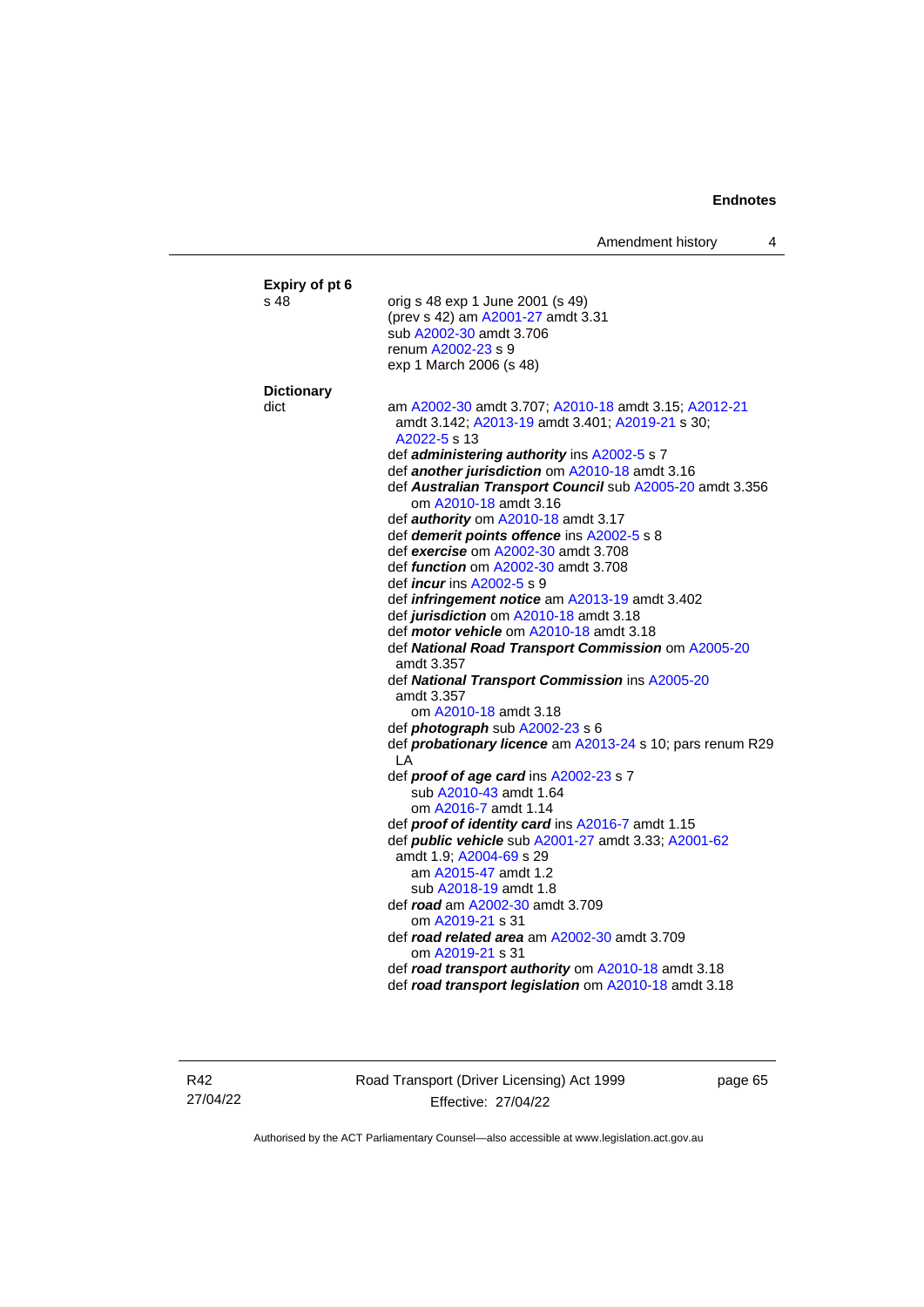**Expiry of pt 6**

s 48 orig s 48 exp 1 June 2001 (s 49)
(prev s 42) am A2001-27 amdt 3.31
sub A2002-30 amdt 3.706
renum A2002-23 s 9
exp 1 March 2006 (s 48)

**Dictionary**

dict am A2002-30 amdt 3.707; A2010-18 amdt 3.15; A2012-21 amdt 3.142; A2013-19 amdt 3.401; A2019-21 s 30; A2022-5 s 13
def ***administering authority*** ins A2002-5 s 7
def ***another jurisdiction*** om A2010-18 amdt 3.16
def ***Australian Transport Council*** sub A2005-20 amdt 3.356
om A2010-18 amdt 3.16
def ***authority*** om A2010-18 amdt 3.17
def ***demerit points offence*** ins A2002-5 s 8
def ***exercise*** om A2002-30 amdt 3.708
def ***function*** om A2002-30 amdt 3.708
def ***incur*** ins A2002-5 s 9
def ***infringement notice*** am A2013-19 amdt 3.402
def ***jurisdiction*** om A2010-18 amdt 3.18
def ***motor vehicle*** om A2010-18 amdt 3.18
def ***National Road Transport Commission*** om A2005-20 amdt 3.357
def ***National Transport Commission*** ins A2005-20 amdt 3.357
om A2010-18 amdt 3.18
def ***photograph*** sub A2002-23 s 6
def ***probationary licence*** am A2013-24 s 10; pars renum R29 LA
def ***proof of age card*** ins A2002-23 s 7
sub A2010-43 amdt 1.64
om A2016-7 amdt 1.14
def ***proof of identity card*** ins A2016-7 amdt 1.15
def ***public vehicle*** sub A2001-27 amdt 3.33; A2001-62 amdt 1.9; A2004-69 s 29
am A2015-47 amdt 1.2
sub A2018-19 amdt 1.8
def ***road*** am A2002-30 amdt 3.709
om A2019-21 s 31
def ***road related area*** am A2002-30 amdt 3.709
om A2019-21 s 31
def ***road transport authority*** om A2010-18 amdt 3.18
def ***road transport legislation*** om A2010-18 amdt 3.18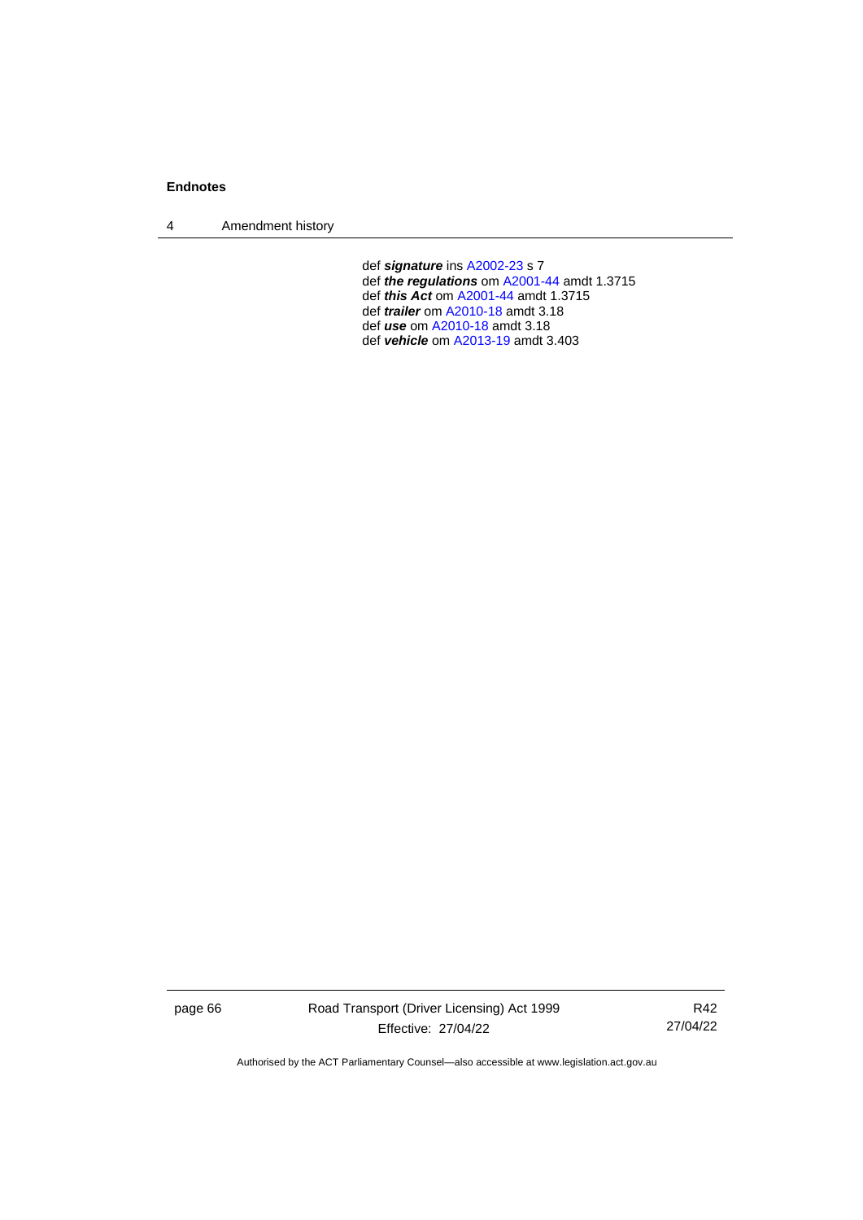def ***signature*** ins A2002-23 s 7
def ***the regulations*** om A2001-44 amdt 1.3715
def ***this Act*** om A2001-44 amdt 1.3715
def ***trailer*** om A2010-18 amdt 3.18
def ***use*** om A2010-18 amdt 3.18
def ***vehicle*** om A2013-19 amdt 3.403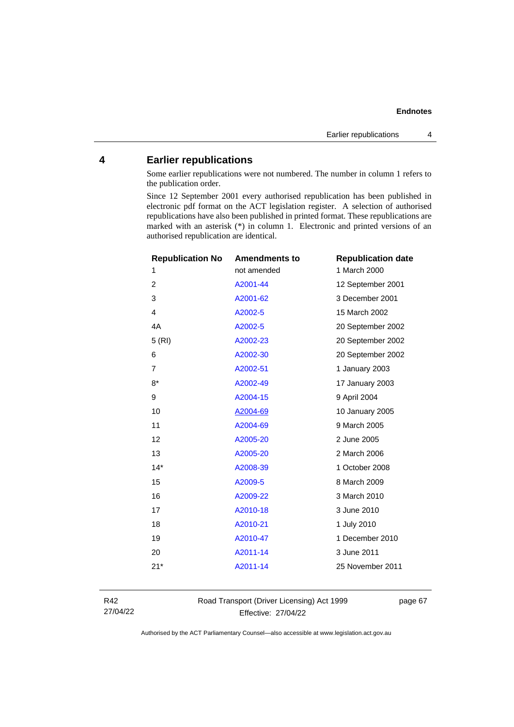## 4 Earlier republications

Some earlier republications were not numbered. The number in column 1 refers to the publication order.

Since 12 September 2001 every authorised republication has been published in electronic pdf format on the ACT legislation register. A selection of authorised republications have also been published in printed format. These republications are marked with an asterisk (*) in column 1. Electronic and printed versions of an authorised republication are identical.

| Republication No | Amendments to | Republication date |
| --- | --- | --- |
| 1 | not amended | 1 March 2000 |
| 2 | A2001-44 | 12 September 2001 |
| 3 | A2001-62 | 3 December 2001 |
| 4 | A2002-5 | 15 March 2002 |
| 4A | A2002-5 | 20 September 2002 |
| 5 (RI) | A2002-23 | 20 September 2002 |
| 6 | A2002-30 | 20 September 2002 |
| 7 | A2002-51 | 1 January 2003 |
| 8* | A2002-49 | 17 January 2003 |
| 9 | A2004-15 | 9 April 2004 |
| 10 | A2004-69 | 10 January 2005 |
| 11 | A2004-69 | 9 March 2005 |
| 12 | A2005-20 | 2 June 2005 |
| 13 | A2005-20 | 2 March 2006 |
| 14* | A2008-39 | 1 October 2008 |
| 15 | A2009-5 | 8 March 2009 |
| 16 | A2009-22 | 3 March 2010 |
| 17 | A2010-18 | 3 June 2010 |
| 18 | A2010-21 | 1 July 2010 |
| 19 | A2010-47 | 1 December 2010 |
| 20 | A2011-14 | 3 June 2011 |
| 21* | A2011-14 | 25 November 2011 |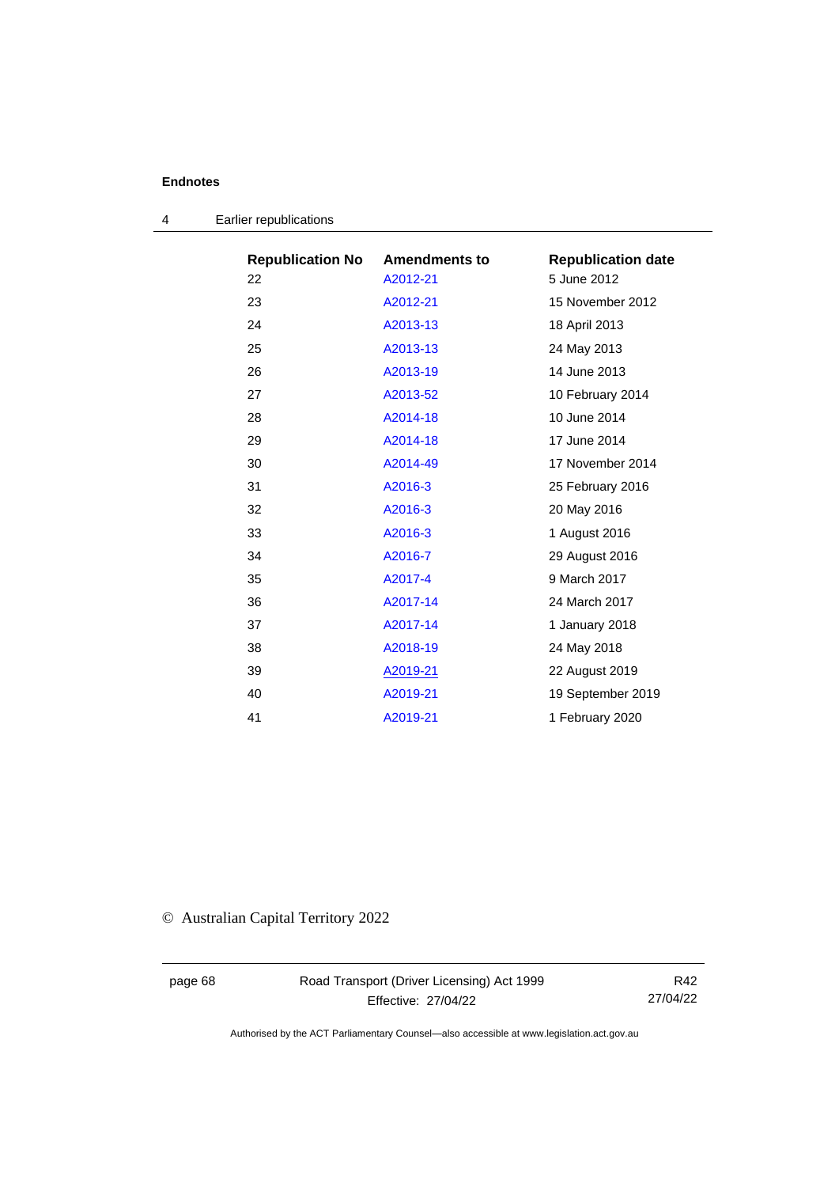## Endnotes

### 4 Earlier republications

| Republication No | Amendments to | Republication date |
|---|---|---|
| 22 | A2012-21 | 5 June 2012 |
| 23 | A2012-21 | 15 November 2012 |
| 24 | A2013-13 | 18 April 2013 |
| 25 | A2013-13 | 24 May 2013 |
| 26 | A2013-19 | 14 June 2013 |
| 27 | A2013-52 | 10 February 2014 |
| 28 | A2014-18 | 10 June 2014 |
| 29 | A2014-18 | 17 June 2014 |
| 30 | A2014-49 | 17 November 2014 |
| 31 | A2016-3 | 25 February 2016 |
| 32 | A2016-3 | 20 May 2016 |
| 33 | A2016-3 | 1 August 2016 |
| 34 | A2016-7 | 29 August 2016 |
| 35 | A2017-4 | 9 March 2017 |
| 36 | A2017-14 | 24 March 2017 |
| 37 | A2017-14 | 1 January 2018 |
| 38 | A2018-19 | 24 May 2018 |
| 39 | A2019-21 | 22 August 2019 |
| 40 | A2019-21 | 19 September 2019 |
| 41 | A2019-21 | 1 February 2020 |

© Australian Capital Territory 2022